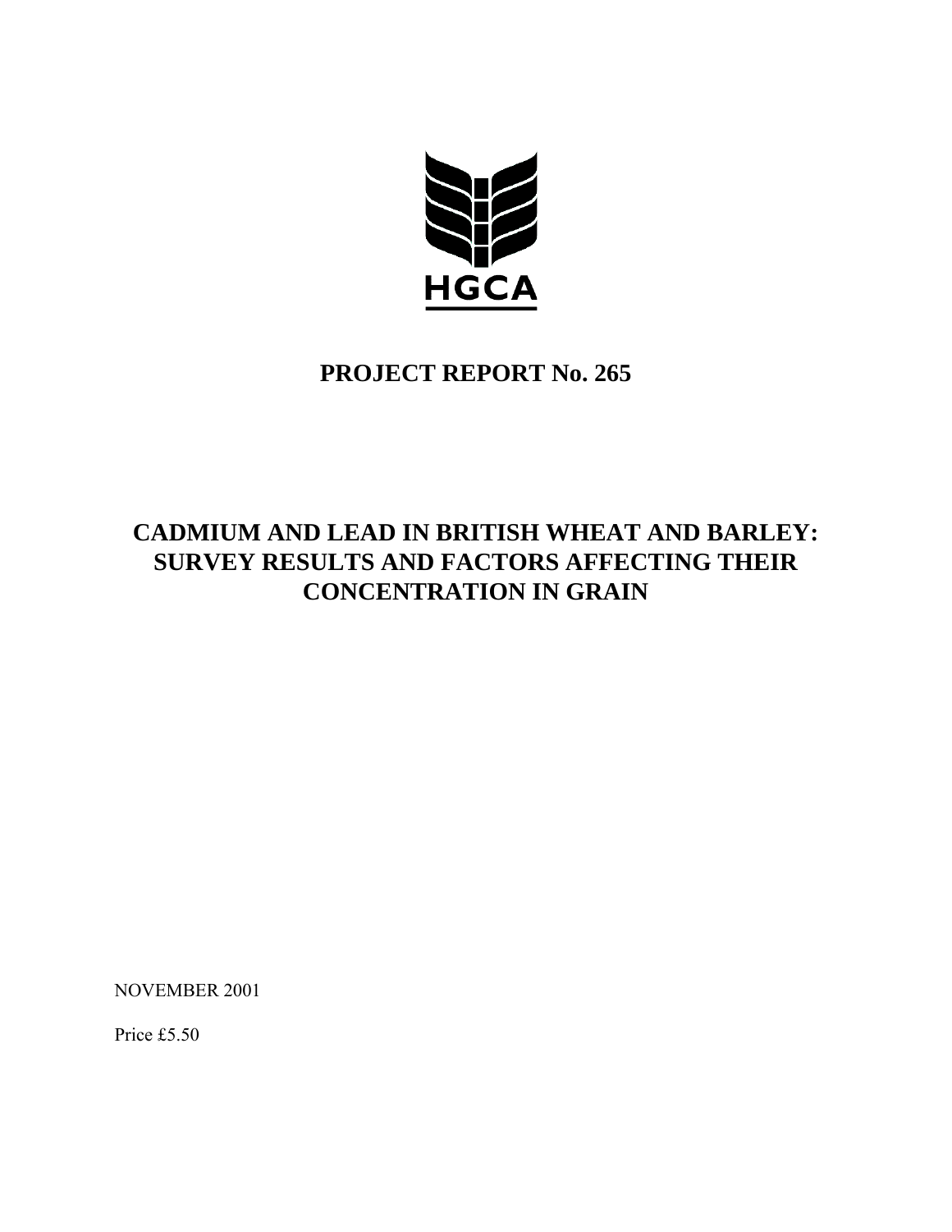HGCA

# PROJECT REPORT No. 265

# CADMIUM AND LEAD IN BRITISH WHEAT AND BARLEY: SURVEY RESULTS AND FACTORS AFFECTING THEIR CONCENTRATION IN GRAIN

NOVEMBER 2001

Price £5.50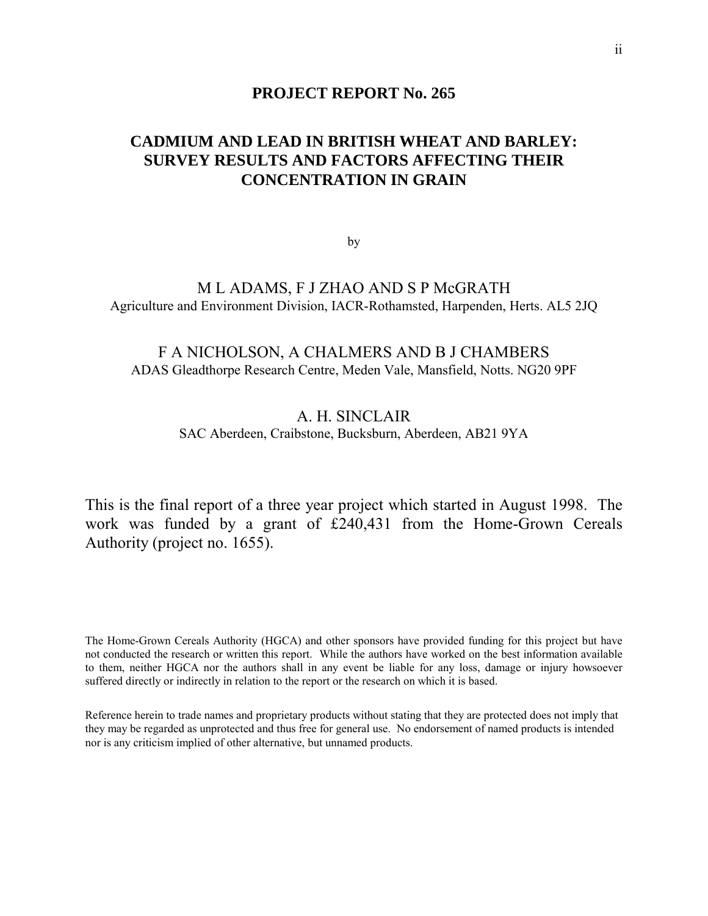# PROJECT REPORT No. 265

# CADMIUM AND LEAD IN BRITISH WHEAT AND BARLEY: SURVEY RESULTS AND FACTORS AFFECTING THEIR CONCENTRATION IN GRAIN

by

M L ADAMS, F J ZHAO AND S P McGRATH
Agriculture and Environment Division, IACR-Rothamsted, Harpenden, Herts. AL5 2JQ

F A NICHOLSON, A CHALMERS AND B J CHAMBERS
ADAS Gleadthorpe Research Centre, Meden Vale, Mansfield, Notts. NG20 9PF

A. H. SINCLAIR
SAC Aberdeen, Craibstone, Bucksburn, Aberdeen, AB21 9YA

This is the final report of a three year project which started in August 1998. The work was funded by a grant of £240,431 from the Home-Grown Cereals Authority (project no. 1655).

The Home-Grown Cereals Authority (HGCA) and other sponsors have provided funding for this project but have not conducted the research or written this report. While the authors have worked on the best information available to them, neither HGCA nor the authors shall in any event be liable for any loss, damage or injury howsoever suffered directly or indirectly in relation to the report or the research on which it is based.

Reference herein to trade names and proprietary products without stating that they are protected does not imply that they may be regarded as unprotected and thus free for general use. No endorsement of named products is intended nor is any criticism implied of other alternative, but unnamed products.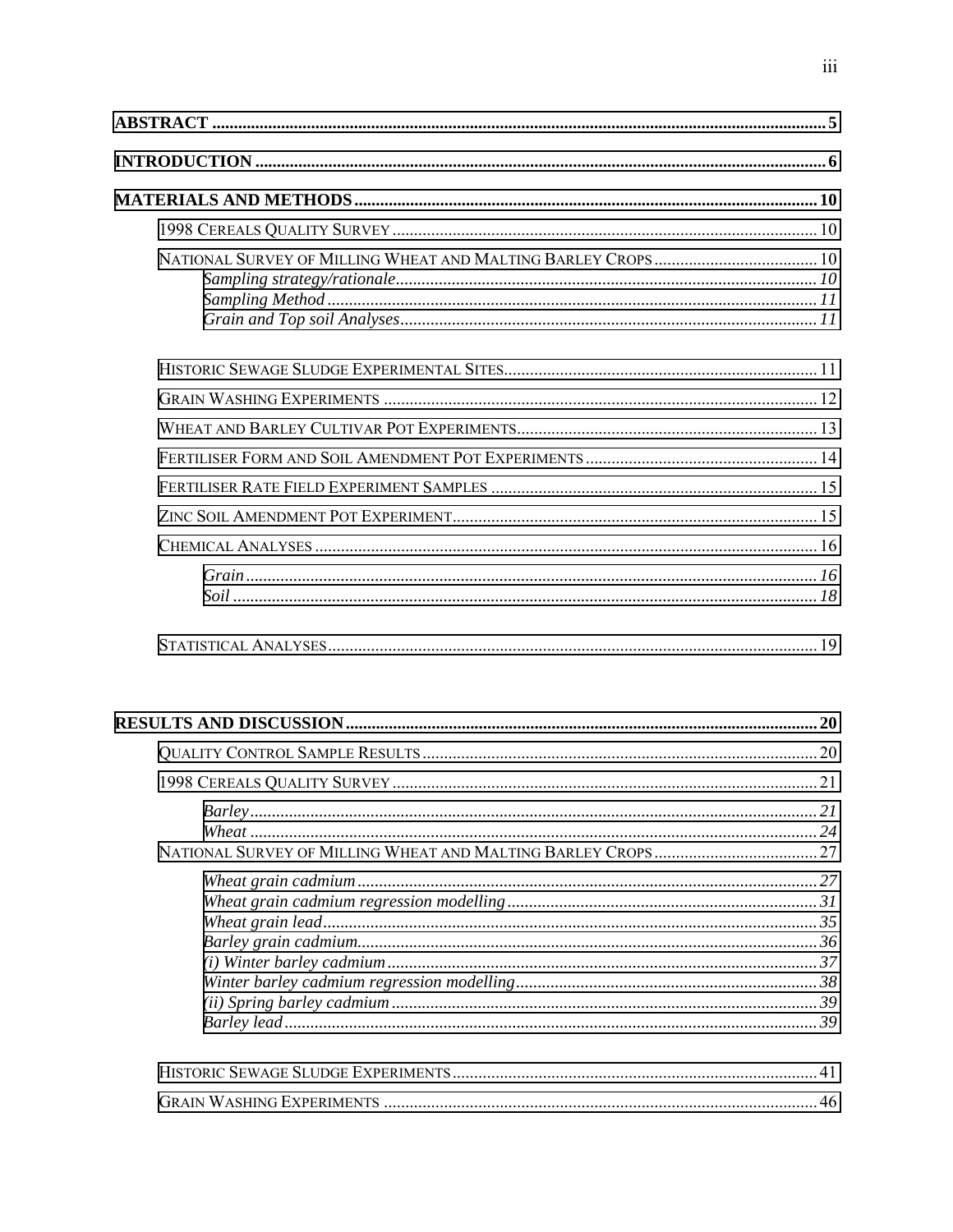**ABSTRACT** ..... **5**

**INTRODUCTION** ..... **6**

**MATERIALS AND METHODS** ..... **10**

- 1998 CEREALS QUALITY SURVEY ..... 10
- NATIONAL SURVEY OF MILLING WHEAT AND MALTING BARLEY CROPS ..... 10
  - *Sampling strategy/rationale* ..... *10*
  - *Sampling Method* ..... *11*
  - *Grain and Top soil Analyses* ..... *11*
- HISTORIC SEWAGE SLUDGE EXPERIMENTAL SITES ..... 11
- GRAIN WASHING EXPERIMENTS ..... 12
- WHEAT AND BARLEY CULTIVAR POT EXPERIMENTS ..... 13
- FERTILISER FORM AND SOIL AMENDMENT POT EXPERIMENTS ..... 14
- FERTILISER RATE FIELD EXPERIMENT SAMPLES ..... 15
- ZINC SOIL AMENDMENT POT EXPERIMENT ..... 15
- CHEMICAL ANALYSES ..... 16
  - *Grain* ..... *16*
  - *Soil* ..... *18*
- STATISTICAL ANALYSES ..... 19

**RESULTS AND DISCUSSION** ..... **20**

- QUALITY CONTROL SAMPLE RESULTS ..... 20
- 1998 CEREALS QUALITY SURVEY ..... 21
  - *Barley* ..... *21*
  - *Wheat* ..... *24*
- NATIONAL SURVEY OF MILLING WHEAT AND MALTING BARLEY CROPS ..... 27
  - *Wheat grain cadmium* ..... *27*
  - *Wheat grain cadmium regression modelling* ..... *31*
  - *Wheat grain lead* ..... *35*
  - *Barley grain cadmium* ..... *36*
  - *(i) Winter barley cadmium* ..... *37*
  - *Winter barley cadmium regression modelling* ..... *38*
  - *(ii) Spring barley cadmium* ..... *39*
  - *Barley lead* ..... *39*
- HISTORIC SEWAGE SLUDGE EXPERIMENTS ..... 41
- GRAIN WASHING EXPERIMENTS ..... 46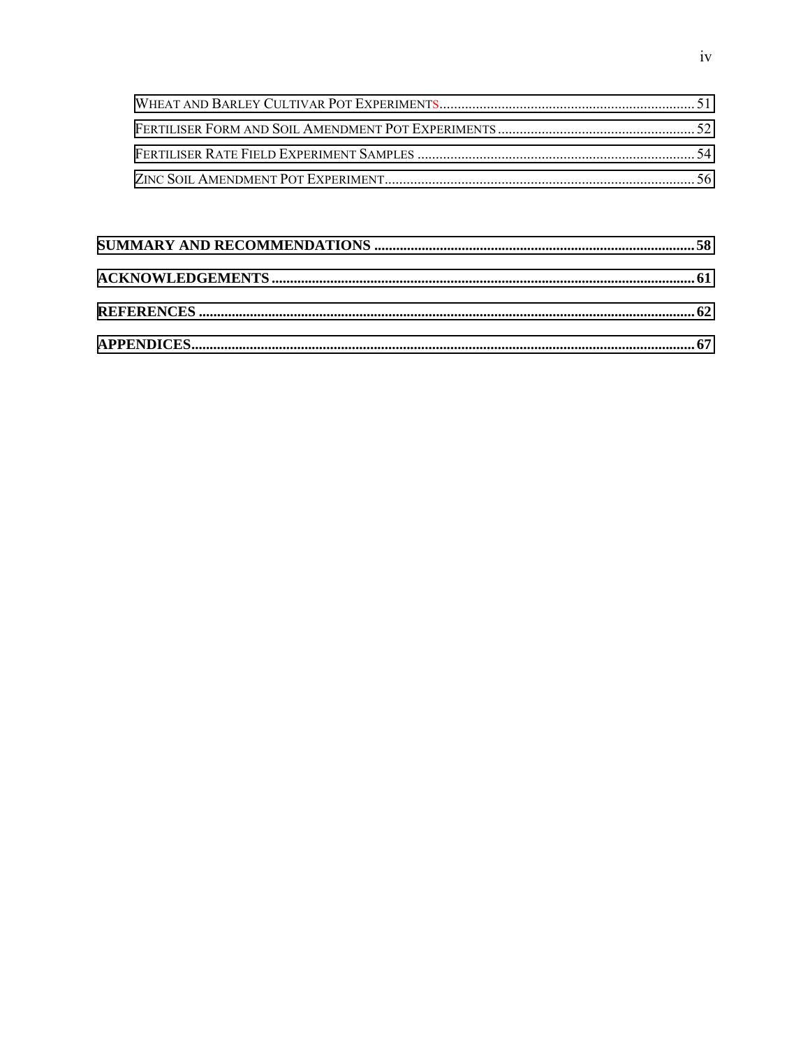WHEAT AND BARLEY CULTIVAR POT EXPERIMENTS ..................................................................... 51

FERTILISER FORM AND SOIL AMENDMENT POT EXPERIMENTS ..................................................... 52

FERTILISER RATE FIELD EXPERIMENT SAMPLES ............................................................................ 54

ZINC SOIL AMENDMENT POT EXPERIMENT...................................................................................... 56

**SUMMARY AND RECOMMENDATIONS ....................................................................................... 58**

**ACKNOWLEDGEMENTS ................................................................................................................... 61**

**REFERENCES ........................................................................................................................................ 62**

**APPENDICES......................................................................................................................................... 67**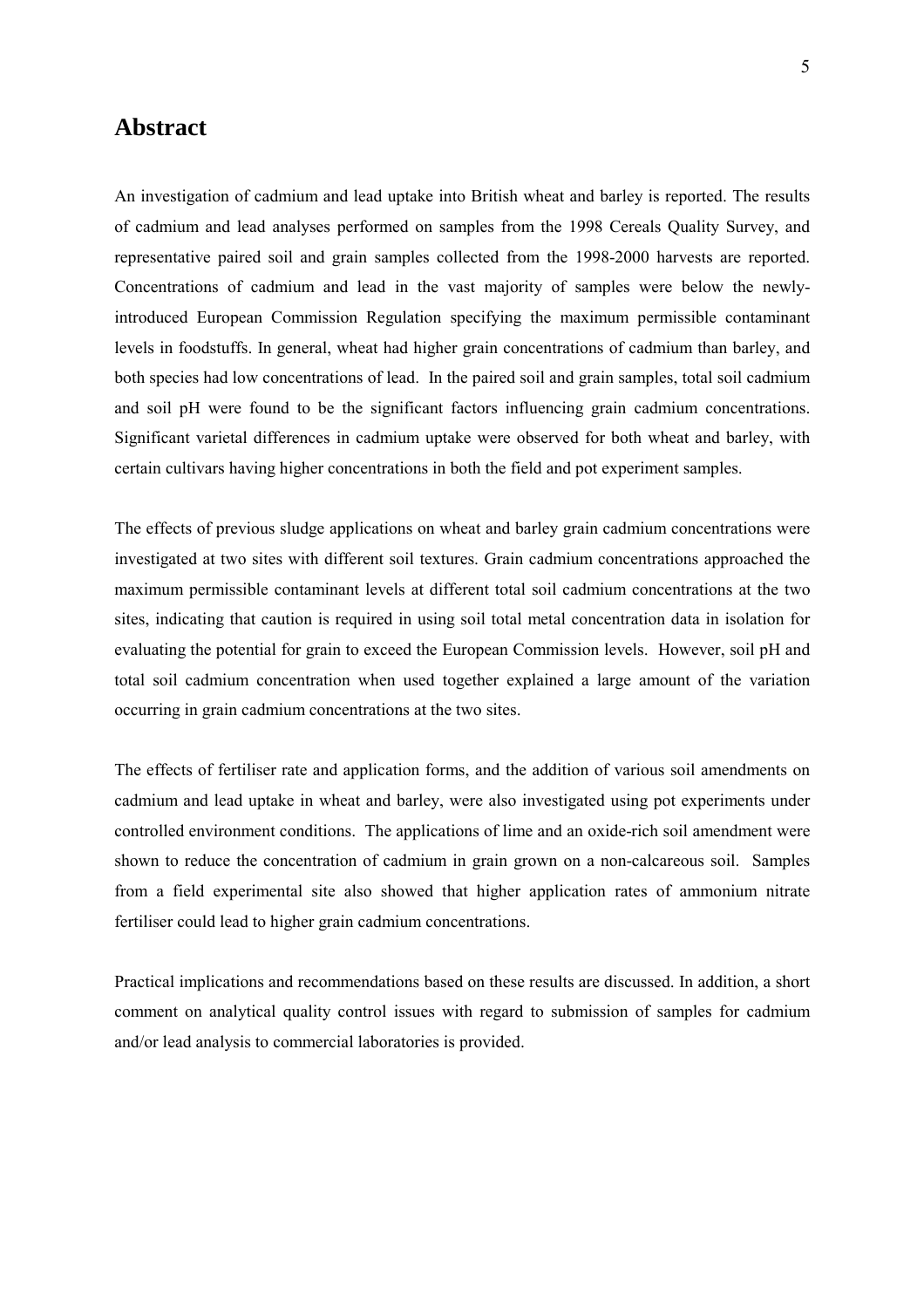# Abstract

An investigation of cadmium and lead uptake into British wheat and barley is reported. The results of cadmium and lead analyses performed on samples from the 1998 Cereals Quality Survey, and representative paired soil and grain samples collected from the 1998-2000 harvests are reported. Concentrations of cadmium and lead in the vast majority of samples were below the newly-introduced European Commission Regulation specifying the maximum permissible contaminant levels in foodstuffs. In general, wheat had higher grain concentrations of cadmium than barley, and both species had low concentrations of lead. In the paired soil and grain samples, total soil cadmium and soil pH were found to be the significant factors influencing grain cadmium concentrations. Significant varietal differences in cadmium uptake were observed for both wheat and barley, with certain cultivars having higher concentrations in both the field and pot experiment samples.

The effects of previous sludge applications on wheat and barley grain cadmium concentrations were investigated at two sites with different soil textures. Grain cadmium concentrations approached the maximum permissible contaminant levels at different total soil cadmium concentrations at the two sites, indicating that caution is required in using soil total metal concentration data in isolation for evaluating the potential for grain to exceed the European Commission levels. However, soil pH and total soil cadmium concentration when used together explained a large amount of the variation occurring in grain cadmium concentrations at the two sites.

The effects of fertiliser rate and application forms, and the addition of various soil amendments on cadmium and lead uptake in wheat and barley, were also investigated using pot experiments under controlled environment conditions. The applications of lime and an oxide-rich soil amendment were shown to reduce the concentration of cadmium in grain grown on a non-calcareous soil. Samples from a field experimental site also showed that higher application rates of ammonium nitrate fertiliser could lead to higher grain cadmium concentrations.

Practical implications and recommendations based on these results are discussed. In addition, a short comment on analytical quality control issues with regard to submission of samples for cadmium and/or lead analysis to commercial laboratories is provided.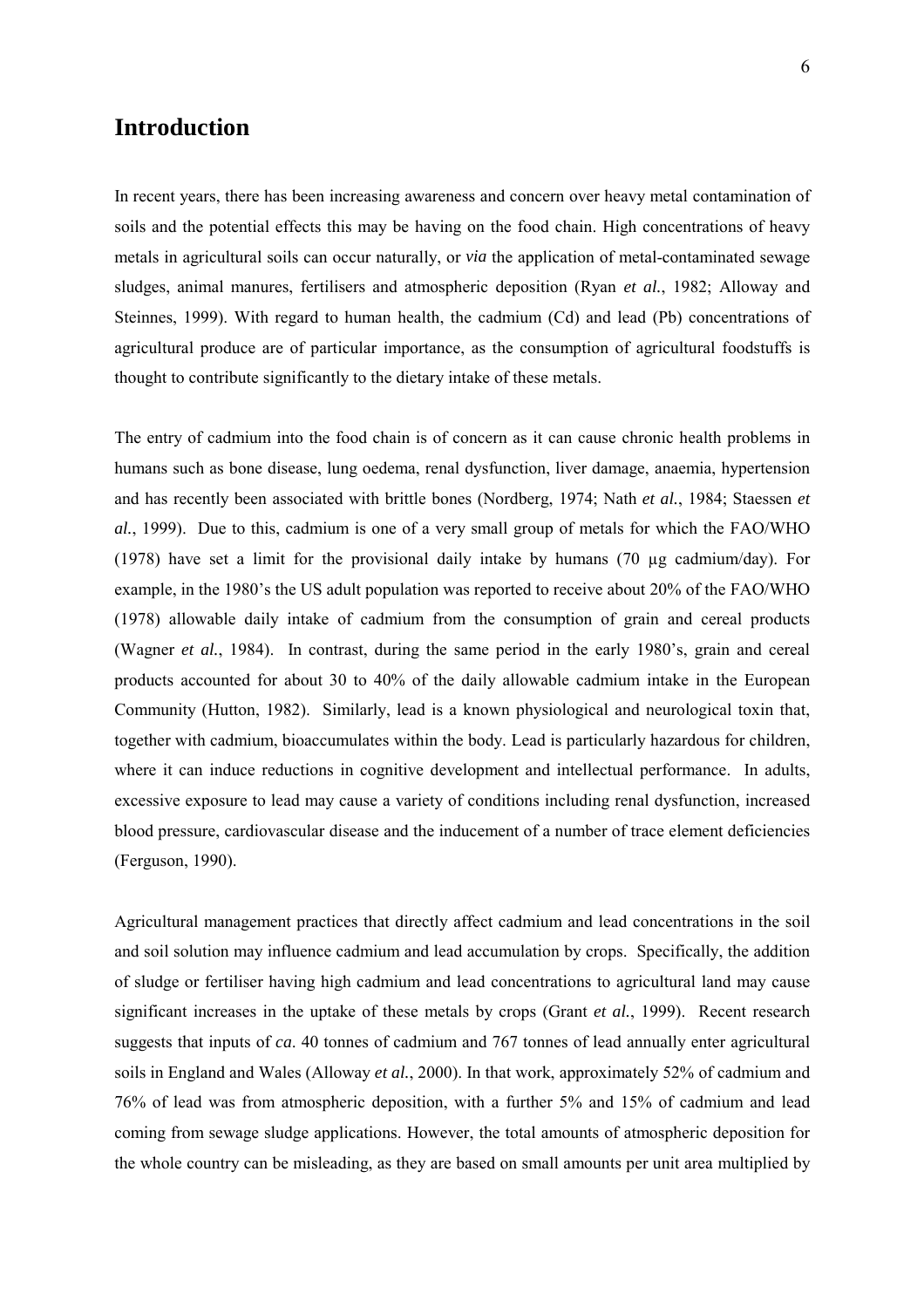# Introduction

In recent years, there has been increasing awareness and concern over heavy metal contamination of soils and the potential effects this may be having on the food chain. High concentrations of heavy metals in agricultural soils can occur naturally, or *via* the application of metal-contaminated sewage sludges, animal manures, fertilisers and atmospheric deposition (Ryan *et al.*, 1982; Alloway and Steinnes, 1999). With regard to human health, the cadmium (Cd) and lead (Pb) concentrations of agricultural produce are of particular importance, as the consumption of agricultural foodstuffs is thought to contribute significantly to the dietary intake of these metals.

The entry of cadmium into the food chain is of concern as it can cause chronic health problems in humans such as bone disease, lung oedema, renal dysfunction, liver damage, anaemia, hypertension and has recently been associated with brittle bones (Nordberg, 1974; Nath *et al.*, 1984; Staessen *et al.*, 1999). Due to this, cadmium is one of a very small group of metals for which the FAO/WHO (1978) have set a limit for the provisional daily intake by humans (70 µg cadmium/day). For example, in the 1980's the US adult population was reported to receive about 20% of the FAO/WHO (1978) allowable daily intake of cadmium from the consumption of grain and cereal products (Wagner *et al.*, 1984). In contrast, during the same period in the early 1980's, grain and cereal products accounted for about 30 to 40% of the daily allowable cadmium intake in the European Community (Hutton, 1982). Similarly, lead is a known physiological and neurological toxin that, together with cadmium, bioaccumulates within the body. Lead is particularly hazardous for children, where it can induce reductions in cognitive development and intellectual performance. In adults, excessive exposure to lead may cause a variety of conditions including renal dysfunction, increased blood pressure, cardiovascular disease and the inducement of a number of trace element deficiencies (Ferguson, 1990).

Agricultural management practices that directly affect cadmium and lead concentrations in the soil and soil solution may influence cadmium and lead accumulation by crops. Specifically, the addition of sludge or fertiliser having high cadmium and lead concentrations to agricultural land may cause significant increases in the uptake of these metals by crops (Grant *et al.*, 1999). Recent research suggests that inputs of *ca*. 40 tonnes of cadmium and 767 tonnes of lead annually enter agricultural soils in England and Wales (Alloway *et al.*, 2000). In that work, approximately 52% of cadmium and 76% of lead was from atmospheric deposition, with a further 5% and 15% of cadmium and lead coming from sewage sludge applications. However, the total amounts of atmospheric deposition for the whole country can be misleading, as they are based on small amounts per unit area multiplied by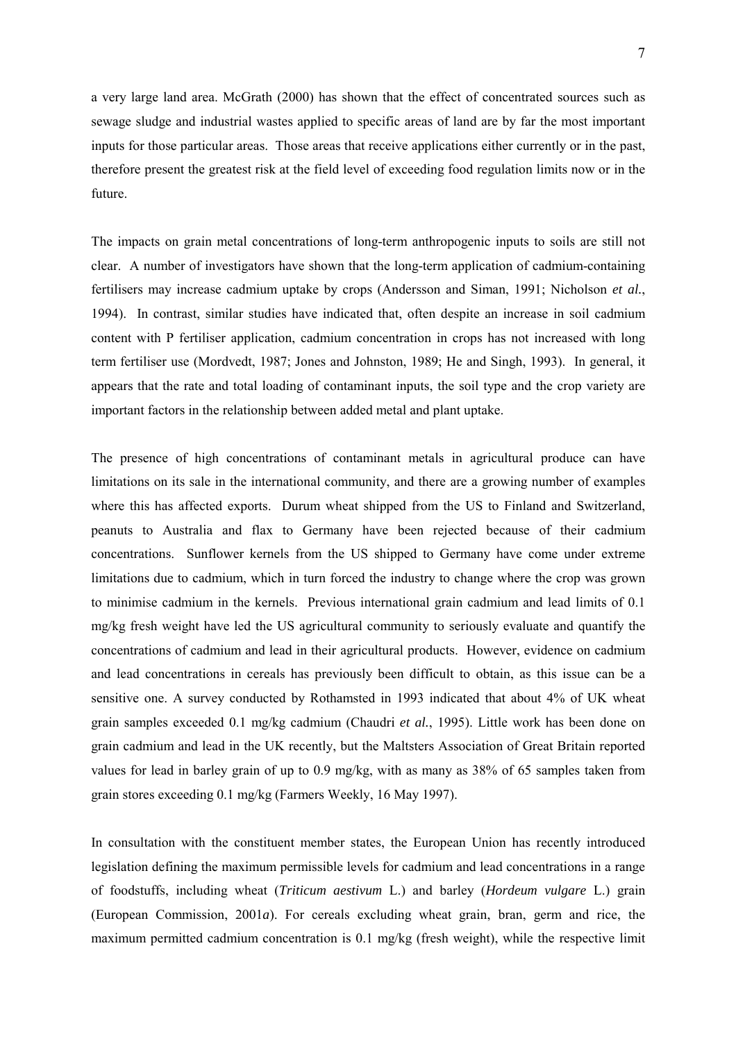a very large land area. McGrath (2000) has shown that the effect of concentrated sources such as sewage sludge and industrial wastes applied to specific areas of land are by far the most important inputs for those particular areas. Those areas that receive applications either currently or in the past, therefore present the greatest risk at the field level of exceeding food regulation limits now or in the future.

The impacts on grain metal concentrations of long-term anthropogenic inputs to soils are still not clear. A number of investigators have shown that the long-term application of cadmium-containing fertilisers may increase cadmium uptake by crops (Andersson and Siman, 1991; Nicholson *et al.*, 1994). In contrast, similar studies have indicated that, often despite an increase in soil cadmium content with P fertiliser application, cadmium concentration in crops has not increased with long term fertiliser use (Mordvedt, 1987; Jones and Johnston, 1989; He and Singh, 1993). In general, it appears that the rate and total loading of contaminant inputs, the soil type and the crop variety are important factors in the relationship between added metal and plant uptake.

The presence of high concentrations of contaminant metals in agricultural produce can have limitations on its sale in the international community, and there are a growing number of examples where this has affected exports. Durum wheat shipped from the US to Finland and Switzerland, peanuts to Australia and flax to Germany have been rejected because of their cadmium concentrations. Sunflower kernels from the US shipped to Germany have come under extreme limitations due to cadmium, which in turn forced the industry to change where the crop was grown to minimise cadmium in the kernels. Previous international grain cadmium and lead limits of 0.1 mg/kg fresh weight have led the US agricultural community to seriously evaluate and quantify the concentrations of cadmium and lead in their agricultural products. However, evidence on cadmium and lead concentrations in cereals has previously been difficult to obtain, as this issue can be a sensitive one. A survey conducted by Rothamsted in 1993 indicated that about 4% of UK wheat grain samples exceeded 0.1 mg/kg cadmium (Chaudri *et al.*, 1995). Little work has been done on grain cadmium and lead in the UK recently, but the Maltsters Association of Great Britain reported values for lead in barley grain of up to 0.9 mg/kg, with as many as 38% of 65 samples taken from grain stores exceeding 0.1 mg/kg (Farmers Weekly, 16 May 1997).

In consultation with the constituent member states, the European Union has recently introduced legislation defining the maximum permissible levels for cadmium and lead concentrations in a range of foodstuffs, including wheat (*Triticum aestivum* L.) and barley (*Hordeum vulgare* L.) grain (European Commission, 2001*a*). For cereals excluding wheat grain, bran, germ and rice, the maximum permitted cadmium concentration is 0.1 mg/kg (fresh weight), while the respective limit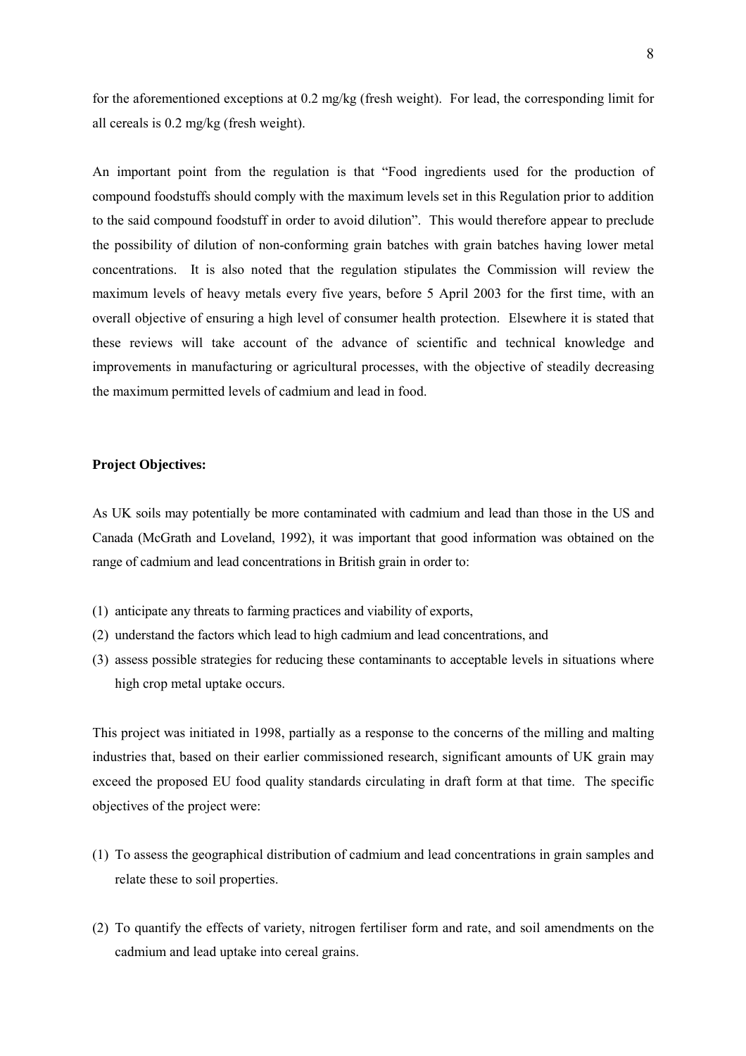for the aforementioned exceptions at 0.2 mg/kg (fresh weight). For lead, the corresponding limit for all cereals is 0.2 mg/kg (fresh weight).

An important point from the regulation is that "Food ingredients used for the production of compound foodstuffs should comply with the maximum levels set in this Regulation prior to addition to the said compound foodstuff in order to avoid dilution". This would therefore appear to preclude the possibility of dilution of non-conforming grain batches with grain batches having lower metal concentrations. It is also noted that the regulation stipulates the Commission will review the maximum levels of heavy metals every five years, before 5 April 2003 for the first time, with an overall objective of ensuring a high level of consumer health protection. Elsewhere it is stated that these reviews will take account of the advance of scientific and technical knowledge and improvements in manufacturing or agricultural processes, with the objective of steadily decreasing the maximum permitted levels of cadmium and lead in food.

**Project Objectives:**

As UK soils may potentially be more contaminated with cadmium and lead than those in the US and Canada (McGrath and Loveland, 1992), it was important that good information was obtained on the range of cadmium and lead concentrations in British grain in order to:

(1) anticipate any threats to farming practices and viability of exports,
(2) understand the factors which lead to high cadmium and lead concentrations, and
(3) assess possible strategies for reducing these contaminants to acceptable levels in situations where high crop metal uptake occurs.

This project was initiated in 1998, partially as a response to the concerns of the milling and malting industries that, based on their earlier commissioned research, significant amounts of UK grain may exceed the proposed EU food quality standards circulating in draft form at that time. The specific objectives of the project were:

(1) To assess the geographical distribution of cadmium and lead concentrations in grain samples and relate these to soil properties.

(2) To quantify the effects of variety, nitrogen fertiliser form and rate, and soil amendments on the cadmium and lead uptake into cereal grains.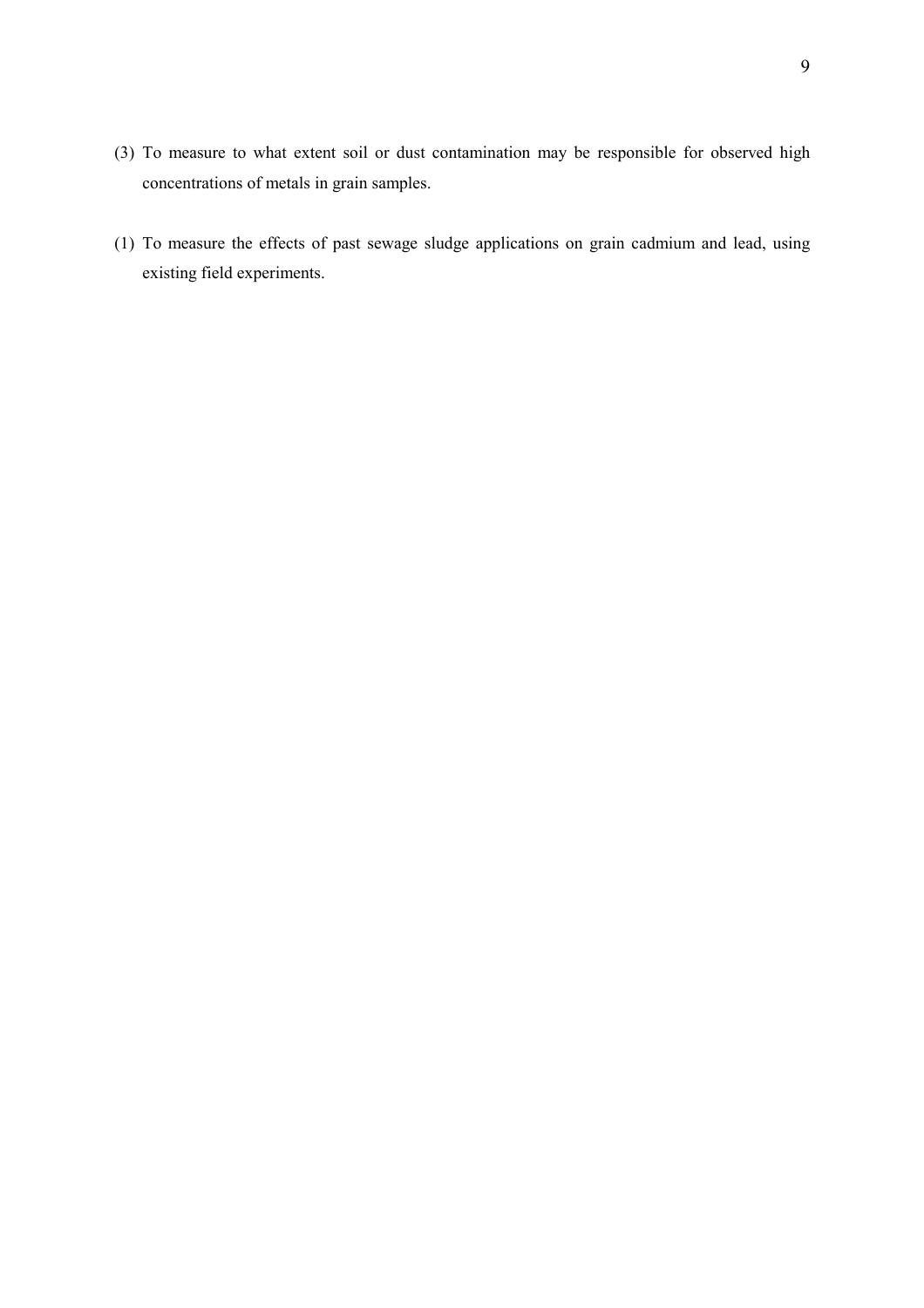(3) To measure to what extent soil or dust contamination may be responsible for observed high concentrations of metals in grain samples.

(1) To measure the effects of past sewage sludge applications on grain cadmium and lead, using existing field experiments.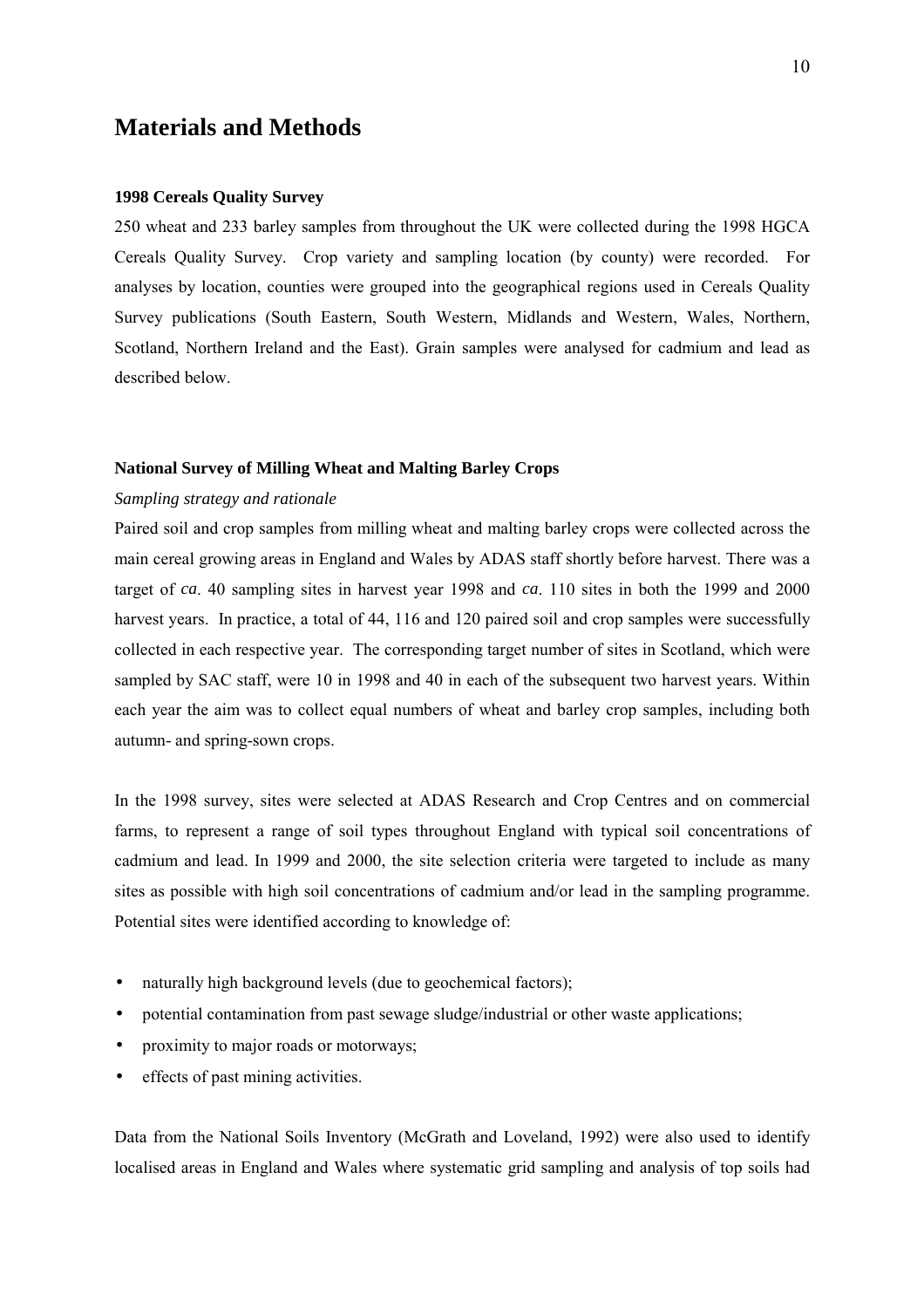# Materials and Methods

**1998 Cereals Quality Survey**

250 wheat and 233 barley samples from throughout the UK were collected during the 1998 HGCA Cereals Quality Survey. Crop variety and sampling location (by county) were recorded. For analyses by location, counties were grouped into the geographical regions used in Cereals Quality Survey publications (South Eastern, South Western, Midlands and Western, Wales, Northern, Scotland, Northern Ireland and the East). Grain samples were analysed for cadmium and lead as described below.

**National Survey of Milling Wheat and Malting Barley Crops**

*Sampling strategy and rationale*

Paired soil and crop samples from milling wheat and malting barley crops were collected across the main cereal growing areas in England and Wales by ADAS staff shortly before harvest. There was a target of *ca*. 40 sampling sites in harvest year 1998 and *ca*. 110 sites in both the 1999 and 2000 harvest years. In practice, a total of 44, 116 and 120 paired soil and crop samples were successfully collected in each respective year. The corresponding target number of sites in Scotland, which were sampled by SAC staff, were 10 in 1998 and 40 in each of the subsequent two harvest years. Within each year the aim was to collect equal numbers of wheat and barley crop samples, including both autumn- and spring-sown crops.

In the 1998 survey, sites were selected at ADAS Research and Crop Centres and on commercial farms, to represent a range of soil types throughout England with typical soil concentrations of cadmium and lead. In 1999 and 2000, the site selection criteria were targeted to include as many sites as possible with high soil concentrations of cadmium and/or lead in the sampling programme. Potential sites were identified according to knowledge of:

- naturally high background levels (due to geochemical factors);
- potential contamination from past sewage sludge/industrial or other waste applications;
- proximity to major roads or motorways;
- effects of past mining activities.

Data from the National Soils Inventory (McGrath and Loveland, 1992) were also used to identify localised areas in England and Wales where systematic grid sampling and analysis of top soils had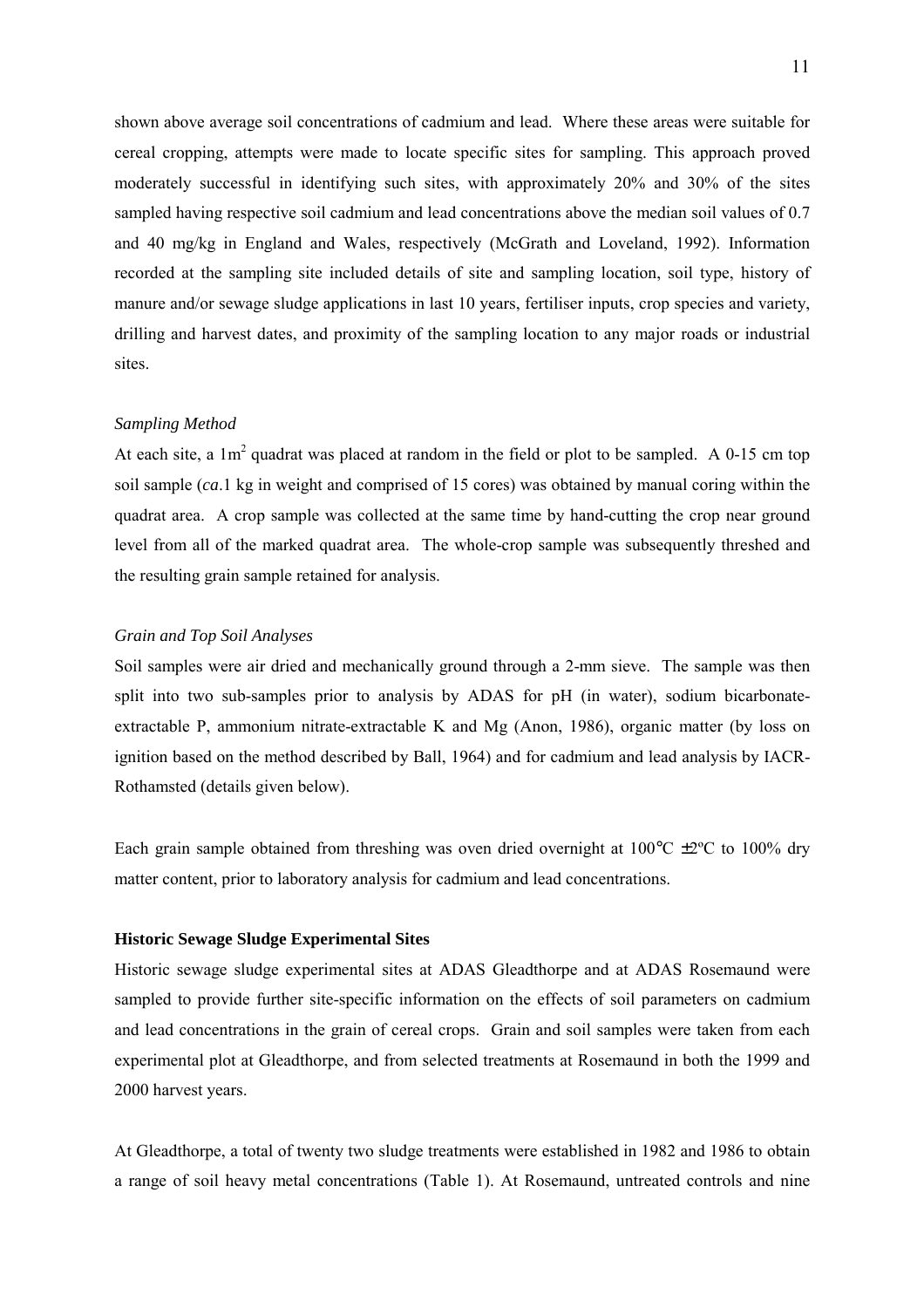shown above average soil concentrations of cadmium and lead. Where these areas were suitable for cereal cropping, attempts were made to locate specific sites for sampling. This approach proved moderately successful in identifying such sites, with approximately 20% and 30% of the sites sampled having respective soil cadmium and lead concentrations above the median soil values of 0.7 and 40 mg/kg in England and Wales, respectively (McGrath and Loveland, 1992). Information recorded at the sampling site included details of site and sampling location, soil type, history of manure and/or sewage sludge applications in last 10 years, fertiliser inputs, crop species and variety, drilling and harvest dates, and proximity of the sampling location to any major roads or industrial sites.

*Sampling Method*

At each site, a $1m^2$ quadrat was placed at random in the field or plot to be sampled. A 0-15 cm top soil sample (*ca*.1 kg in weight and comprised of 15 cores) was obtained by manual coring within the quadrat area. A crop sample was collected at the same time by hand-cutting the crop near ground level from all of the marked quadrat area. The whole-crop sample was subsequently threshed and the resulting grain sample retained for analysis.

*Grain and Top Soil Analyses*

Soil samples were air dried and mechanically ground through a 2-mm sieve. The sample was then split into two sub-samples prior to analysis by ADAS for pH (in water), sodium bicarbonate-extractable P, ammonium nitrate-extractable K and Mg (Anon, 1986), organic matter (by loss on ignition based on the method described by Ball, 1964) and for cadmium and lead analysis by IACR-Rothamsted (details given below).

Each grain sample obtained from threshing was oven dried overnight at 100°C ±2ºC to 100% dry matter content, prior to laboratory analysis for cadmium and lead concentrations.

**Historic Sewage Sludge Experimental Sites**

Historic sewage sludge experimental sites at ADAS Gleadthorpe and at ADAS Rosemaund were sampled to provide further site-specific information on the effects of soil parameters on cadmium and lead concentrations in the grain of cereal crops. Grain and soil samples were taken from each experimental plot at Gleadthorpe, and from selected treatments at Rosemaund in both the 1999 and 2000 harvest years.

At Gleadthorpe, a total of twenty two sludge treatments were established in 1982 and 1986 to obtain a range of soil heavy metal concentrations (Table 1). At Rosemaund, untreated controls and nine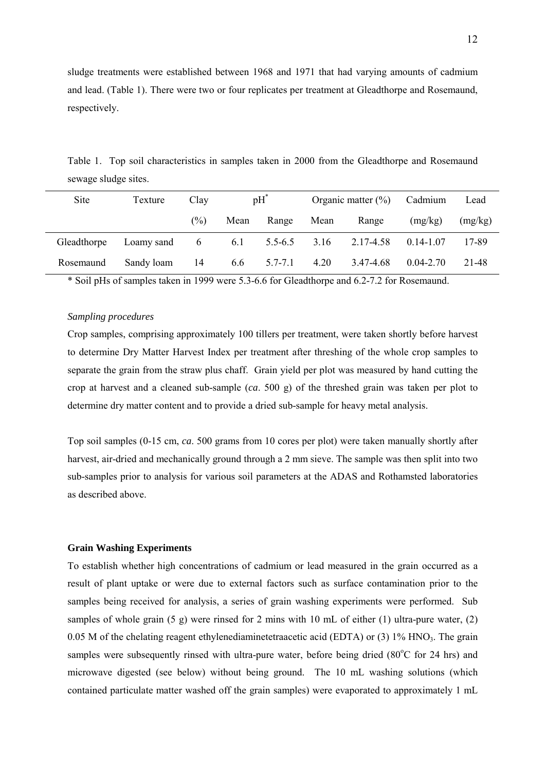sludge treatments were established between 1968 and 1971 that had varying amounts of cadmium and lead. (Table 1). There were two or four replicates per treatment at Gleadthorpe and Rosemaund, respectively.

Table 1. Top soil characteristics in samples taken in 2000 from the Gleadthorpe and Rosemaund sewage sludge sites.

| Site | Texture | Clay | pH* | | Organic matter (%) | | Cadmium | Lead |
|---|---|---|---|---|---|---|---|---|
| | | (%) | Mean | Range | Mean | Range | (mg/kg) | (mg/kg) |
| Gleadthorpe | Loamy sand | 6 | 6.1 | 5.5-6.5 | 3.16 | 2.17-4.58 | 0.14-1.07 | 17-89 |
| Rosemaund | Sandy loam | 14 | 6.6 | 5.7-7.1 | 4.20 | 3.47-4.68 | 0.04-2.70 | 21-48 |

* Soil pHs of samples taken in 1999 were 5.3-6.6 for Gleadthorpe and 6.2-7.2 for Rosemaund.

*Sampling procedures*

Crop samples, comprising approximately 100 tillers per treatment, were taken shortly before harvest to determine Dry Matter Harvest Index per treatment after threshing of the whole crop samples to separate the grain from the straw plus chaff. Grain yield per plot was measured by hand cutting the crop at harvest and a cleaned sub-sample (*ca*. 500 g) of the threshed grain was taken per plot to determine dry matter content and to provide a dried sub-sample for heavy metal analysis.

Top soil samples (0-15 cm, *ca*. 500 grams from 10 cores per plot) were taken manually shortly after harvest, air-dried and mechanically ground through a 2 mm sieve. The sample was then split into two sub-samples prior to analysis for various soil parameters at the ADAS and Rothamsted laboratories as described above.

**Grain Washing Experiments**

To establish whether high concentrations of cadmium or lead measured in the grain occurred as a result of plant uptake or were due to external factors such as surface contamination prior to the samples being received for analysis, a series of grain washing experiments were performed. Sub samples of whole grain (5 g) were rinsed for 2 mins with 10 mL of either (1) ultra-pure water, (2) 0.05 M of the chelating reagent ethylenediaminetetraacetic acid (EDTA) or (3) 1% $HNO_3$. The grain samples were subsequently rinsed with ultra-pure water, before being dried (80°C for 24 hrs) and microwave digested (see below) without being ground. The 10 mL washing solutions (which contained particulate matter washed off the grain samples) were evaporated to approximately 1 mL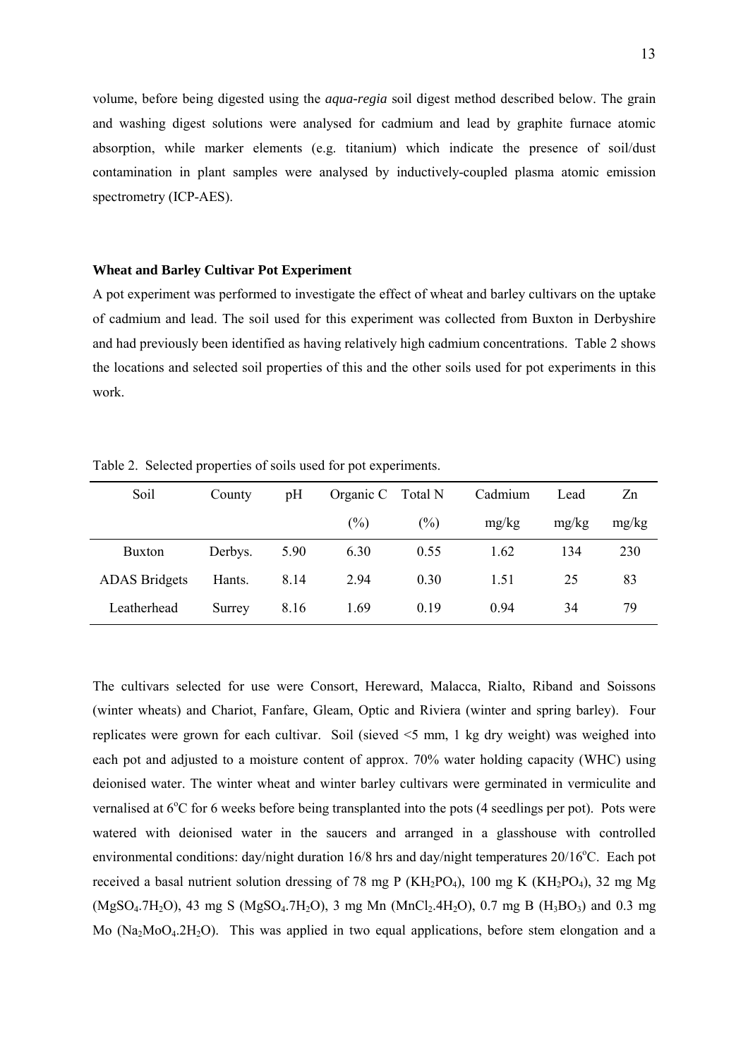volume, before being digested using the *aqua-regia* soil digest method described below. The grain and washing digest solutions were analysed for cadmium and lead by graphite furnace atomic absorption, while marker elements (e.g. titanium) which indicate the presence of soil/dust contamination in plant samples were analysed by inductively-coupled plasma atomic emission spectrometry (ICP-AES).

**Wheat and Barley Cultivar Pot Experiment**

A pot experiment was performed to investigate the effect of wheat and barley cultivars on the uptake of cadmium and lead. The soil used for this experiment was collected from Buxton in Derbyshire and had previously been identified as having relatively high cadmium concentrations. Table 2 shows the locations and selected soil properties of this and the other soils used for pot experiments in this work.

Table 2. Selected properties of soils used for pot experiments.

| Soil | County | pH | Organic C (%) | Total N (%) | Cadmium mg/kg | Lead mg/kg | Zn mg/kg |
|---|---|---|---|---|---|---|---|
| Buxton | Derbys. | 5.90 | 6.30 | 0.55 | 1.62 | 134 | 230 |
| ADAS Bridgets | Hants. | 8.14 | 2.94 | 0.30 | 1.51 | 25 | 83 |
| Leatherhead | Surrey | 8.16 | 1.69 | 0.19 | 0.94 | 34 | 79 |

The cultivars selected for use were Consort, Hereward, Malacca, Rialto, Riband and Soissons (winter wheats) and Chariot, Fanfare, Gleam, Optic and Riviera (winter and spring barley). Four replicates were grown for each cultivar. Soil (sieved <5 mm, 1 kg dry weight) was weighed into each pot and adjusted to a moisture content of approx. 70% water holding capacity (WHC) using deionised water. The winter wheat and winter barley cultivars were germinated in vermiculite and vernalised at 6$^{o}$C for 6 weeks before being transplanted into the pots (4 seedlings per pot). Pots were watered with deionised water in the saucers and arranged in a glasshouse with controlled environmental conditions: day/night duration 16/8 hrs and day/night temperatures 20/16$^{o}$C. Each pot received a basal nutrient solution dressing of 78 mg P ($KH_2PO_4$), 100 mg K ($KH_2PO_4$), 32 mg Mg ($MgSO_4.7H_2O$), 43 mg S ($MgSO_4.7H_2O$), 3 mg Mn ($MnCl_2.4H_2O$), 0.7 mg B ($H_3BO_3$) and 0.3 mg Mo ($Na_2MoO_4.2H_2O$). This was applied in two equal applications, before stem elongation and a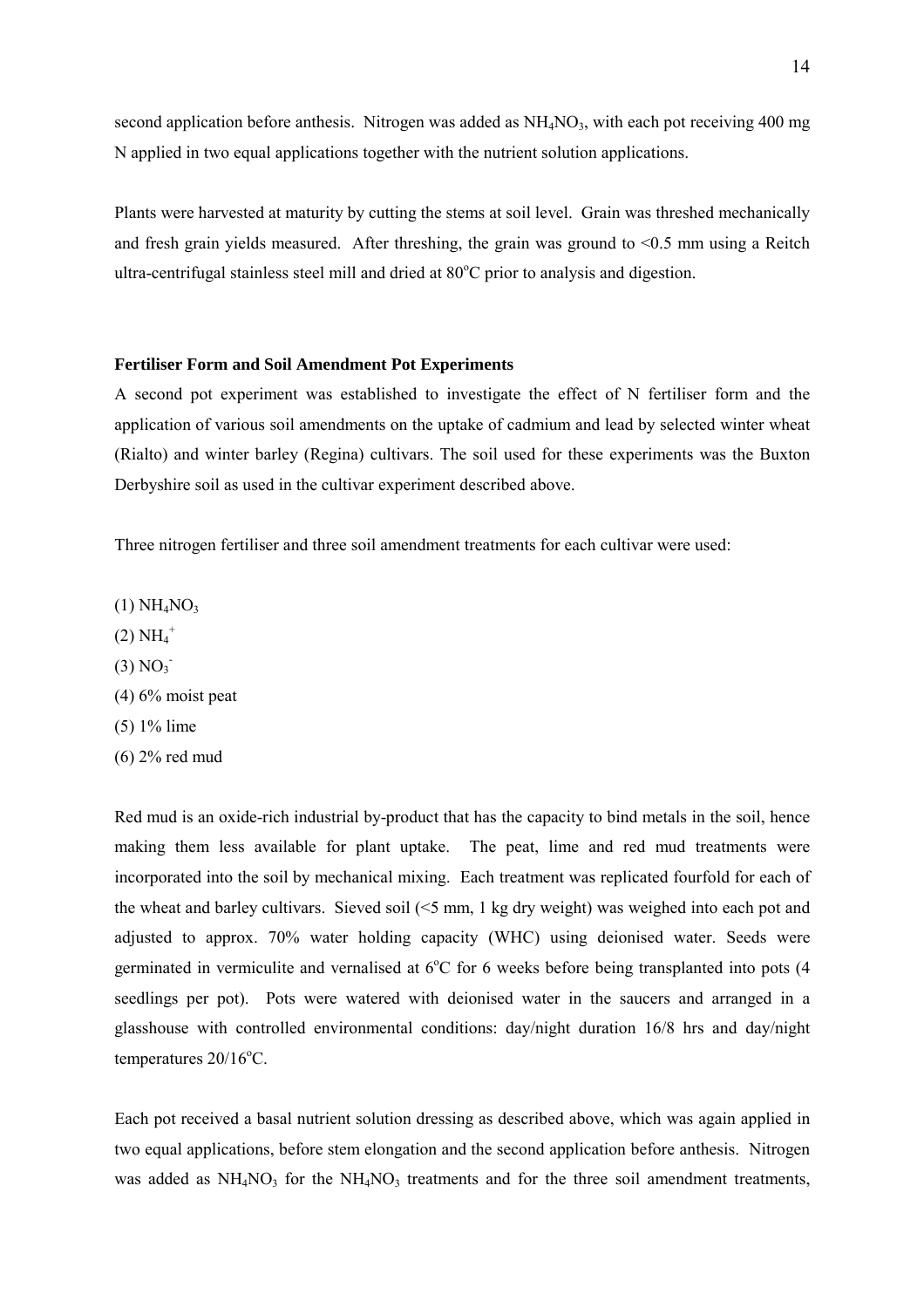second application before anthesis. Nitrogen was added as $NH_4NO_3$, with each pot receiving 400 mg N applied in two equal applications together with the nutrient solution applications.

Plants were harvested at maturity by cutting the stems at soil level. Grain was threshed mechanically and fresh grain yields measured. After threshing, the grain was ground to <0.5 mm using a Reitch ultra-centrifugal stainless steel mill and dried at 80°C prior to analysis and digestion.

### Fertiliser Form and Soil Amendment Pot Experiments

A second pot experiment was established to investigate the effect of N fertiliser form and the application of various soil amendments on the uptake of cadmium and lead by selected winter wheat (Rialto) and winter barley (Regina) cultivars. The soil used for these experiments was the Buxton Derbyshire soil as used in the cultivar experiment described above.

Three nitrogen fertiliser and three soil amendment treatments for each cultivar were used:

(1) $NH_4NO_3$

(2) $NH_4^+$

(3) $NO_3^-$

(4) 6% moist peat

(5) 1% lime

(6) 2% red mud

Red mud is an oxide-rich industrial by-product that has the capacity to bind metals in the soil, hence making them less available for plant uptake. The peat, lime and red mud treatments were incorporated into the soil by mechanical mixing. Each treatment was replicated fourfold for each of the wheat and barley cultivars. Sieved soil (<5 mm, 1 kg dry weight) was weighed into each pot and adjusted to approx. 70% water holding capacity (WHC) using deionised water. Seeds were germinated in vermiculite and vernalised at 6°C for 6 weeks before being transplanted into pots (4 seedlings per pot). Pots were watered with deionised water in the saucers and arranged in a glasshouse with controlled environmental conditions: day/night duration 16/8 hrs and day/night temperatures 20/16°C.

Each pot received a basal nutrient solution dressing as described above, which was again applied in two equal applications, before stem elongation and the second application before anthesis. Nitrogen was added as $NH_4NO_3$ for the $NH_4NO_3$ treatments and for the three soil amendment treatments,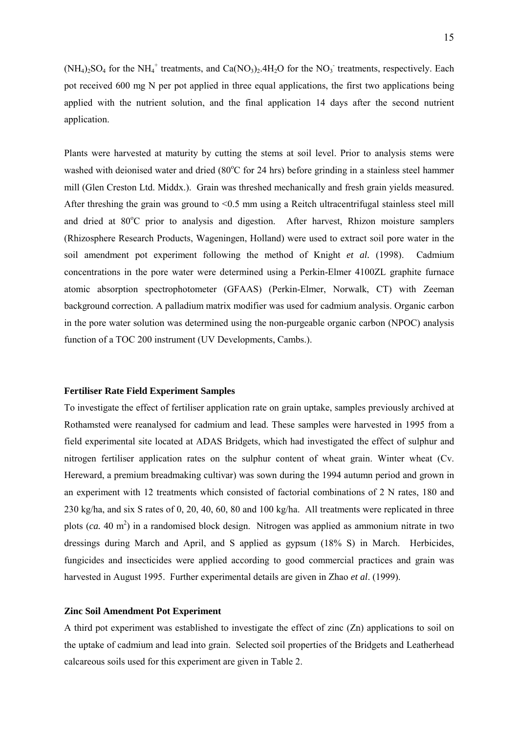$(NH_4)_2SO_4$ for the $NH_4^+$ treatments, and $Ca(NO_3)_2.4H_2O$ for the $NO_3^-$ treatments, respectively. Each pot received 600 mg N per pot applied in three equal applications, the first two applications being applied with the nutrient solution, and the final application 14 days after the second nutrient application.

Plants were harvested at maturity by cutting the stems at soil level. Prior to analysis stems were washed with deionised water and dried (80$^o$C for 24 hrs) before grinding in a stainless steel hammer mill (Glen Creston Ltd. Middx.). Grain was threshed mechanically and fresh grain yields measured. After threshing the grain was ground to <0.5 mm using a Reitch ultracentrifugal stainless steel mill and dried at 80$^o$C prior to analysis and digestion. After harvest, Rhizon moisture samplers (Rhizosphere Research Products, Wageningen, Holland) were used to extract soil pore water in the soil amendment pot experiment following the method of Knight *et al.* (1998). Cadmium concentrations in the pore water were determined using a Perkin-Elmer 4100ZL graphite furnace atomic absorption spectrophotometer (GFAAS) (Perkin-Elmer, Norwalk, CT) with Zeeman background correction. A palladium matrix modifier was used for cadmium analysis. Organic carbon in the pore water solution was determined using the non-purgeable organic carbon (NPOC) analysis function of a TOC 200 instrument (UV Developments, Cambs.).

**Fertiliser Rate Field Experiment Samples**

To investigate the effect of fertiliser application rate on grain uptake, samples previously archived at Rothamsted were reanalysed for cadmium and lead. These samples were harvested in 1995 from a field experimental site located at ADAS Bridgets, which had investigated the effect of sulphur and nitrogen fertiliser application rates on the sulphur content of wheat grain. Winter wheat (Cv. Hereward, a premium breadmaking cultivar) was sown during the 1994 autumn period and grown in an experiment with 12 treatments which consisted of factorial combinations of 2 N rates, 180 and 230 kg/ha, and six S rates of 0, 20, 40, 60, 80 and 100 kg/ha. All treatments were replicated in three plots (*ca.* 40 m$^2$) in a randomised block design. Nitrogen was applied as ammonium nitrate in two dressings during March and April, and S applied as gypsum (18% S) in March. Herbicides, fungicides and insecticides were applied according to good commercial practices and grain was harvested in August 1995. Further experimental details are given in Zhao *et al*. (1999).

**Zinc Soil Amendment Pot Experiment**

A third pot experiment was established to investigate the effect of zinc (Zn) applications to soil on the uptake of cadmium and lead into grain. Selected soil properties of the Bridgets and Leatherhead calcareous soils used for this experiment are given in Table 2.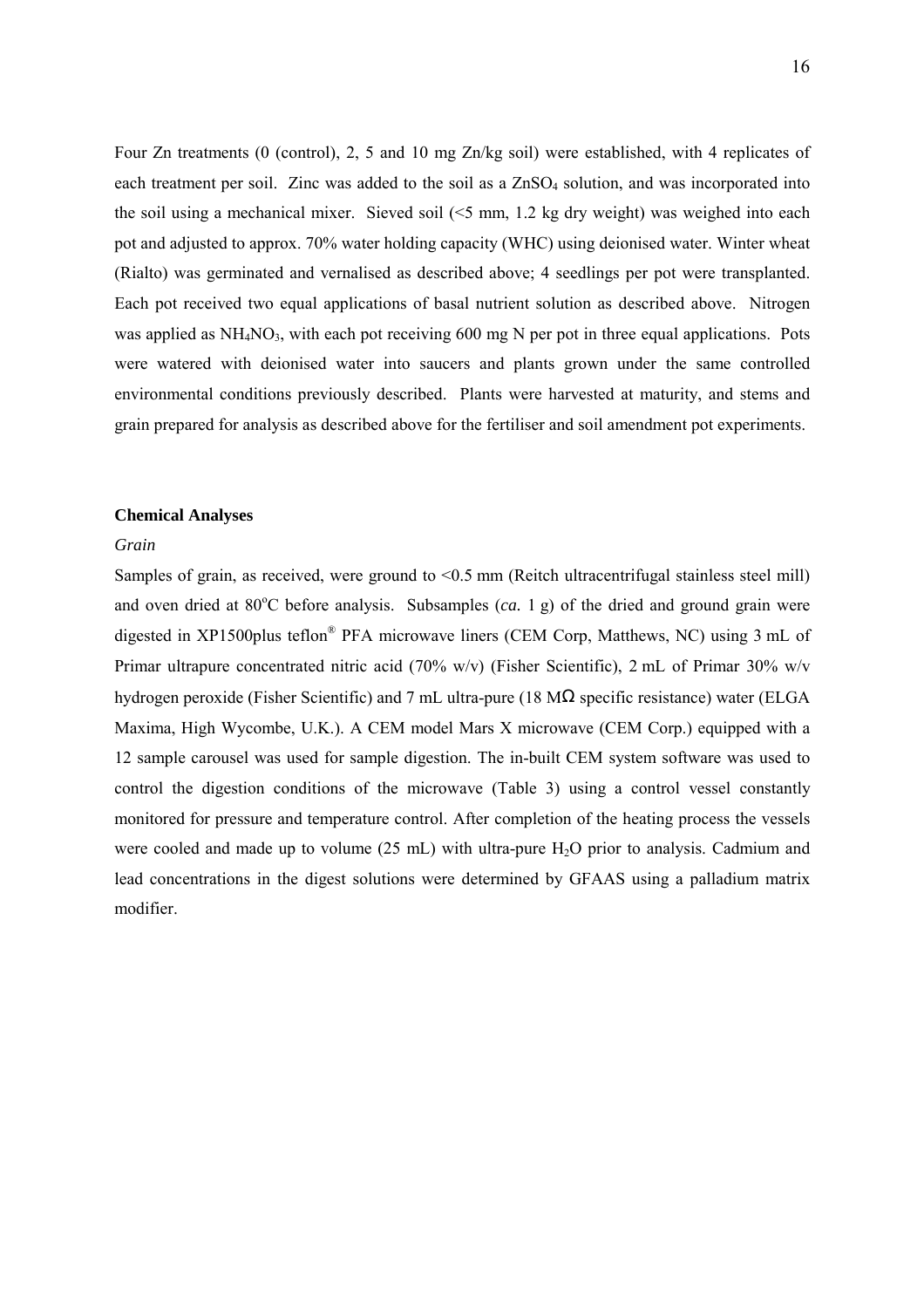Four Zn treatments (0 (control), 2, 5 and 10 mg Zn/kg soil) were established, with 4 replicates of each treatment per soil. Zinc was added to the soil as a $ZnSO_4$ solution, and was incorporated into the soil using a mechanical mixer. Sieved soil (<5 mm, 1.2 kg dry weight) was weighed into each pot and adjusted to approx. 70% water holding capacity (WHC) using deionised water. Winter wheat (Rialto) was germinated and vernalised as described above; 4 seedlings per pot were transplanted. Each pot received two equal applications of basal nutrient solution as described above. Nitrogen was applied as $NH_4NO_3$, with each pot receiving 600 mg N per pot in three equal applications. Pots were watered with deionised water into saucers and plants grown under the same controlled environmental conditions previously described. Plants were harvested at maturity, and stems and grain prepared for analysis as described above for the fertiliser and soil amendment pot experiments.

**Chemical Analyses**

*Grain*

Samples of grain, as received, were ground to <0.5 mm (Reitch ultracentrifugal stainless steel mill) and oven dried at 80°C before analysis. Subsamples (*ca.* 1 g) of the dried and ground grain were digested in XP1500plus teflon® PFA microwave liners (CEM Corp, Matthews, NC) using 3 mL of Primar ultrapure concentrated nitric acid (70% w/v) (Fisher Scientific), 2 mL of Primar 30% w/v hydrogen peroxide (Fisher Scientific) and 7 mL ultra-pure (18 MΩ specific resistance) water (ELGA Maxima, High Wycombe, U.K.). A CEM model Mars X microwave (CEM Corp.) equipped with a 12 sample carousel was used for sample digestion. The in-built CEM system software was used to control the digestion conditions of the microwave (Table 3) using a control vessel constantly monitored for pressure and temperature control. After completion of the heating process the vessels were cooled and made up to volume (25 mL) with ultra-pure $H_2O$ prior to analysis. Cadmium and lead concentrations in the digest solutions were determined by GFAAS using a palladium matrix modifier.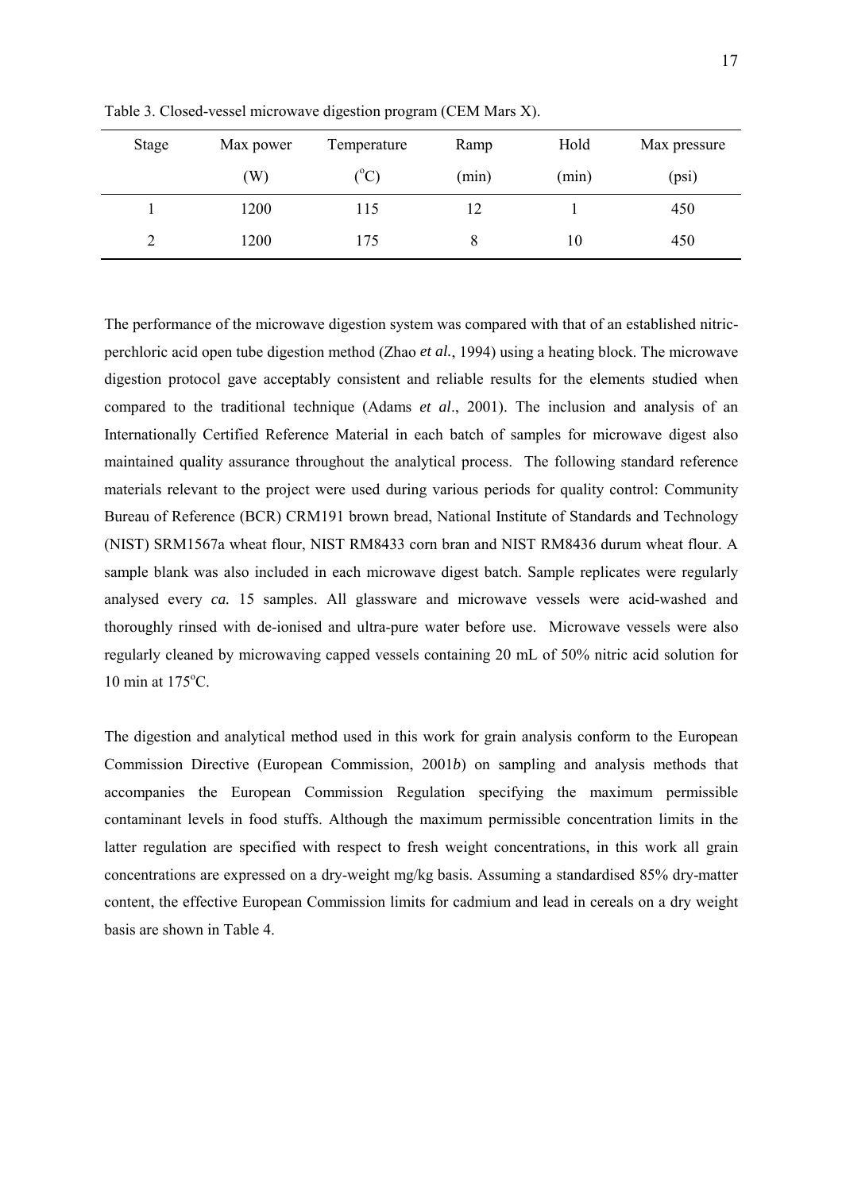Table 3. Closed-vessel microwave digestion program (CEM Mars X).

| Stage | Max power (W) | Temperature (°C) | Ramp (min) | Hold (min) | Max pressure (psi) |
|---|---|---|---|---|---|
| 1 | 1200 | 115 | 12 | 1 | 450 |
| 2 | 1200 | 175 | 8 | 10 | 450 |

The performance of the microwave digestion system was compared with that of an established nitric-perchloric acid open tube digestion method (Zhao *et al.*, 1994) using a heating block. The microwave digestion protocol gave acceptably consistent and reliable results for the elements studied when compared to the traditional technique (Adams *et al*., 2001). The inclusion and analysis of an Internationally Certified Reference Material in each batch of samples for microwave digest also maintained quality assurance throughout the analytical process. The following standard reference materials relevant to the project were used during various periods for quality control: Community Bureau of Reference (BCR) CRM191 brown bread, National Institute of Standards and Technology (NIST) SRM1567a wheat flour, NIST RM8433 corn bran and NIST RM8436 durum wheat flour. A sample blank was also included in each microwave digest batch. Sample replicates were regularly analysed every *ca.* 15 samples. All glassware and microwave vessels were acid-washed and thoroughly rinsed with de-ionised and ultra-pure water before use. Microwave vessels were also regularly cleaned by microwaving capped vessels containing 20 mL of 50% nitric acid solution for 10 min at 175°C.

The digestion and analytical method used in this work for grain analysis conform to the European Commission Directive (European Commission, 2001*b*) on sampling and analysis methods that accompanies the European Commission Regulation specifying the maximum permissible contaminant levels in food stuffs. Although the maximum permissible concentration limits in the latter regulation are specified with respect to fresh weight concentrations, in this work all grain concentrations are expressed on a dry-weight mg/kg basis. Assuming a standardised 85% dry-matter content, the effective European Commission limits for cadmium and lead in cereals on a dry weight basis are shown in Table 4.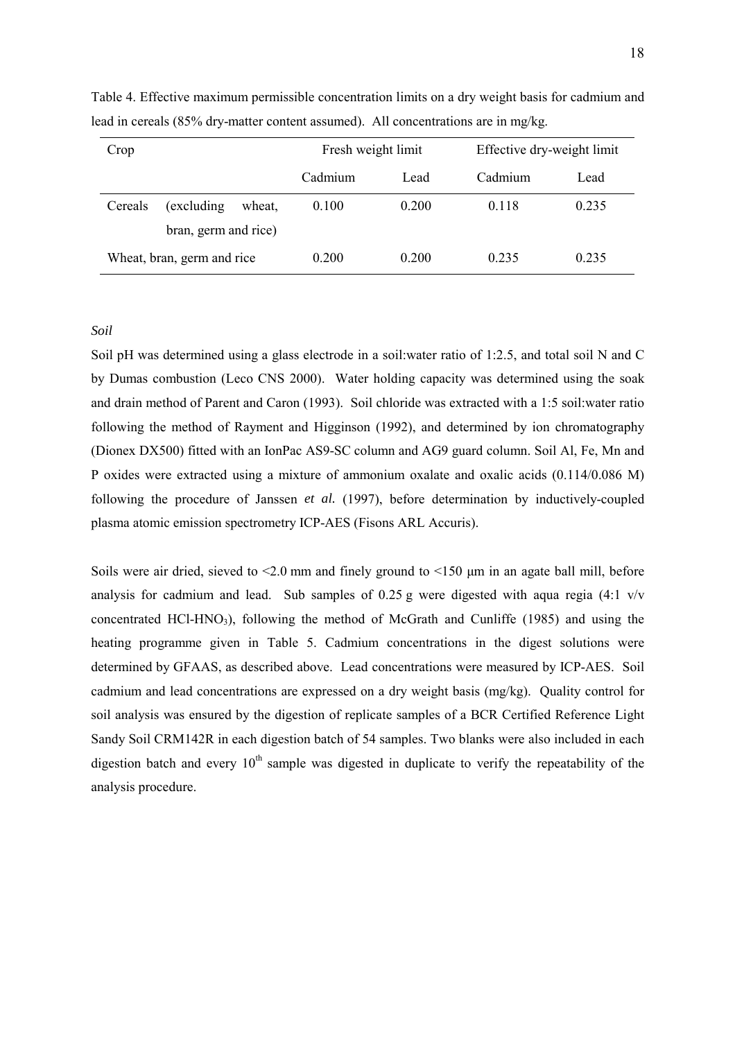Table 4. Effective maximum permissible concentration limits on a dry weight basis for cadmium and lead in cereals (85% dry-matter content assumed). All concentrations are in mg/kg.

| Crop | Fresh weight limit | | Effective dry-weight limit | |
|---|---|---|---|---|
| | Cadmium | Lead | Cadmium | Lead |
| Cereals (excluding wheat, bran, germ and rice) | 0.100 | 0.200 | 0.118 | 0.235 |
| Wheat, bran, germ and rice | 0.200 | 0.200 | 0.235 | 0.235 |

*Soil*

Soil pH was determined using a glass electrode in a soil:water ratio of 1:2.5, and total soil N and C by Dumas combustion (Leco CNS 2000). Water holding capacity was determined using the soak and drain method of Parent and Caron (1993). Soil chloride was extracted with a 1:5 soil:water ratio following the method of Rayment and Higginson (1992), and determined by ion chromatography (Dionex DX500) fitted with an IonPac AS9-SC column and AG9 guard column. Soil Al, Fe, Mn and P oxides were extracted using a mixture of ammonium oxalate and oxalic acids (0.114/0.086 M) following the procedure of Janssen *et al.* (1997), before determination by inductively-coupled plasma atomic emission spectrometry ICP-AES (Fisons ARL Accuris).

Soils were air dried, sieved to <2.0 mm and finely ground to <150 μm in an agate ball mill, before analysis for cadmium and lead. Sub samples of 0.25 g were digested with aqua regia (4:1 v/v concentrated $HCl$-$HNO_3$), following the method of McGrath and Cunliffe (1985) and using the heating programme given in Table 5. Cadmium concentrations in the digest solutions were determined by GFAAS, as described above. Lead concentrations were measured by ICP-AES. Soil cadmium and lead concentrations are expressed on a dry weight basis (mg/kg). Quality control for soil analysis was ensured by the digestion of replicate samples of a BCR Certified Reference Light Sandy Soil CRM142R in each digestion batch of 54 samples. Two blanks were also included in each digestion batch and every $10^{th}$ sample was digested in duplicate to verify the repeatability of the analysis procedure.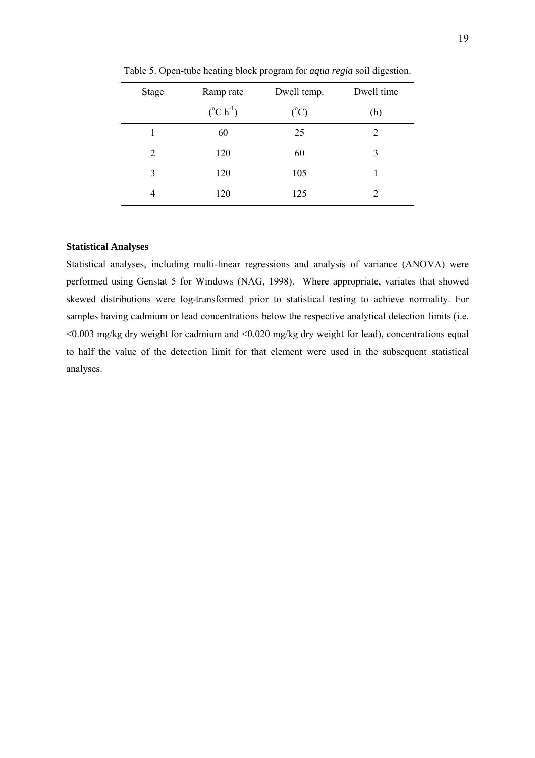Table 5. Open-tube heating block program for *aqua regia* soil digestion.

| Stage | Ramp rate ($^{o}C\ h^{-1}$) | Dwell temp. ($^{o}C$) | Dwell time (h) |
|---|---|---|---|
| 1 | 60 | 25 | 2 |
| 2 | 120 | 60 | 3 |
| 3 | 120 | 105 | 1 |
| 4 | 120 | 125 | 2 |

**Statistical Analyses**

Statistical analyses, including multi-linear regressions and analysis of variance (ANOVA) were performed using Genstat 5 for Windows (NAG, 1998). Where appropriate, variates that showed skewed distributions were log-transformed prior to statistical testing to achieve normality. For samples having cadmium or lead concentrations below the respective analytical detection limits (i.e. <0.003 mg/kg dry weight for cadmium and <0.020 mg/kg dry weight for lead), concentrations equal to half the value of the detection limit for that element were used in the subsequent statistical analyses.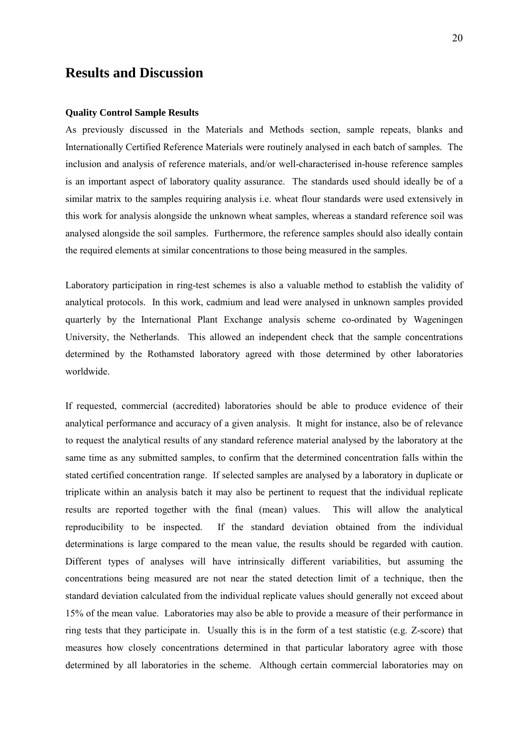# Results and Discussion

**Quality Control Sample Results**

As previously discussed in the Materials and Methods section, sample repeats, blanks and Internationally Certified Reference Materials were routinely analysed in each batch of samples. The inclusion and analysis of reference materials, and/or well-characterised in-house reference samples is an important aspect of laboratory quality assurance. The standards used should ideally be of a similar matrix to the samples requiring analysis i.e. wheat flour standards were used extensively in this work for analysis alongside the unknown wheat samples, whereas a standard reference soil was analysed alongside the soil samples. Furthermore, the reference samples should also ideally contain the required elements at similar concentrations to those being measured in the samples.

Laboratory participation in ring-test schemes is also a valuable method to establish the validity of analytical protocols. In this work, cadmium and lead were analysed in unknown samples provided quarterly by the International Plant Exchange analysis scheme co-ordinated by Wageningen University, the Netherlands. This allowed an independent check that the sample concentrations determined by the Rothamsted laboratory agreed with those determined by other laboratories worldwide.

If requested, commercial (accredited) laboratories should be able to produce evidence of their analytical performance and accuracy of a given analysis. It might for instance, also be of relevance to request the analytical results of any standard reference material analysed by the laboratory at the same time as any submitted samples, to confirm that the determined concentration falls within the stated certified concentration range. If selected samples are analysed by a laboratory in duplicate or triplicate within an analysis batch it may also be pertinent to request that the individual replicate results are reported together with the final (mean) values. This will allow the analytical reproducibility to be inspected. If the standard deviation obtained from the individual determinations is large compared to the mean value, the results should be regarded with caution. Different types of analyses will have intrinsically different variabilities, but assuming the concentrations being measured are not near the stated detection limit of a technique, then the standard deviation calculated from the individual replicate values should generally not exceed about 15% of the mean value. Laboratories may also be able to provide a measure of their performance in ring tests that they participate in. Usually this is in the form of a test statistic (e.g. Z-score) that measures how closely concentrations determined in that particular laboratory agree with those determined by all laboratories in the scheme. Although certain commercial laboratories may on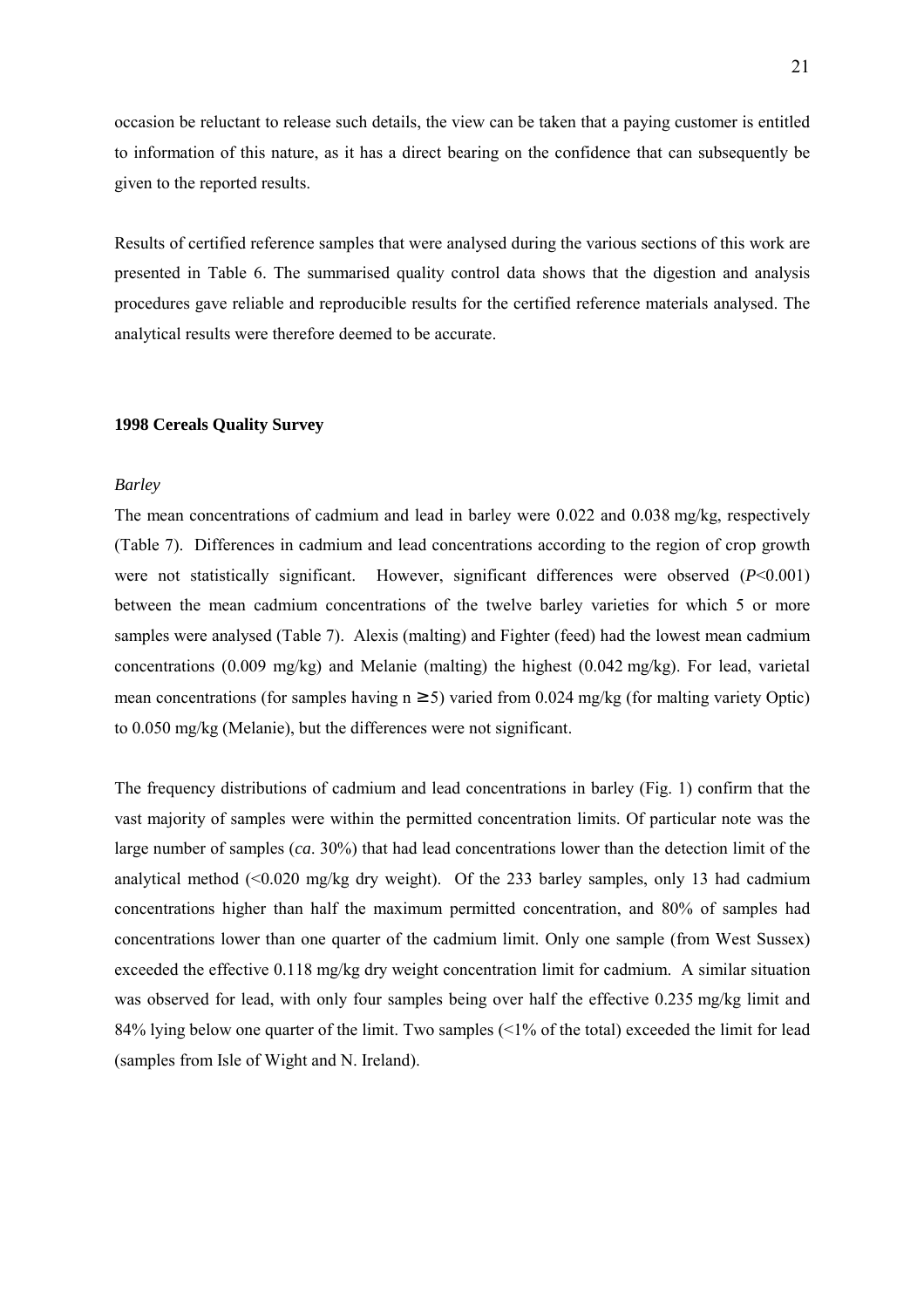occasion be reluctant to release such details, the view can be taken that a paying customer is entitled to information of this nature, as it has a direct bearing on the confidence that can subsequently be given to the reported results.

Results of certified reference samples that were analysed during the various sections of this work are presented in Table 6. The summarised quality control data shows that the digestion and analysis procedures gave reliable and reproducible results for the certified reference materials analysed. The analytical results were therefore deemed to be accurate.

**1998 Cereals Quality Survey**

*Barley*

The mean concentrations of cadmium and lead in barley were 0.022 and 0.038 mg/kg, respectively (Table 7). Differences in cadmium and lead concentrations according to the region of crop growth were not statistically significant. However, significant differences were observed ($P<0.001$) between the mean cadmium concentrations of the twelve barley varieties for which 5 or more samples were analysed (Table 7). Alexis (malting) and Fighter (feed) had the lowest mean cadmium concentrations (0.009 mg/kg) and Melanie (malting) the highest (0.042 mg/kg). For lead, varietal mean concentrations (for samples having $n \geq 5$) varied from 0.024 mg/kg (for malting variety Optic) to 0.050 mg/kg (Melanie), but the differences were not significant.

The frequency distributions of cadmium and lead concentrations in barley (Fig. 1) confirm that the vast majority of samples were within the permitted concentration limits. Of particular note was the large number of samples (*ca*. 30%) that had lead concentrations lower than the detection limit of the analytical method (<0.020 mg/kg dry weight). Of the 233 barley samples, only 13 had cadmium concentrations higher than half the maximum permitted concentration, and 80% of samples had concentrations lower than one quarter of the cadmium limit. Only one sample (from West Sussex) exceeded the effective 0.118 mg/kg dry weight concentration limit for cadmium. A similar situation was observed for lead, with only four samples being over half the effective 0.235 mg/kg limit and 84% lying below one quarter of the limit. Two samples (<1% of the total) exceeded the limit for lead (samples from Isle of Wight and N. Ireland).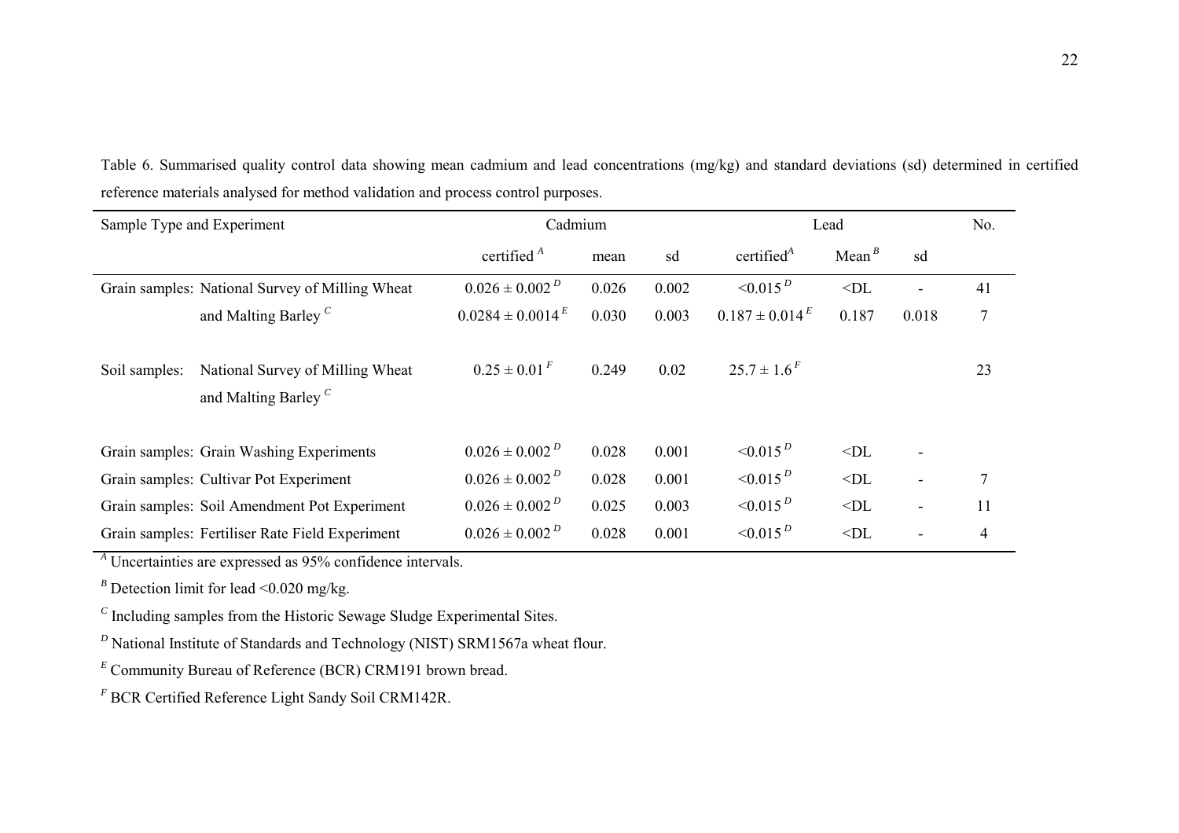Table 6. Summarised quality control data showing mean cadmium and lead concentrations (mg/kg) and standard deviations (sd) determined in certified reference materials analysed for method validation and process control purposes.

| Sample Type and Experiment | | Cadmium | | | Lead | | | No. |
|---|---|---|---|---|---|---|---|---|
| | | certified [A] | mean | sd | certified[A] | Mean [B] | sd | |
| Grain samples: | National Survey of Milling Wheat | $0.026 \pm 0.002$ [D] | 0.026 | 0.002 | <0.015 [D] | <DL | - | 41 |
| | and Malting Barley [C] | $0.0284 \pm 0.0014$ [E] | 0.030 | 0.003 | $0.187 \pm 0.014$ [E] | 0.187 | 0.018 | 7 |
| Soil samples: | National Survey of Milling Wheat and Malting Barley [C] | $0.25 \pm 0.01$ [F] | 0.249 | 0.02 | $25.7 \pm 1.6$ [F] | | | 23 |
| Grain samples: | Grain Washing Experiments | $0.026 \pm 0.002$ [D] | 0.028 | 0.001 | <0.015 [D] | <DL | - | |
| Grain samples: | Cultivar Pot Experiment | $0.026 \pm 0.002$ [D] | 0.028 | 0.001 | <0.015 [D] | <DL | - | 7 |
| Grain samples: | Soil Amendment Pot Experiment | $0.026 \pm 0.002$ [D] | 0.025 | 0.003 | <0.015 [D] | <DL | - | 11 |
| Grain samples: | Fertiliser Rate Field Experiment | $0.026 \pm 0.002$ [D] | 0.028 | 0.001 | <0.015 [D] | <DL | - | 4 |

[A] Uncertainties are expressed as 95% confidence intervals.

[B] Detection limit for lead <0.020 mg/kg.

[C] Including samples from the Historic Sewage Sludge Experimental Sites.

[D] National Institute of Standards and Technology (NIST) SRM1567a wheat flour.

[E] Community Bureau of Reference (BCR) CRM191 brown bread.

[F] BCR Certified Reference Light Sandy Soil CRM142R.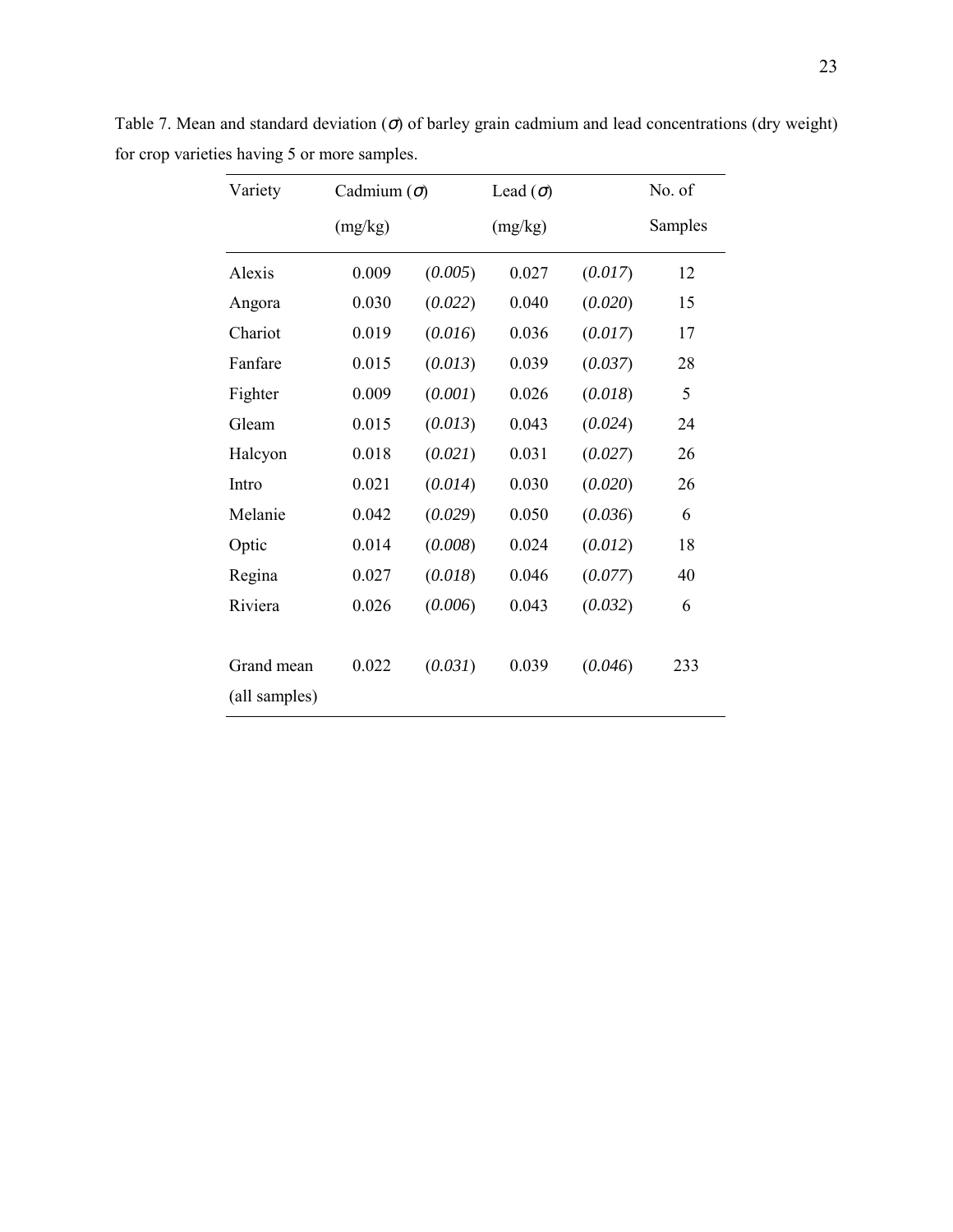Table 7. Mean and standard deviation ($\sigma$) of barley grain cadmium and lead concentrations (dry weight) for crop varieties having 5 or more samples.

| Variety | Cadmium ($\sigma$) (mg/kg) | | Lead ($\sigma$) (mg/kg) | | No. of Samples |
|---|---|---|---|---|---|
| Alexis | 0.009 | (*0.005*) | 0.027 | (*0.017*) | 12 |
| Angora | 0.030 | (*0.022*) | 0.040 | (*0.020*) | 15 |
| Chariot | 0.019 | (*0.016*) | 0.036 | (*0.017*) | 17 |
| Fanfare | 0.015 | (*0.013*) | 0.039 | (*0.037*) | 28 |
| Fighter | 0.009 | (*0.001*) | 0.026 | (*0.018*) | 5 |
| Gleam | 0.015 | (*0.013*) | 0.043 | (*0.024*) | 24 |
| Halcyon | 0.018 | (*0.021*) | 0.031 | (*0.027*) | 26 |
| Intro | 0.021 | (*0.014*) | 0.030 | (*0.020*) | 26 |
| Melanie | 0.042 | (*0.029*) | 0.050 | (*0.036*) | 6 |
| Optic | 0.014 | (*0.008*) | 0.024 | (*0.012*) | 18 |
| Regina | 0.027 | (*0.018*) | 0.046 | (*0.077*) | 40 |
| Riviera | 0.026 | (*0.006*) | 0.043 | (*0.032*) | 6 |
| Grand mean (all samples) | 0.022 | (*0.031*) | 0.039 | (*0.046*) | 233 |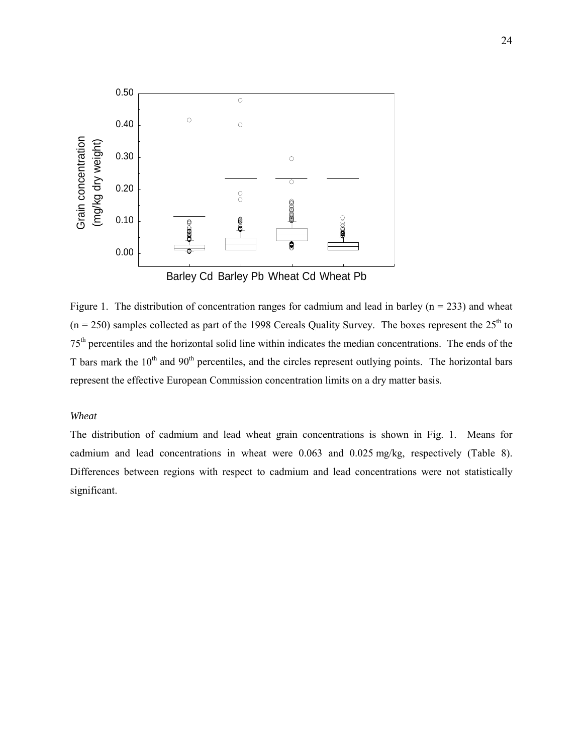Figure 1. The distribution of concentration ranges for cadmium and lead in barley (n = 233) and wheat (n = 250) samples collected as part of the 1998 Cereals Quality Survey. The boxes represent the 25th to 75th percentiles and the horizontal solid line within indicates the median concentrations. The ends of the T bars mark the 10th and 90th percentiles, and the circles represent outlying points. The horizontal bars represent the effective European Commission concentration limits on a dry matter basis.

*Wheat*

The distribution of cadmium and lead wheat grain concentrations is shown in Fig. 1. Means for cadmium and lead concentrations in wheat were 0.063 and 0.025 mg/kg, respectively (Table 8). Differences between regions with respect to cadmium and lead concentrations were not statistically significant.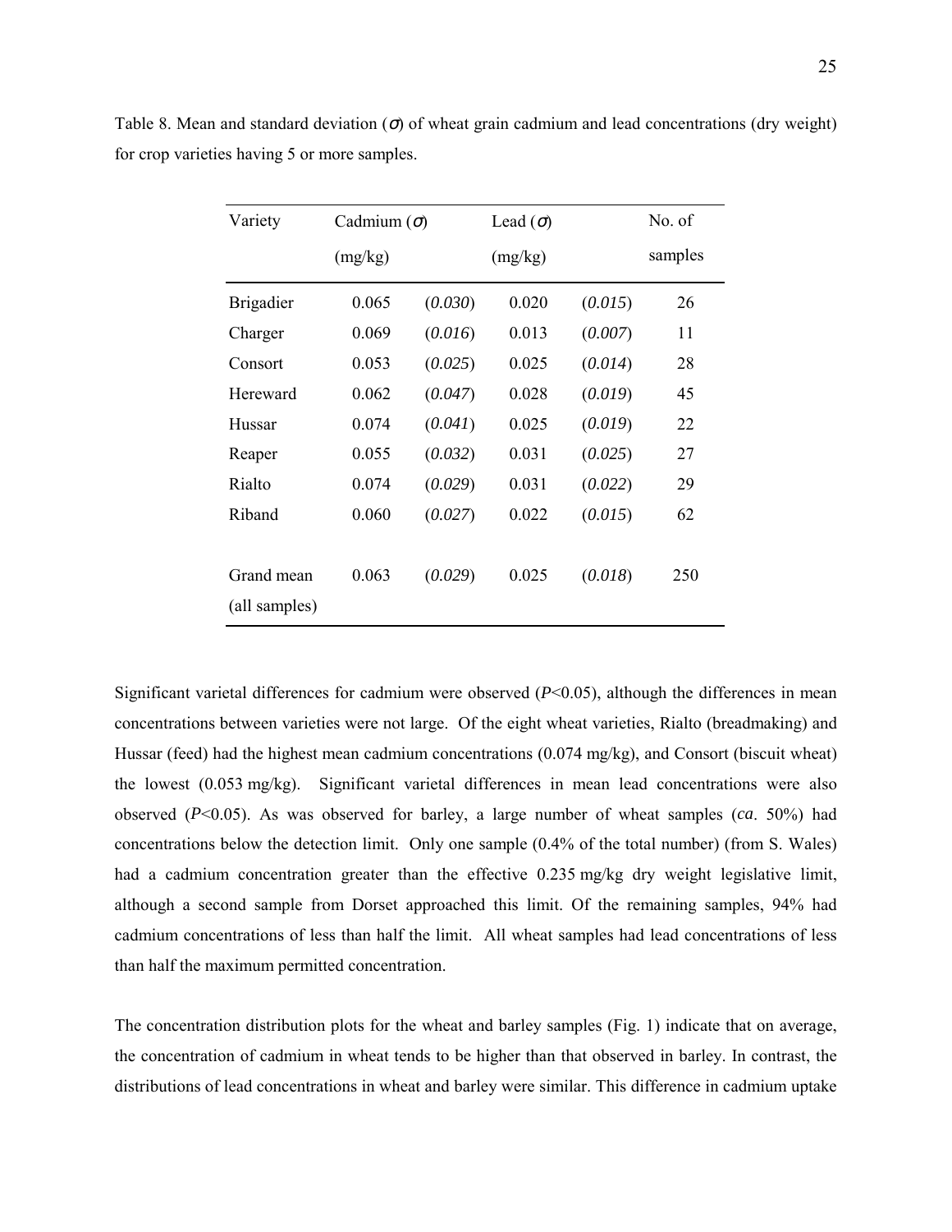Table 8. Mean and standard deviation ($\sigma$) of wheat grain cadmium and lead concentrations (dry weight) for crop varieties having 5 or more samples.

| Variety | Cadmium ($\sigma$) (mg/kg) | | Lead ($\sigma$) (mg/kg) | | No. of samples |
|---|---|---|---|---|---|
| Brigadier | 0.065 | (*0.030*) | 0.020 | (*0.015*) | 26 |
| Charger | 0.069 | (*0.016*) | 0.013 | (*0.007*) | 11 |
| Consort | 0.053 | (*0.025*) | 0.025 | (*0.014*) | 28 |
| Hereward | 0.062 | (*0.047*) | 0.028 | (*0.019*) | 45 |
| Hussar | 0.074 | (*0.041*) | 0.025 | (*0.019*) | 22 |
| Reaper | 0.055 | (*0.032*) | 0.031 | (*0.025*) | 27 |
| Rialto | 0.074 | (*0.029*) | 0.031 | (*0.022*) | 29 |
| Riband | 0.060 | (*0.027*) | 0.022 | (*0.015*) | 62 |
| Grand mean (all samples) | 0.063 | (*0.029*) | 0.025 | (*0.018*) | 250 |

Significant varietal differences for cadmium were observed ($P<0.05$), although the differences in mean concentrations between varieties were not large. Of the eight wheat varieties, Rialto (breadmaking) and Hussar (feed) had the highest mean cadmium concentrations (0.074 mg/kg), and Consort (biscuit wheat) the lowest (0.053 mg/kg). Significant varietal differences in mean lead concentrations were also observed ($P<0.05$). As was observed for barley, a large number of wheat samples (*ca*. 50%) had concentrations below the detection limit. Only one sample (0.4% of the total number) (from S. Wales) had a cadmium concentration greater than the effective 0.235 mg/kg dry weight legislative limit, although a second sample from Dorset approached this limit. Of the remaining samples, 94% had cadmium concentrations of less than half the limit. All wheat samples had lead concentrations of less than half the maximum permitted concentration.

The concentration distribution plots for the wheat and barley samples (Fig. 1) indicate that on average, the concentration of cadmium in wheat tends to be higher than that observed in barley. In contrast, the distributions of lead concentrations in wheat and barley were similar. This difference in cadmium uptake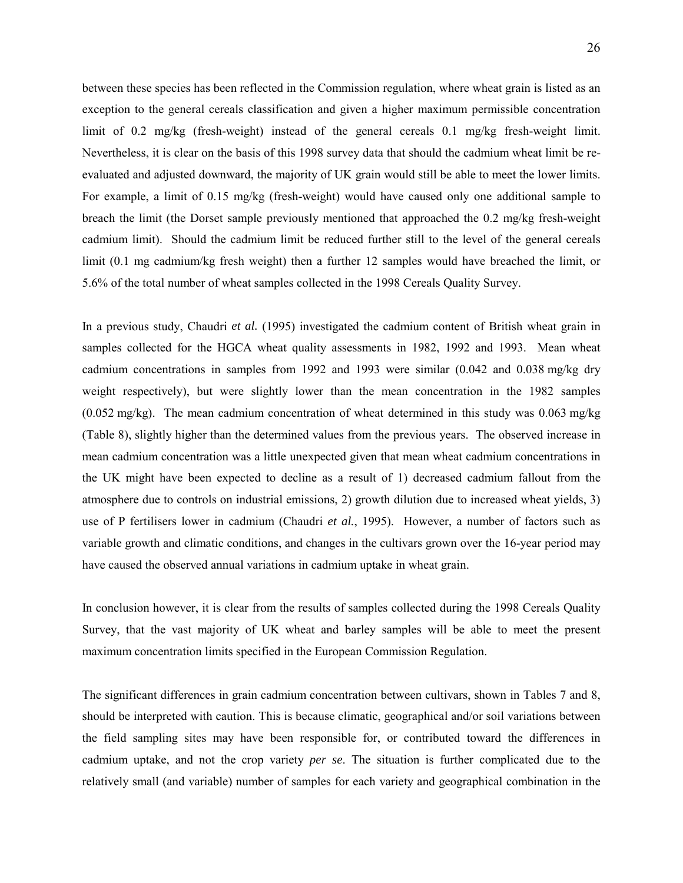between these species has been reflected in the Commission regulation, where wheat grain is listed as an exception to the general cereals classification and given a higher maximum permissible concentration limit of 0.2 mg/kg (fresh-weight) instead of the general cereals 0.1 mg/kg fresh-weight limit. Nevertheless, it is clear on the basis of this 1998 survey data that should the cadmium wheat limit be re-evaluated and adjusted downward, the majority of UK grain would still be able to meet the lower limits. For example, a limit of 0.15 mg/kg (fresh-weight) would have caused only one additional sample to breach the limit (the Dorset sample previously mentioned that approached the 0.2 mg/kg fresh-weight cadmium limit). Should the cadmium limit be reduced further still to the level of the general cereals limit (0.1 mg cadmium/kg fresh weight) then a further 12 samples would have breached the limit, or 5.6% of the total number of wheat samples collected in the 1998 Cereals Quality Survey.

In a previous study, Chaudri *et al.* (1995) investigated the cadmium content of British wheat grain in samples collected for the HGCA wheat quality assessments in 1982, 1992 and 1993. Mean wheat cadmium concentrations in samples from 1992 and 1993 were similar (0.042 and 0.038 mg/kg dry weight respectively), but were slightly lower than the mean concentration in the 1982 samples (0.052 mg/kg). The mean cadmium concentration of wheat determined in this study was 0.063 mg/kg (Table 8), slightly higher than the determined values from the previous years. The observed increase in mean cadmium concentration was a little unexpected given that mean wheat cadmium concentrations in the UK might have been expected to decline as a result of 1) decreased cadmium fallout from the atmosphere due to controls on industrial emissions, 2) growth dilution due to increased wheat yields, 3) use of P fertilisers lower in cadmium (Chaudri *et al.*, 1995). However, a number of factors such as variable growth and climatic conditions, and changes in the cultivars grown over the 16-year period may have caused the observed annual variations in cadmium uptake in wheat grain.

In conclusion however, it is clear from the results of samples collected during the 1998 Cereals Quality Survey, that the vast majority of UK wheat and barley samples will be able to meet the present maximum concentration limits specified in the European Commission Regulation.

The significant differences in grain cadmium concentration between cultivars, shown in Tables 7 and 8, should be interpreted with caution. This is because climatic, geographical and/or soil variations between the field sampling sites may have been responsible for, or contributed toward the differences in cadmium uptake, and not the crop variety *per se*. The situation is further complicated due to the relatively small (and variable) number of samples for each variety and geographical combination in the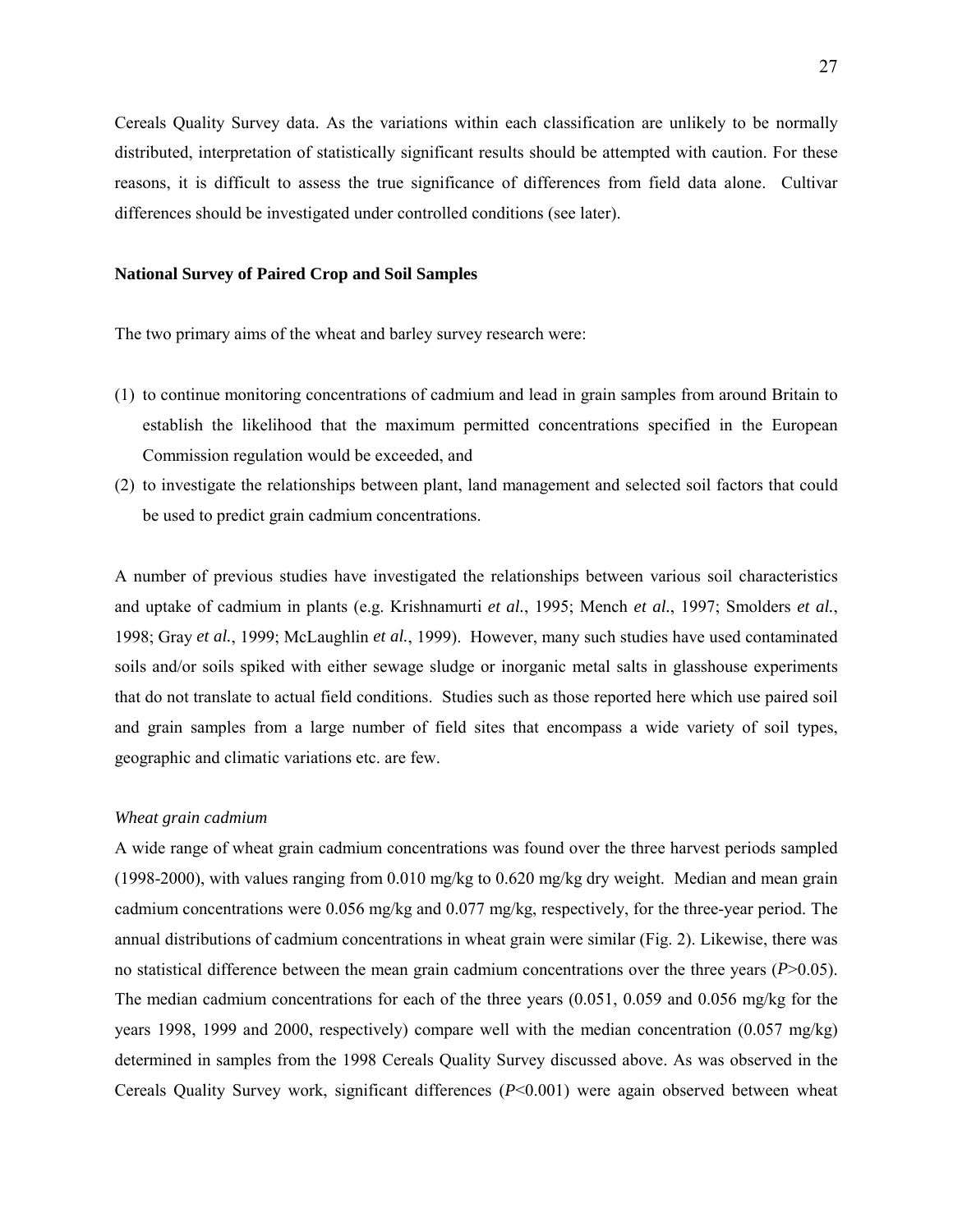Cereals Quality Survey data. As the variations within each classification are unlikely to be normally distributed, interpretation of statistically significant results should be attempted with caution. For these reasons, it is difficult to assess the true significance of differences from field data alone. Cultivar differences should be investigated under controlled conditions (see later).

**National Survey of Paired Crop and Soil Samples**

The two primary aims of the wheat and barley survey research were:

(1) to continue monitoring concentrations of cadmium and lead in grain samples from around Britain to establish the likelihood that the maximum permitted concentrations specified in the European Commission regulation would be exceeded, and
(2) to investigate the relationships between plant, land management and selected soil factors that could be used to predict grain cadmium concentrations.

A number of previous studies have investigated the relationships between various soil characteristics and uptake of cadmium in plants (e.g. Krishnamurti *et al.*, 1995; Mench *et al.*, 1997; Smolders *et al.*, 1998; Gray *et al.*, 1999; McLaughlin *et al.*, 1999). However, many such studies have used contaminated soils and/or soils spiked with either sewage sludge or inorganic metal salts in glasshouse experiments that do not translate to actual field conditions. Studies such as those reported here which use paired soil and grain samples from a large number of field sites that encompass a wide variety of soil types, geographic and climatic variations etc. are few.

*Wheat grain cadmium*

A wide range of wheat grain cadmium concentrations was found over the three harvest periods sampled (1998-2000), with values ranging from 0.010 mg/kg to 0.620 mg/kg dry weight. Median and mean grain cadmium concentrations were 0.056 mg/kg and 0.077 mg/kg, respectively, for the three-year period. The annual distributions of cadmium concentrations in wheat grain were similar (Fig. 2). Likewise, there was no statistical difference between the mean grain cadmium concentrations over the three years ($P$>0.05). The median cadmium concentrations for each of the three years (0.051, 0.059 and 0.056 mg/kg for the years 1998, 1999 and 2000, respectively) compare well with the median concentration (0.057 mg/kg) determined in samples from the 1998 Cereals Quality Survey discussed above. As was observed in the Cereals Quality Survey work, significant differences ($P$<0.001) were again observed between wheat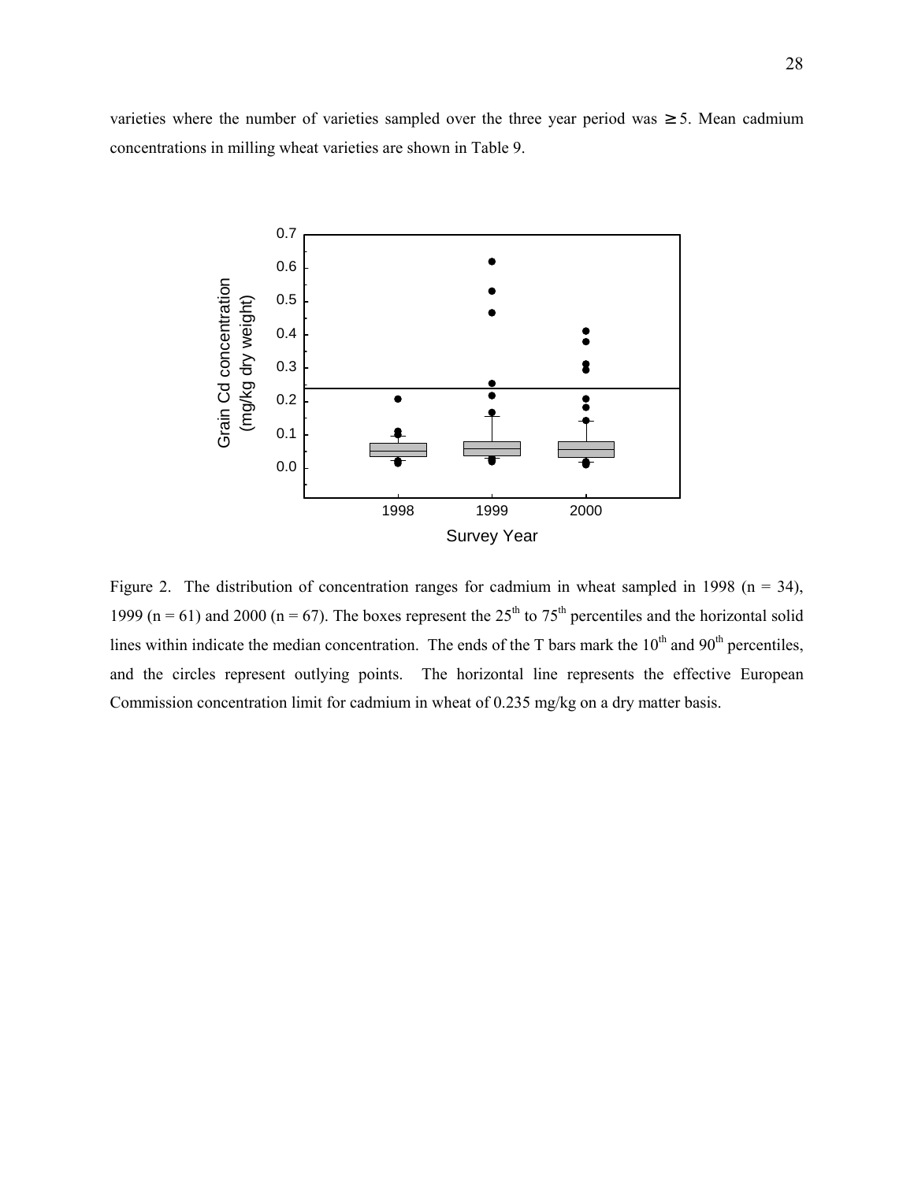varieties where the number of varieties sampled over the three year period was ≥ 5. Mean cadmium concentrations in milling wheat varieties are shown in Table 9.

Figure 2. The distribution of concentration ranges for cadmium in wheat sampled in 1998 (n = 34), 1999 (n = 61) and 2000 (n = 67). The boxes represent the 25[th] to 75[th] percentiles and the horizontal solid lines within indicate the median concentration. The ends of the T bars mark the 10[th] and 90[th] percentiles, and the circles represent outlying points. The horizontal line represents the effective European Commission concentration limit for cadmium in wheat of 0.235 mg/kg on a dry matter basis.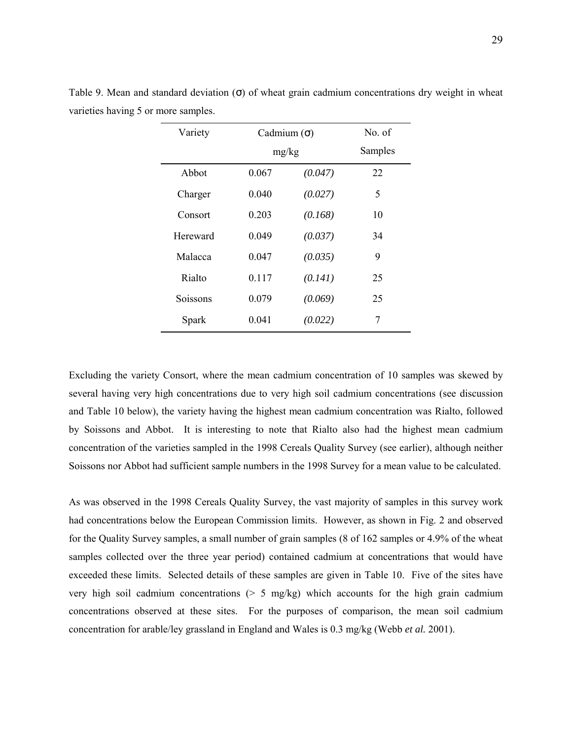Table 9. Mean and standard deviation (σ) of wheat grain cadmium concentrations dry weight in wheat varieties having 5 or more samples.

| Variety | Cadmium (σ) mg/kg | | No. of Samples |
|---|---|---|---|
| Abbot | 0.067 | *(0.047)* | 22 |
| Charger | 0.040 | *(0.027)* | 5 |
| Consort | 0.203 | *(0.168)* | 10 |
| Hereward | 0.049 | *(0.037)* | 34 |
| Malacca | 0.047 | *(0.035)* | 9 |
| Rialto | 0.117 | *(0.141)* | 25 |
| Soissons | 0.079 | *(0.069)* | 25 |
| Spark | 0.041 | *(0.022)* | 7 |

Excluding the variety Consort, where the mean cadmium concentration of 10 samples was skewed by several having very high concentrations due to very high soil cadmium concentrations (see discussion and Table 10 below), the variety having the highest mean cadmium concentration was Rialto, followed by Soissons and Abbot. It is interesting to note that Rialto also had the highest mean cadmium concentration of the varieties sampled in the 1998 Cereals Quality Survey (see earlier), although neither Soissons nor Abbot had sufficient sample numbers in the 1998 Survey for a mean value to be calculated.

As was observed in the 1998 Cereals Quality Survey, the vast majority of samples in this survey work had concentrations below the European Commission limits. However, as shown in Fig. 2 and observed for the Quality Survey samples, a small number of grain samples (8 of 162 samples or 4.9% of the wheat samples collected over the three year period) contained cadmium at concentrations that would have exceeded these limits. Selected details of these samples are given in Table 10. Five of the sites have very high soil cadmium concentrations (> 5 mg/kg) which accounts for the high grain cadmium concentrations observed at these sites. For the purposes of comparison, the mean soil cadmium concentration for arable/ley grassland in England and Wales is 0.3 mg/kg (Webb *et al.* 2001).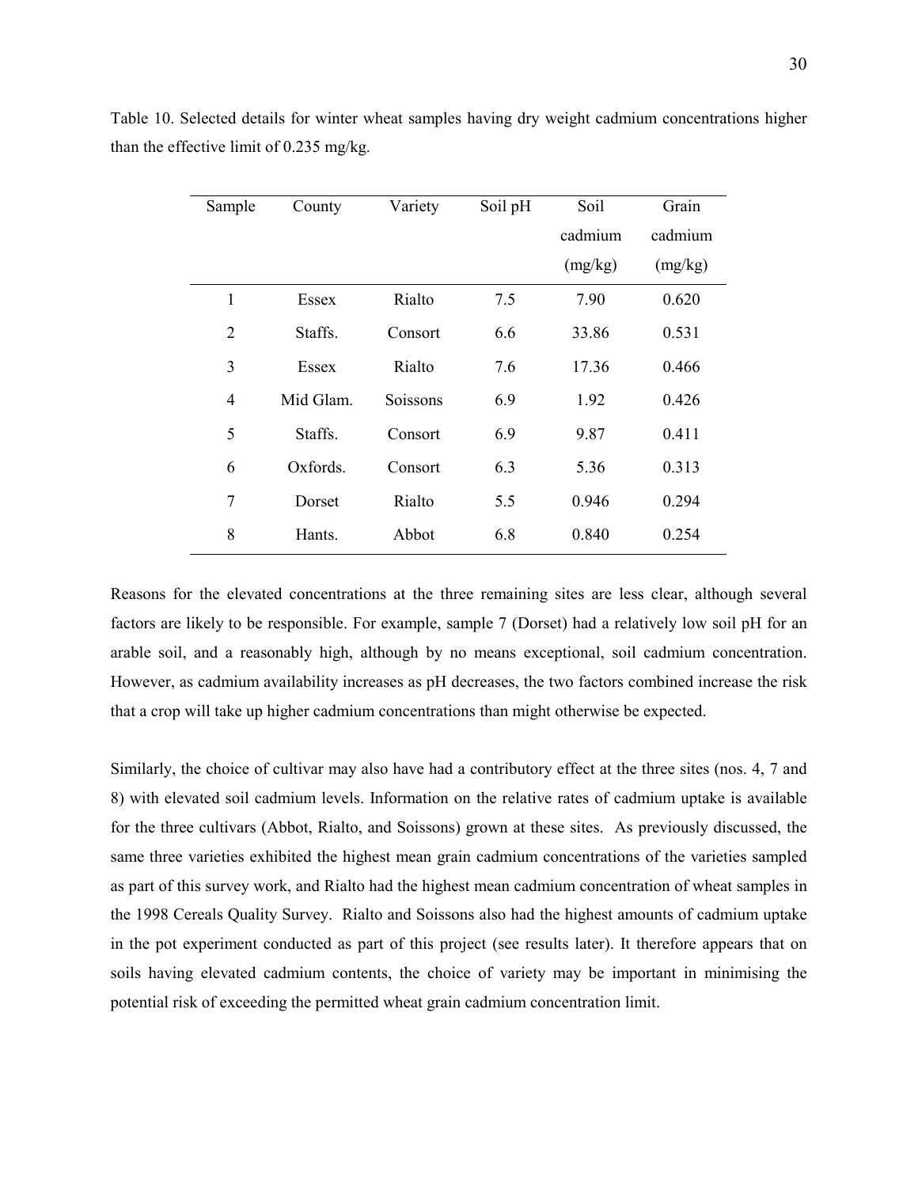Table 10. Selected details for winter wheat samples having dry weight cadmium concentrations higher than the effective limit of 0.235 mg/kg.

| Sample | County | Variety | Soil pH | Soil cadmium (mg/kg) | Grain cadmium (mg/kg) |
|---|---|---|---|---|---|
| 1 | Essex | Rialto | 7.5 | 7.90 | 0.620 |
| 2 | Staffs. | Consort | 6.6 | 33.86 | 0.531 |
| 3 | Essex | Rialto | 7.6 | 17.36 | 0.466 |
| 4 | Mid Glam. | Soissons | 6.9 | 1.92 | 0.426 |
| 5 | Staffs. | Consort | 6.9 | 9.87 | 0.411 |
| 6 | Oxfords. | Consort | 6.3 | 5.36 | 0.313 |
| 7 | Dorset | Rialto | 5.5 | 0.946 | 0.294 |
| 8 | Hants. | Abbot | 6.8 | 0.840 | 0.254 |

Reasons for the elevated concentrations at the three remaining sites are less clear, although several factors are likely to be responsible. For example, sample 7 (Dorset) had a relatively low soil pH for an arable soil, and a reasonably high, although by no means exceptional, soil cadmium concentration. However, as cadmium availability increases as pH decreases, the two factors combined increase the risk that a crop will take up higher cadmium concentrations than might otherwise be expected.

Similarly, the choice of cultivar may also have had a contributory effect at the three sites (nos. 4, 7 and 8) with elevated soil cadmium levels. Information on the relative rates of cadmium uptake is available for the three cultivars (Abbot, Rialto, and Soissons) grown at these sites. As previously discussed, the same three varieties exhibited the highest mean grain cadmium concentrations of the varieties sampled as part of this survey work, and Rialto had the highest mean cadmium concentration of wheat samples in the 1998 Cereals Quality Survey. Rialto and Soissons also had the highest amounts of cadmium uptake in the pot experiment conducted as part of this project (see results later). It therefore appears that on soils having elevated cadmium contents, the choice of variety may be important in minimising the potential risk of exceeding the permitted wheat grain cadmium concentration limit.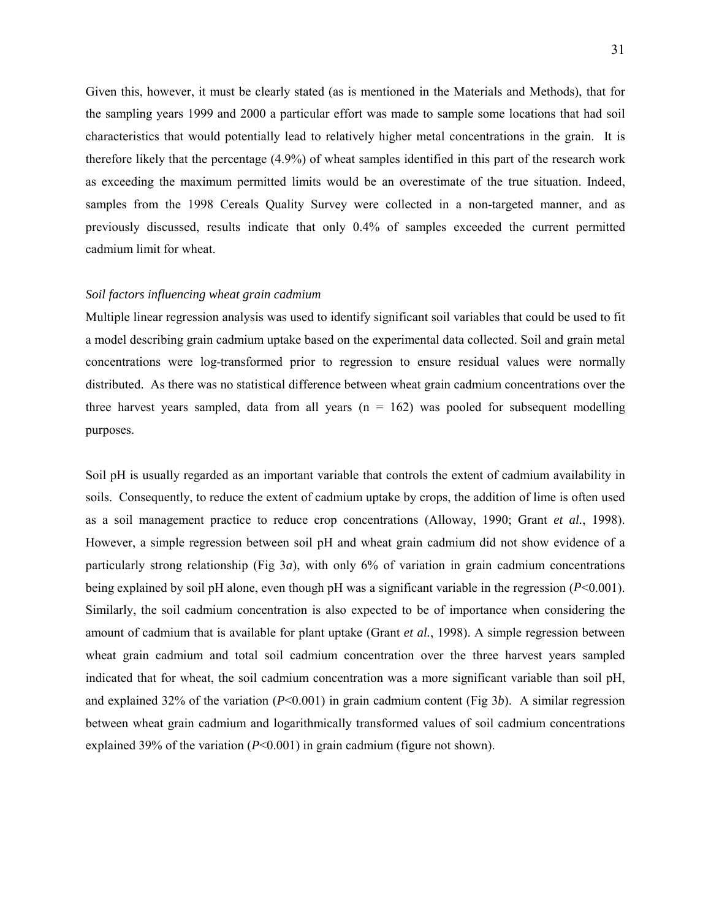Given this, however, it must be clearly stated (as is mentioned in the Materials and Methods), that for the sampling years 1999 and 2000 a particular effort was made to sample some locations that had soil characteristics that would potentially lead to relatively higher metal concentrations in the grain. It is therefore likely that the percentage (4.9%) of wheat samples identified in this part of the research work as exceeding the maximum permitted limits would be an overestimate of the true situation. Indeed, samples from the 1998 Cereals Quality Survey were collected in a non-targeted manner, and as previously discussed, results indicate that only 0.4% of samples exceeded the current permitted cadmium limit for wheat.

*Soil factors influencing wheat grain cadmium*

Multiple linear regression analysis was used to identify significant soil variables that could be used to fit a model describing grain cadmium uptake based on the experimental data collected. Soil and grain metal concentrations were log-transformed prior to regression to ensure residual values were normally distributed. As there was no statistical difference between wheat grain cadmium concentrations over the three harvest years sampled, data from all years ($n = 162$) was pooled for subsequent modelling purposes.

Soil pH is usually regarded as an important variable that controls the extent of cadmium availability in soils. Consequently, to reduce the extent of cadmium uptake by crops, the addition of lime is often used as a soil management practice to reduce crop concentrations (Alloway, 1990; Grant *et al.*, 1998). However, a simple regression between soil pH and wheat grain cadmium did not show evidence of a particularly strong relationship (Fig 3*a*), with only 6% of variation in grain cadmium concentrations being explained by soil pH alone, even though pH was a significant variable in the regression ($P<0.001$). Similarly, the soil cadmium concentration is also expected to be of importance when considering the amount of cadmium that is available for plant uptake (Grant *et al.*, 1998). A simple regression between wheat grain cadmium and total soil cadmium concentration over the three harvest years sampled indicated that for wheat, the soil cadmium concentration was a more significant variable than soil pH, and explained 32% of the variation ($P<0.001$) in grain cadmium content (Fig 3*b*). A similar regression between wheat grain cadmium and logarithmically transformed values of soil cadmium concentrations explained 39% of the variation ($P<0.001$) in grain cadmium (figure not shown).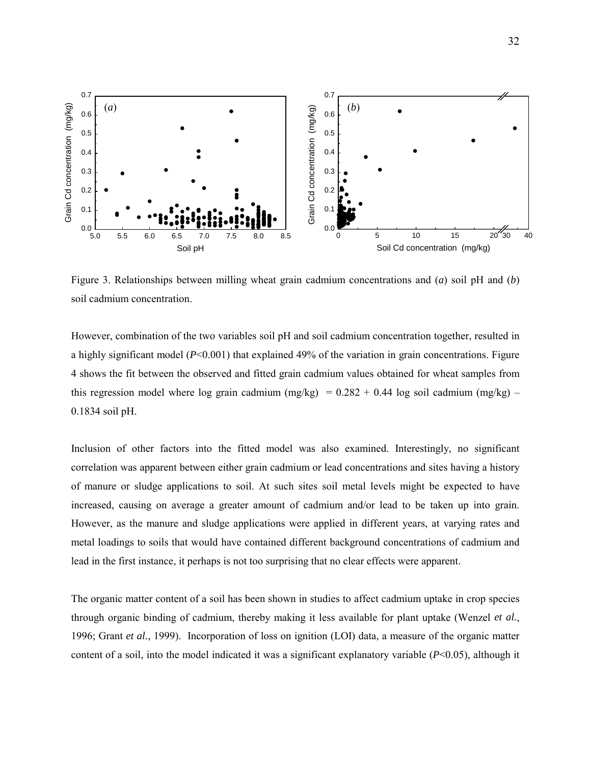Figure 3. Relationships between milling wheat grain cadmium concentrations and (*a*) soil pH and (*b*) soil cadmium concentration.

However, combination of the two variables soil pH and soil cadmium concentration together, resulted in a highly significant model ($P$<0.001) that explained 49% of the variation in grain concentrations. Figure 4 shows the fit between the observed and fitted grain cadmium values obtained for wheat samples from this regression model where log grain cadmium (mg/kg) = 0.282 + 0.44 log soil cadmium (mg/kg) – 0.1834 soil pH.

Inclusion of other factors into the fitted model was also examined. Interestingly, no significant correlation was apparent between either grain cadmium or lead concentrations and sites having a history of manure or sludge applications to soil. At such sites soil metal levels might be expected to have increased, causing on average a greater amount of cadmium and/or lead to be taken up into grain. However, as the manure and sludge applications were applied in different years, at varying rates and metal loadings to soils that would have contained different background concentrations of cadmium and lead in the first instance, it perhaps is not too surprising that no clear effects were apparent.

The organic matter content of a soil has been shown in studies to affect cadmium uptake in crop species through organic binding of cadmium, thereby making it less available for plant uptake (Wenzel *et al.*, 1996; Grant *et al.*, 1999). Incorporation of loss on ignition (LOI) data, a measure of the organic matter content of a soil, into the model indicated it was a significant explanatory variable ($P$<0.05), although it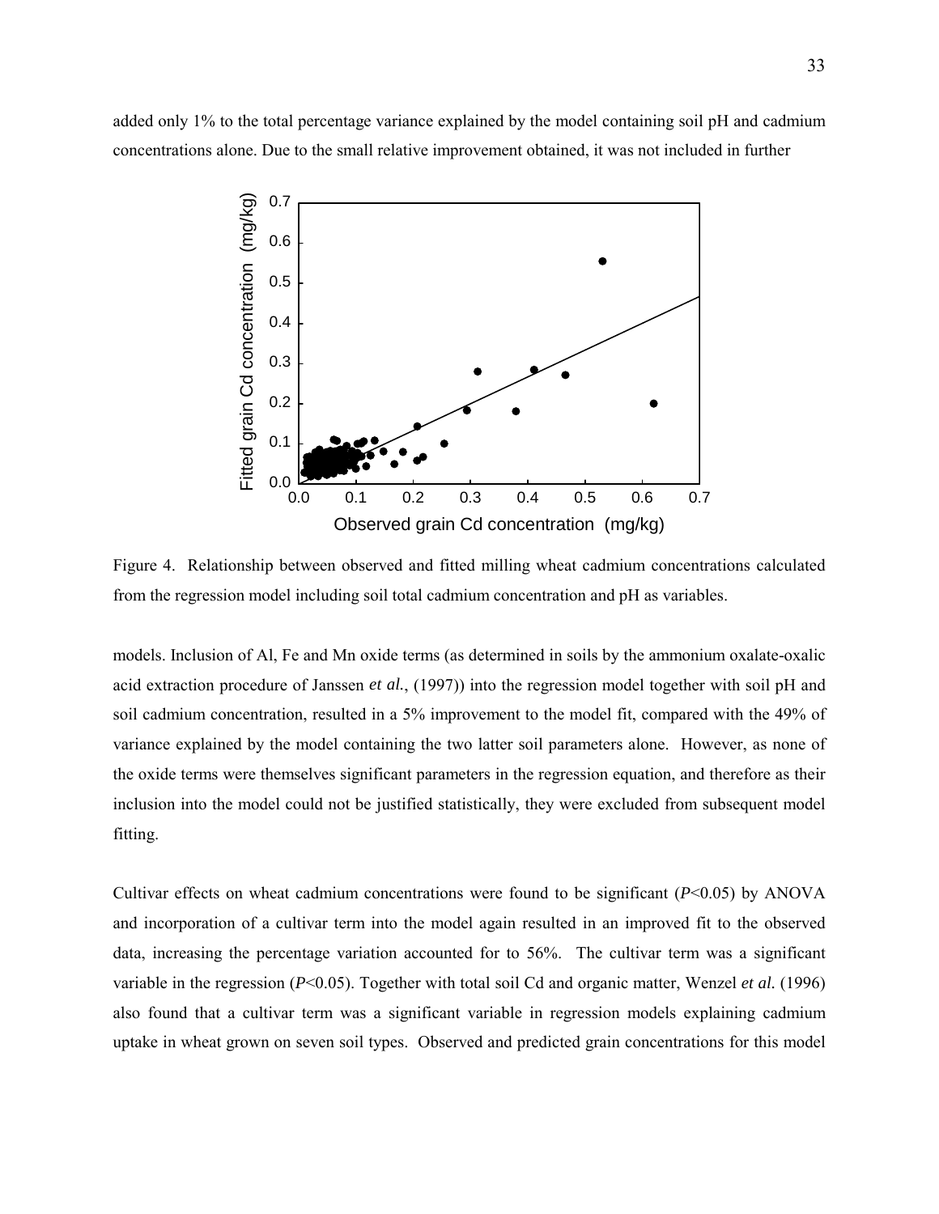added only 1% to the total percentage variance explained by the model containing soil pH and cadmium concentrations alone. Due to the small relative improvement obtained, it was not included in further

Figure 4. Relationship between observed and fitted milling wheat cadmium concentrations calculated from the regression model including soil total cadmium concentration and pH as variables.

models. Inclusion of Al, Fe and Mn oxide terms (as determined in soils by the ammonium oxalate-oxalic acid extraction procedure of Janssen *et al.*, (1997)) into the regression model together with soil pH and soil cadmium concentration, resulted in a 5% improvement to the model fit, compared with the 49% of variance explained by the model containing the two latter soil parameters alone. However, as none of the oxide terms were themselves significant parameters in the regression equation, and therefore as their inclusion into the model could not be justified statistically, they were excluded from subsequent model fitting.

Cultivar effects on wheat cadmium concentrations were found to be significant ($P<0.05$) by ANOVA and incorporation of a cultivar term into the model again resulted in an improved fit to the observed data, increasing the percentage variation accounted for to 56%. The cultivar term was a significant variable in the regression ($P<0.05$). Together with total soil Cd and organic matter, Wenzel *et al.* (1996) also found that a cultivar term was a significant variable in regression models explaining cadmium uptake in wheat grown on seven soil types. Observed and predicted grain concentrations for this model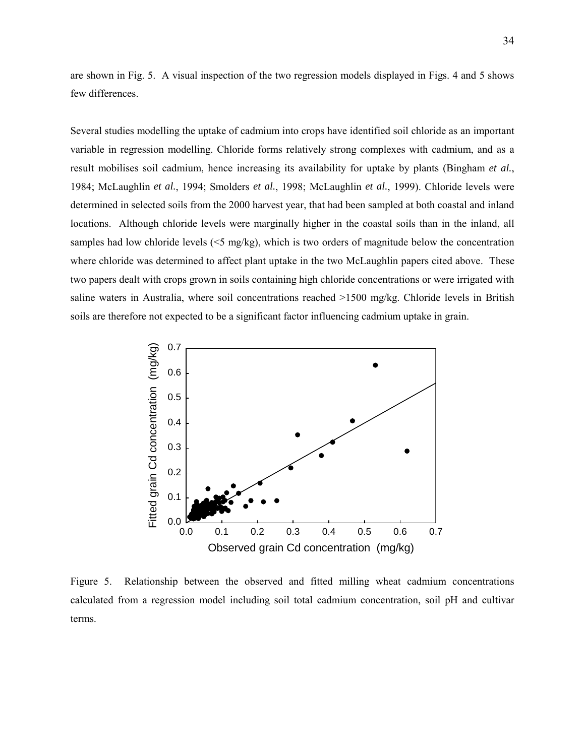are shown in Fig. 5. A visual inspection of the two regression models displayed in Figs. 4 and 5 shows few differences.

Several studies modelling the uptake of cadmium into crops have identified soil chloride as an important variable in regression modelling. Chloride forms relatively strong complexes with cadmium, and as a result mobilises soil cadmium, hence increasing its availability for uptake by plants (Bingham *et al.*, 1984; McLaughlin *et al.*, 1994; Smolders *et al.*, 1998; McLaughlin *et al.*, 1999). Chloride levels were determined in selected soils from the 2000 harvest year, that had been sampled at both coastal and inland locations. Although chloride levels were marginally higher in the coastal soils than in the inland, all samples had low chloride levels (<5 mg/kg), which is two orders of magnitude below the concentration where chloride was determined to affect plant uptake in the two McLaughlin papers cited above. These two papers dealt with crops grown in soils containing high chloride concentrations or were irrigated with saline waters in Australia, where soil concentrations reached >1500 mg/kg. Chloride levels in British soils are therefore not expected to be a significant factor influencing cadmium uptake in grain.

Figure 5. Relationship between the observed and fitted milling wheat cadmium concentrations calculated from a regression model including soil total cadmium concentration, soil pH and cultivar terms.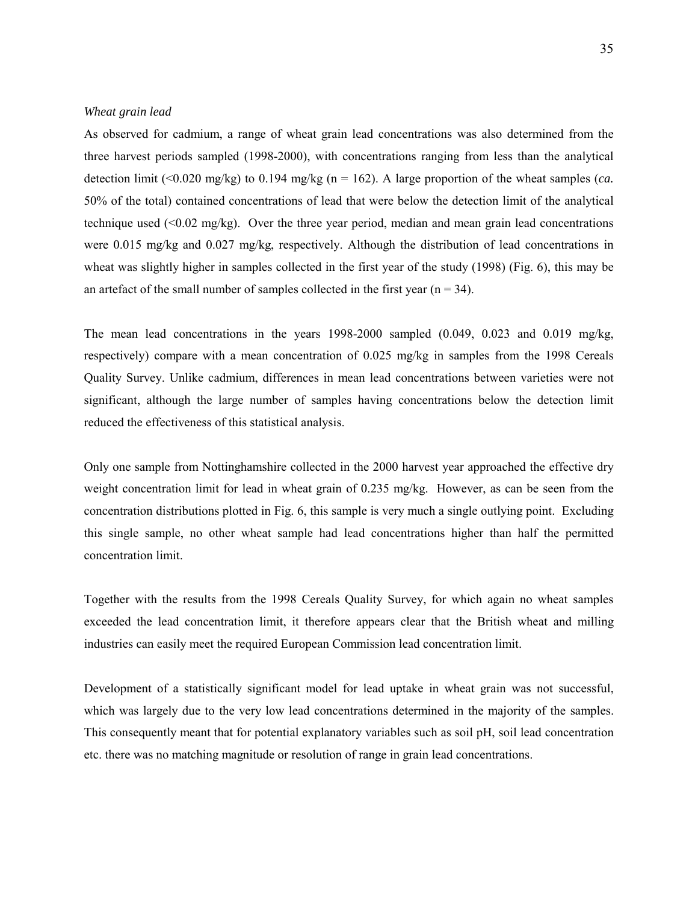*Wheat grain lead*

As observed for cadmium, a range of wheat grain lead concentrations was also determined from the three harvest periods sampled (1998-2000), with concentrations ranging from less than the analytical detection limit (<0.020 mg/kg) to 0.194 mg/kg (n = 162). A large proportion of the wheat samples (*ca.* 50% of the total) contained concentrations of lead that were below the detection limit of the analytical technique used (<0.02 mg/kg). Over the three year period, median and mean grain lead concentrations were 0.015 mg/kg and 0.027 mg/kg, respectively. Although the distribution of lead concentrations in wheat was slightly higher in samples collected in the first year of the study (1998) (Fig. 6), this may be an artefact of the small number of samples collected in the first year (n = 34).

The mean lead concentrations in the years 1998-2000 sampled (0.049, 0.023 and 0.019 mg/kg, respectively) compare with a mean concentration of 0.025 mg/kg in samples from the 1998 Cereals Quality Survey. Unlike cadmium, differences in mean lead concentrations between varieties were not significant, although the large number of samples having concentrations below the detection limit reduced the effectiveness of this statistical analysis.

Only one sample from Nottinghamshire collected in the 2000 harvest year approached the effective dry weight concentration limit for lead in wheat grain of 0.235 mg/kg. However, as can be seen from the concentration distributions plotted in Fig. 6, this sample is very much a single outlying point. Excluding this single sample, no other wheat sample had lead concentrations higher than half the permitted concentration limit.

Together with the results from the 1998 Cereals Quality Survey, for which again no wheat samples exceeded the lead concentration limit, it therefore appears clear that the British wheat and milling industries can easily meet the required European Commission lead concentration limit.

Development of a statistically significant model for lead uptake in wheat grain was not successful, which was largely due to the very low lead concentrations determined in the majority of the samples. This consequently meant that for potential explanatory variables such as soil pH, soil lead concentration etc. there was no matching magnitude or resolution of range in grain lead concentrations.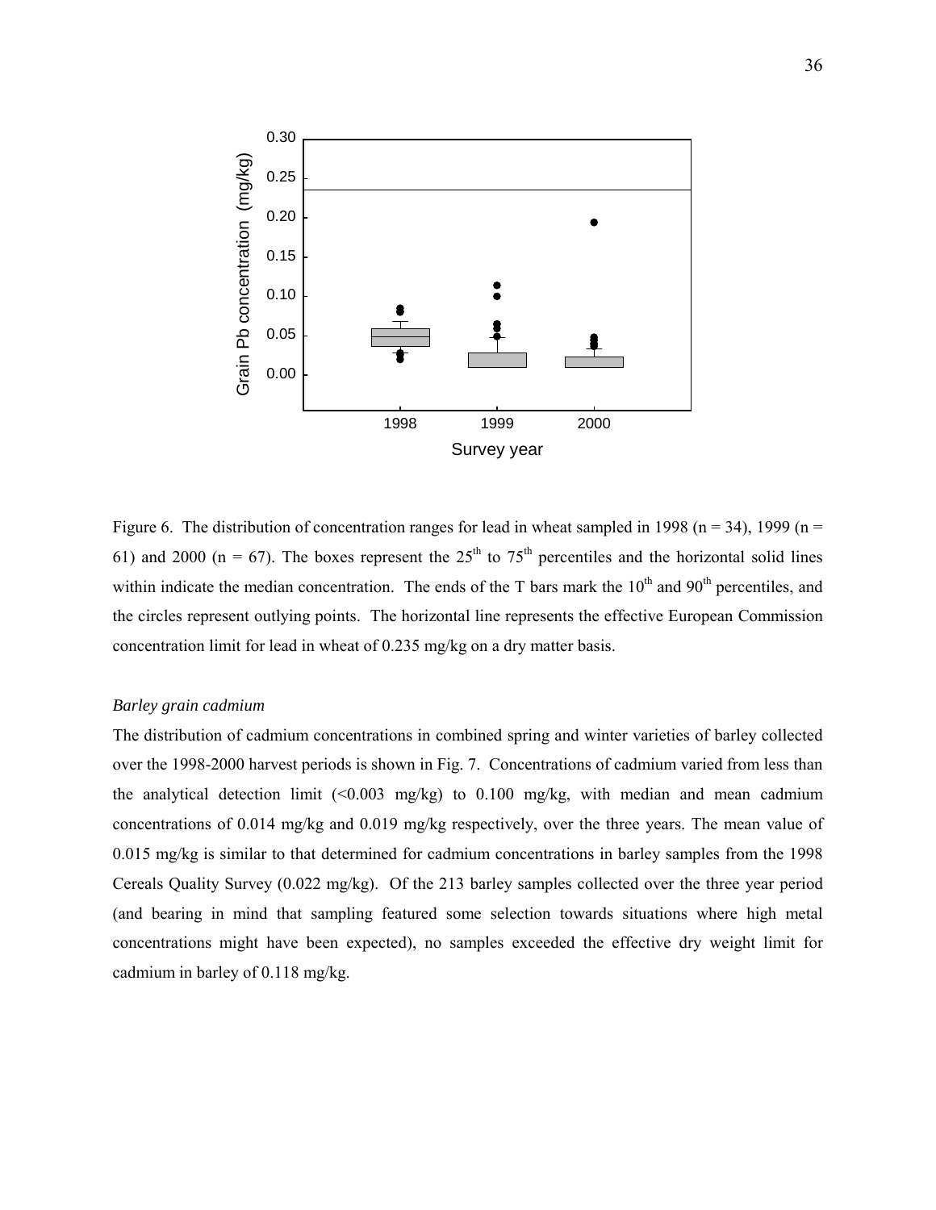Figure 6. The distribution of concentration ranges for lead in wheat sampled in 1998 (n = 34), 1999 (n = 61) and 2000 (n = 67). The boxes represent the $25^{th}$ to $75^{th}$ percentiles and the horizontal solid lines within indicate the median concentration. The ends of the T bars mark the $10^{th}$ and $90^{th}$ percentiles, and the circles represent outlying points. The horizontal line represents the effective European Commission concentration limit for lead in wheat of 0.235 mg/kg on a dry matter basis.

*Barley grain cadmium*

The distribution of cadmium concentrations in combined spring and winter varieties of barley collected over the 1998-2000 harvest periods is shown in Fig. 7. Concentrations of cadmium varied from less than the analytical detection limit (<0.003 mg/kg) to 0.100 mg/kg, with median and mean cadmium concentrations of 0.014 mg/kg and 0.019 mg/kg respectively, over the three years. The mean value of 0.015 mg/kg is similar to that determined for cadmium concentrations in barley samples from the 1998 Cereals Quality Survey (0.022 mg/kg). Of the 213 barley samples collected over the three year period (and bearing in mind that sampling featured some selection towards situations where high metal concentrations might have been expected), no samples exceeded the effective dry weight limit for cadmium in barley of 0.118 mg/kg.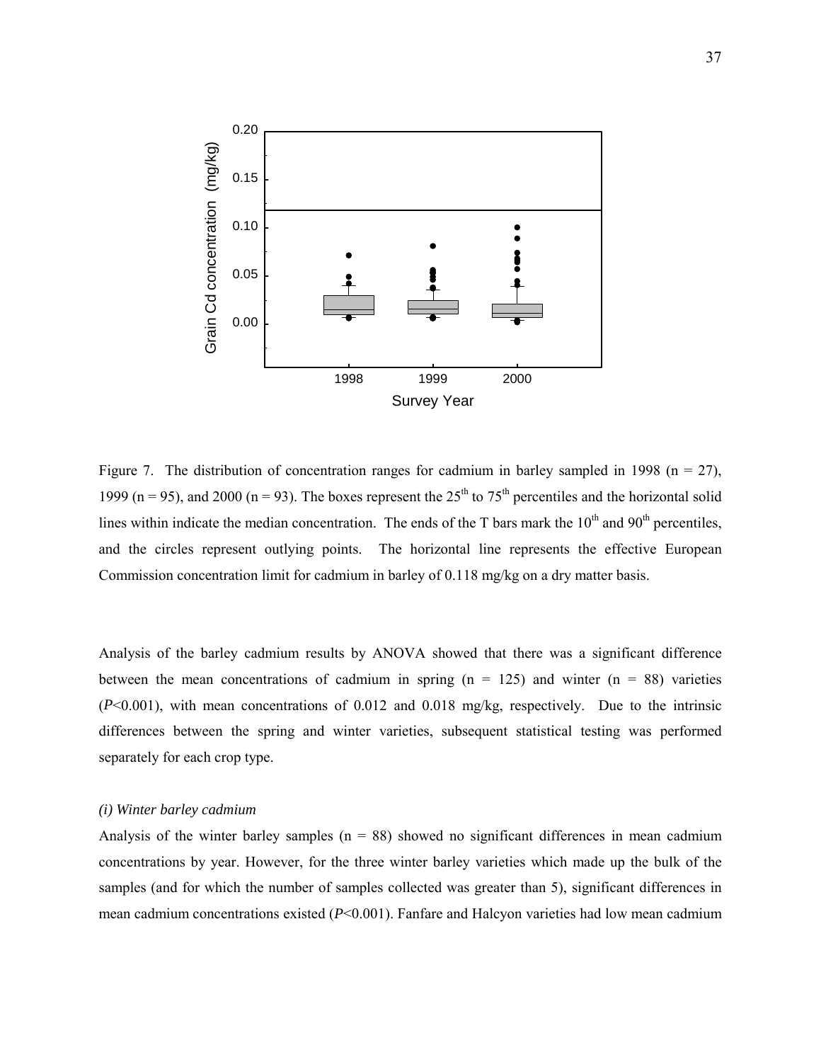Figure 7. The distribution of concentration ranges for cadmium in barley sampled in 1998 (n = 27), 1999 (n = 95), and 2000 (n = 93). The boxes represent the 25$^{th}$ to 75$^{th}$ percentiles and the horizontal solid lines within indicate the median concentration. The ends of the T bars mark the 10$^{th}$ and 90$^{th}$ percentiles, and the circles represent outlying points. The horizontal line represents the effective European Commission concentration limit for cadmium in barley of 0.118 mg/kg on a dry matter basis.

Analysis of the barley cadmium results by ANOVA showed that there was a significant difference between the mean concentrations of cadmium in spring (n = 125) and winter (n = 88) varieties ($P$<0.001), with mean concentrations of 0.012 and 0.018 mg/kg, respectively. Due to the intrinsic differences between the spring and winter varieties, subsequent statistical testing was performed separately for each crop type.

*(i) Winter barley cadmium*

Analysis of the winter barley samples (n = 88) showed no significant differences in mean cadmium concentrations by year. However, for the three winter barley varieties which made up the bulk of the samples (and for which the number of samples collected was greater than 5), significant differences in mean cadmium concentrations existed ($P$<0.001). Fanfare and Halcyon varieties had low mean cadmium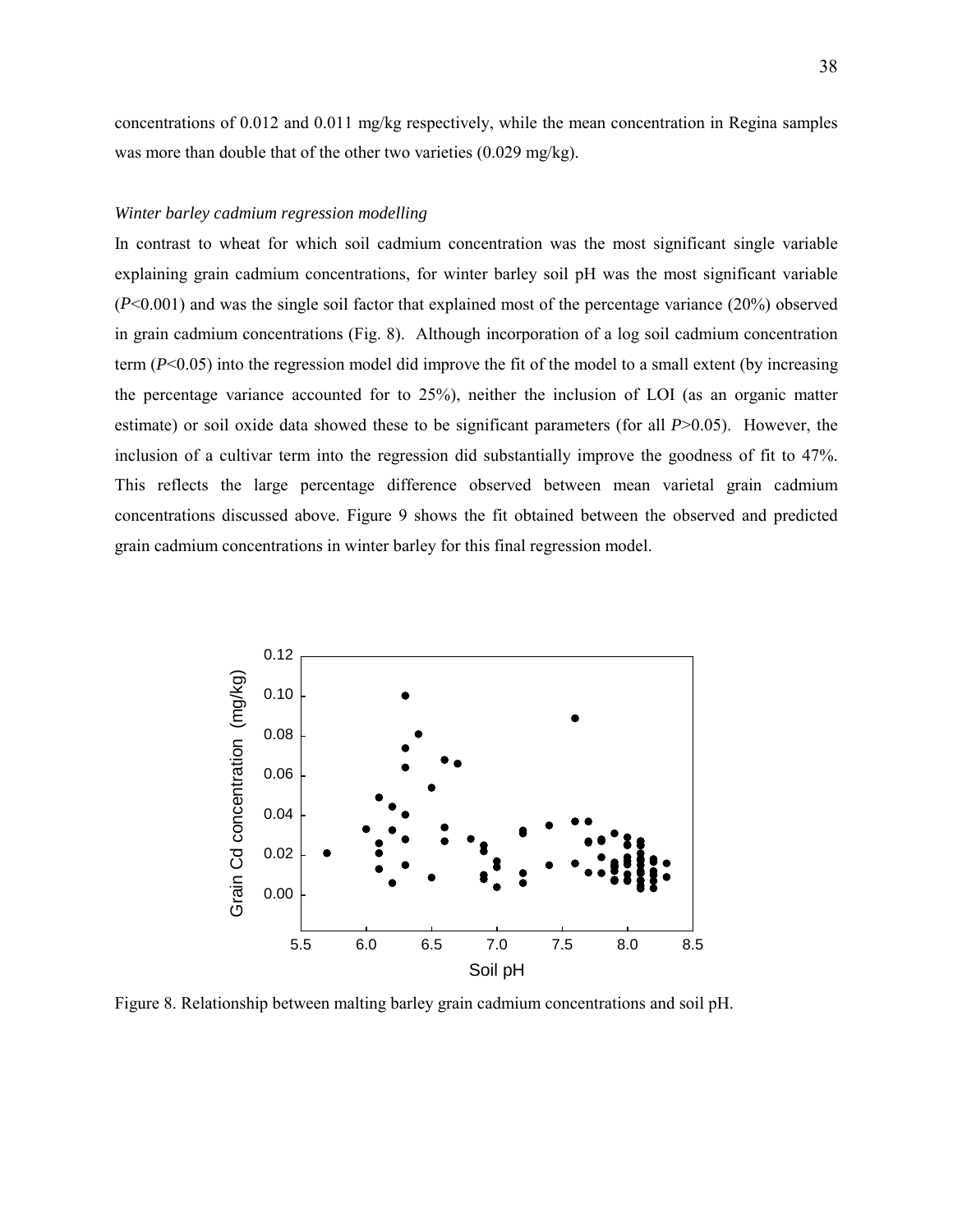concentrations of 0.012 and 0.011 mg/kg respectively, while the mean concentration in Regina samples was more than double that of the other two varieties (0.029 mg/kg).

*Winter barley cadmium regression modelling*

In contrast to wheat for which soil cadmium concentration was the most significant single variable explaining grain cadmium concentrations, for winter barley soil pH was the most significant variable ($P<0.001$) and was the single soil factor that explained most of the percentage variance (20%) observed in grain cadmium concentrations (Fig. 8). Although incorporation of a log soil cadmium concentration term ($P<0.05$) into the regression model did improve the fit of the model to a small extent (by increasing the percentage variance accounted for to 25%), neither the inclusion of LOI (as an organic matter estimate) or soil oxide data showed these to be significant parameters (for all $P>0.05$). However, the inclusion of a cultivar term into the regression did substantially improve the goodness of fit to 47%. This reflects the large percentage difference observed between mean varietal grain cadmium concentrations discussed above. Figure 9 shows the fit obtained between the observed and predicted grain cadmium concentrations in winter barley for this final regression model.

Figure 8. Relationship between malting barley grain cadmium concentrations and soil pH.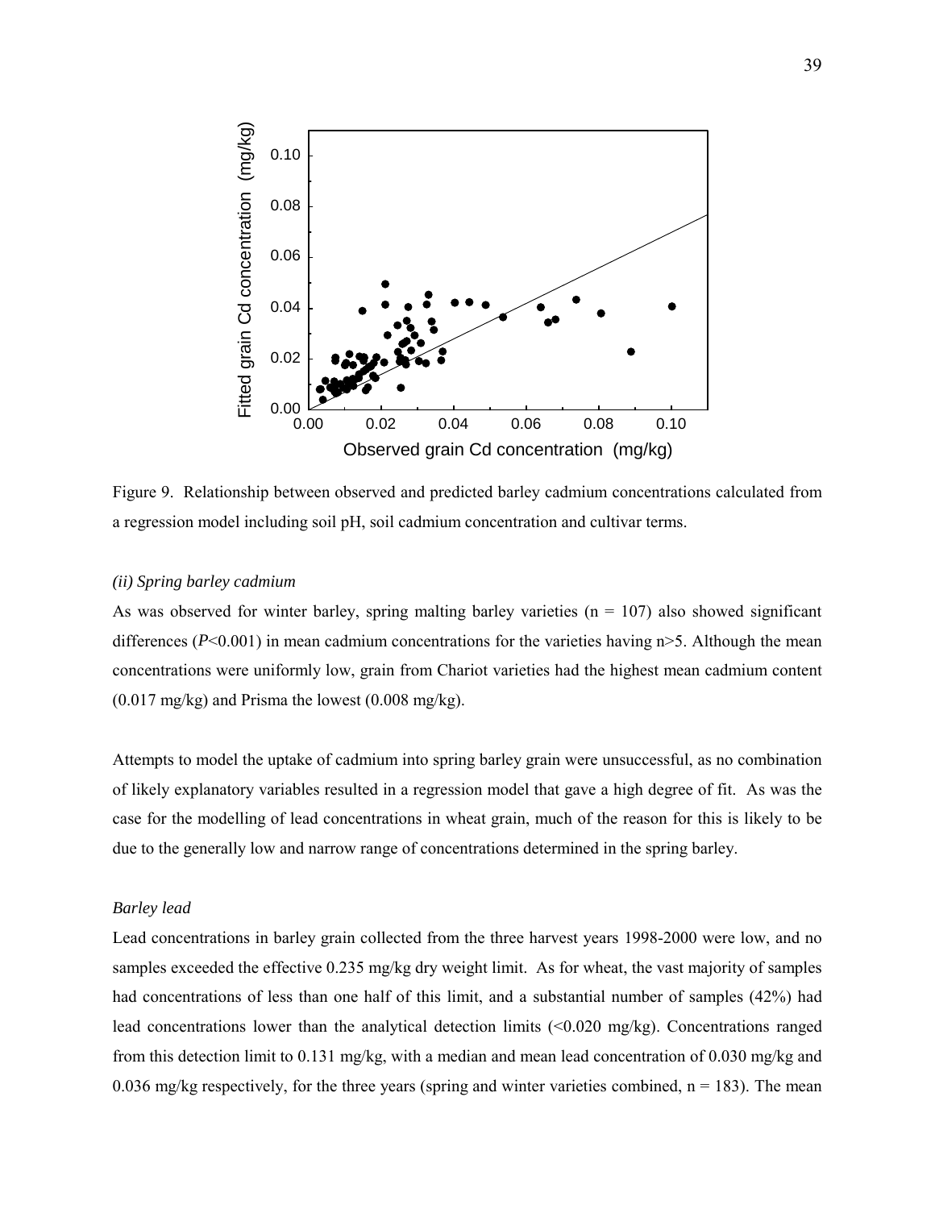Figure 9. Relationship between observed and predicted barley cadmium concentrations calculated from a regression model including soil pH, soil cadmium concentration and cultivar terms.

*(ii) Spring barley cadmium*

As was observed for winter barley, spring malting barley varieties (n = 107) also showed significant differences (*P*<0.001) in mean cadmium concentrations for the varieties having n>5. Although the mean concentrations were uniformly low, grain from Chariot varieties had the highest mean cadmium content (0.017 mg/kg) and Prisma the lowest (0.008 mg/kg).

Attempts to model the uptake of cadmium into spring barley grain were unsuccessful, as no combination of likely explanatory variables resulted in a regression model that gave a high degree of fit. As was the case for the modelling of lead concentrations in wheat grain, much of the reason for this is likely to be due to the generally low and narrow range of concentrations determined in the spring barley.

*Barley lead*

Lead concentrations in barley grain collected from the three harvest years 1998-2000 were low, and no samples exceeded the effective 0.235 mg/kg dry weight limit. As for wheat, the vast majority of samples had concentrations of less than one half of this limit, and a substantial number of samples (42%) had lead concentrations lower than the analytical detection limits (<0.020 mg/kg). Concentrations ranged from this detection limit to 0.131 mg/kg, with a median and mean lead concentration of 0.030 mg/kg and 0.036 mg/kg respectively, for the three years (spring and winter varieties combined, n = 183). The mean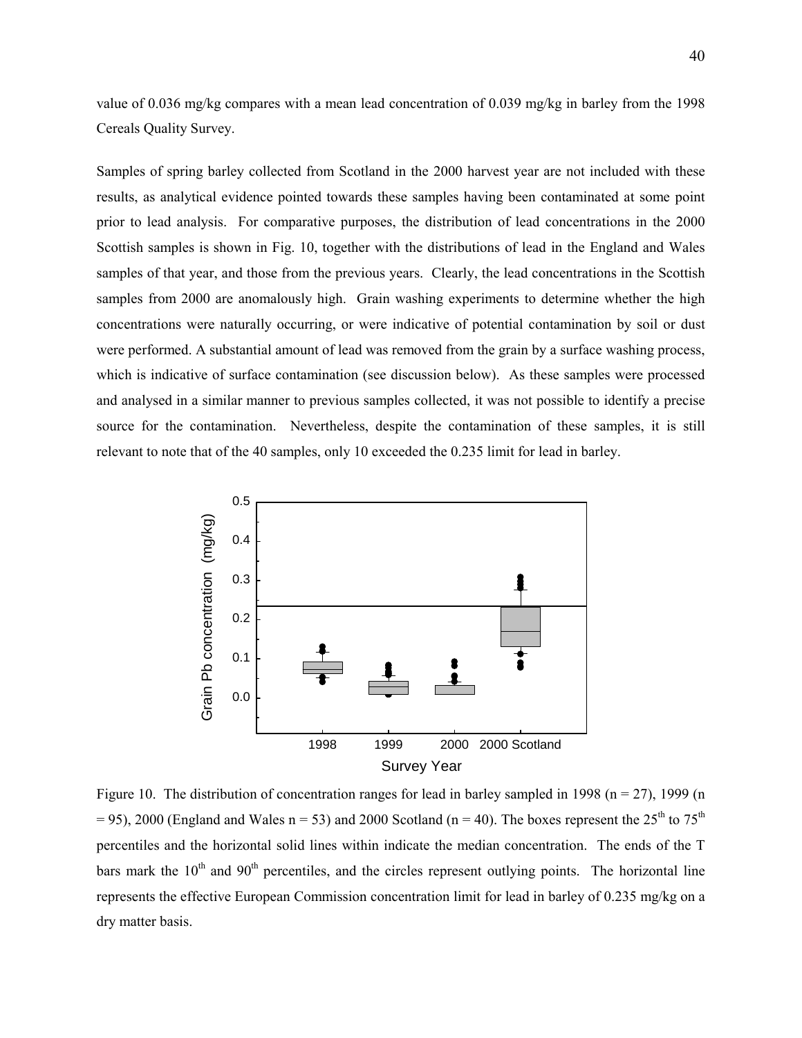value of 0.036 mg/kg compares with a mean lead concentration of 0.039 mg/kg in barley from the 1998 Cereals Quality Survey.

Samples of spring barley collected from Scotland in the 2000 harvest year are not included with these results, as analytical evidence pointed towards these samples having been contaminated at some point prior to lead analysis. For comparative purposes, the distribution of lead concentrations in the 2000 Scottish samples is shown in Fig. 10, together with the distributions of lead in the England and Wales samples of that year, and those from the previous years. Clearly, the lead concentrations in the Scottish samples from 2000 are anomalously high. Grain washing experiments to determine whether the high concentrations were naturally occurring, or were indicative of potential contamination by soil or dust were performed. A substantial amount of lead was removed from the grain by a surface washing process, which is indicative of surface contamination (see discussion below). As these samples were processed and analysed in a similar manner to previous samples collected, it was not possible to identify a precise source for the contamination. Nevertheless, despite the contamination of these samples, it is still relevant to note that of the 40 samples, only 10 exceeded the 0.235 limit for lead in barley.

Figure 10. The distribution of concentration ranges for lead in barley sampled in 1998 (n = 27), 1999 (n = 95), 2000 (England and Wales n = 53) and 2000 Scotland (n = 40). The boxes represent the 25[th] to 75[th] percentiles and the horizontal solid lines within indicate the median concentration. The ends of the T bars mark the 10[th] and 90[th] percentiles, and the circles represent outlying points. The horizontal line represents the effective European Commission concentration limit for lead in barley of 0.235 mg/kg on a dry matter basis.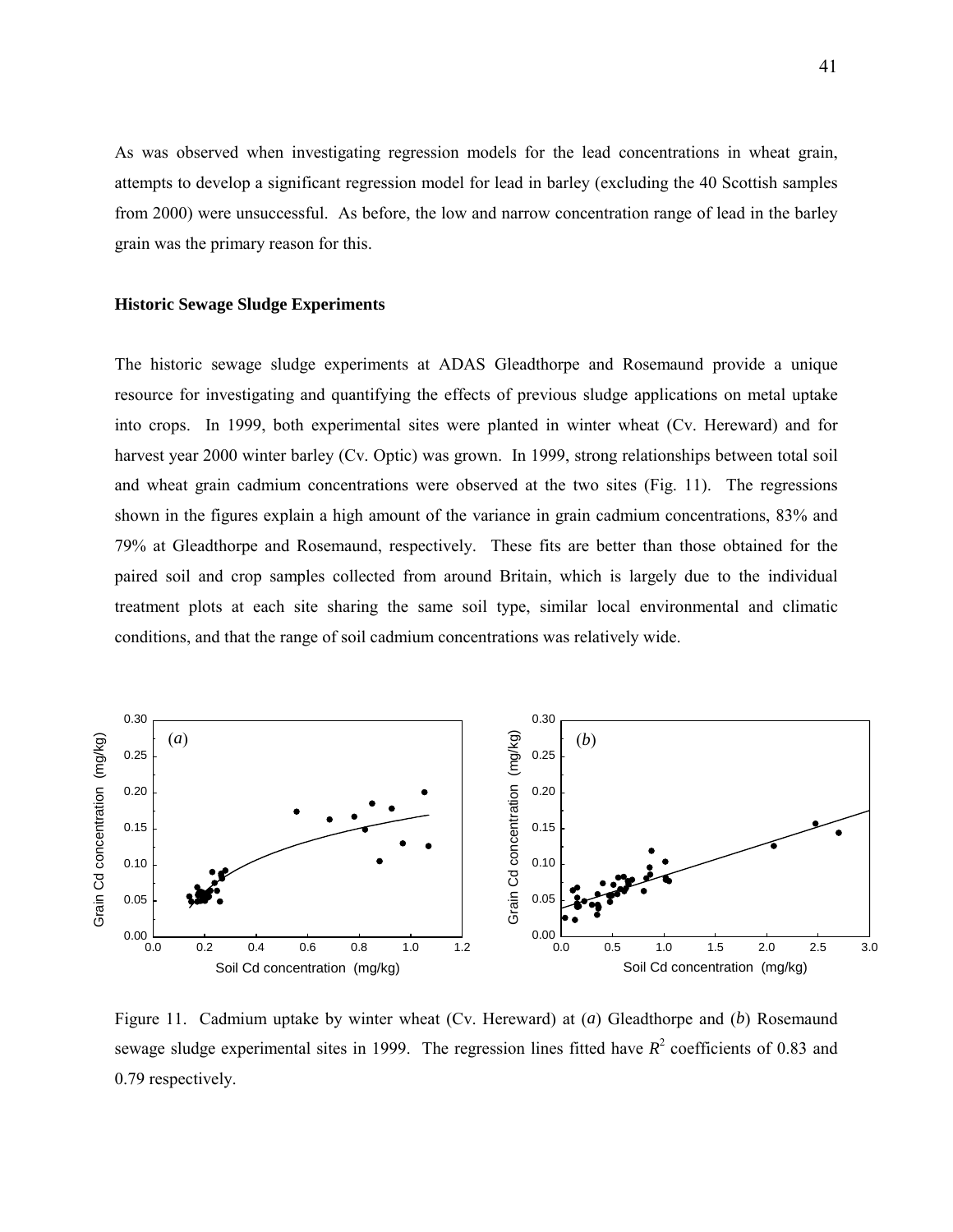As was observed when investigating regression models for the lead concentrations in wheat grain, attempts to develop a significant regression model for lead in barley (excluding the 40 Scottish samples from 2000) were unsuccessful. As before, the low and narrow concentration range of lead in the barley grain was the primary reason for this.

### Historic Sewage Sludge Experiments

The historic sewage sludge experiments at ADAS Gleadthorpe and Rosemaund provide a unique resource for investigating and quantifying the effects of previous sludge applications on metal uptake into crops. In 1999, both experimental sites were planted in winter wheat (Cv. Hereward) and for harvest year 2000 winter barley (Cv. Optic) was grown. In 1999, strong relationships between total soil and wheat grain cadmium concentrations were observed at the two sites (Fig. 11). The regressions shown in the figures explain a high amount of the variance in grain cadmium concentrations, 83% and 79% at Gleadthorpe and Rosemaund, respectively. These fits are better than those obtained for the paired soil and crop samples collected from around Britain, which is largely due to the individual treatment plots at each site sharing the same soil type, similar local environmental and climatic conditions, and that the range of soil cadmium concentrations was relatively wide.

Figure 11. Cadmium uptake by winter wheat (Cv. Hereward) at (*a*) Gleadthorpe and (*b*) Rosemaund sewage sludge experimental sites in 1999. The regression lines fitted have $R^2$ coefficients of 0.83 and 0.79 respectively.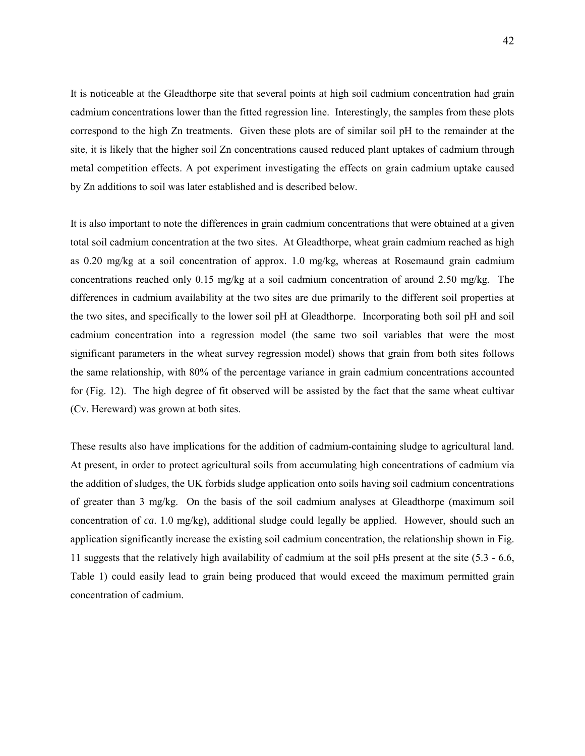It is noticeable at the Gleadthorpe site that several points at high soil cadmium concentration had grain cadmium concentrations lower than the fitted regression line. Interestingly, the samples from these plots correspond to the high Zn treatments. Given these plots are of similar soil pH to the remainder at the site, it is likely that the higher soil Zn concentrations caused reduced plant uptakes of cadmium through metal competition effects. A pot experiment investigating the effects on grain cadmium uptake caused by Zn additions to soil was later established and is described below.

It is also important to note the differences in grain cadmium concentrations that were obtained at a given total soil cadmium concentration at the two sites. At Gleadthorpe, wheat grain cadmium reached as high as 0.20 mg/kg at a soil concentration of approx. 1.0 mg/kg, whereas at Rosemaund grain cadmium concentrations reached only 0.15 mg/kg at a soil cadmium concentration of around 2.50 mg/kg. The differences in cadmium availability at the two sites are due primarily to the different soil properties at the two sites, and specifically to the lower soil pH at Gleadthorpe. Incorporating both soil pH and soil cadmium concentration into a regression model (the same two soil variables that were the most significant parameters in the wheat survey regression model) shows that grain from both sites follows the same relationship, with 80% of the percentage variance in grain cadmium concentrations accounted for (Fig. 12). The high degree of fit observed will be assisted by the fact that the same wheat cultivar (Cv. Hereward) was grown at both sites.

These results also have implications for the addition of cadmium-containing sludge to agricultural land. At present, in order to protect agricultural soils from accumulating high concentrations of cadmium via the addition of sludges, the UK forbids sludge application onto soils having soil cadmium concentrations of greater than 3 mg/kg. On the basis of the soil cadmium analyses at Gleadthorpe (maximum soil concentration of *ca*. 1.0 mg/kg), additional sludge could legally be applied. However, should such an application significantly increase the existing soil cadmium concentration, the relationship shown in Fig. 11 suggests that the relatively high availability of cadmium at the soil pHs present at the site (5.3 - 6.6, Table 1) could easily lead to grain being produced that would exceed the maximum permitted grain concentration of cadmium.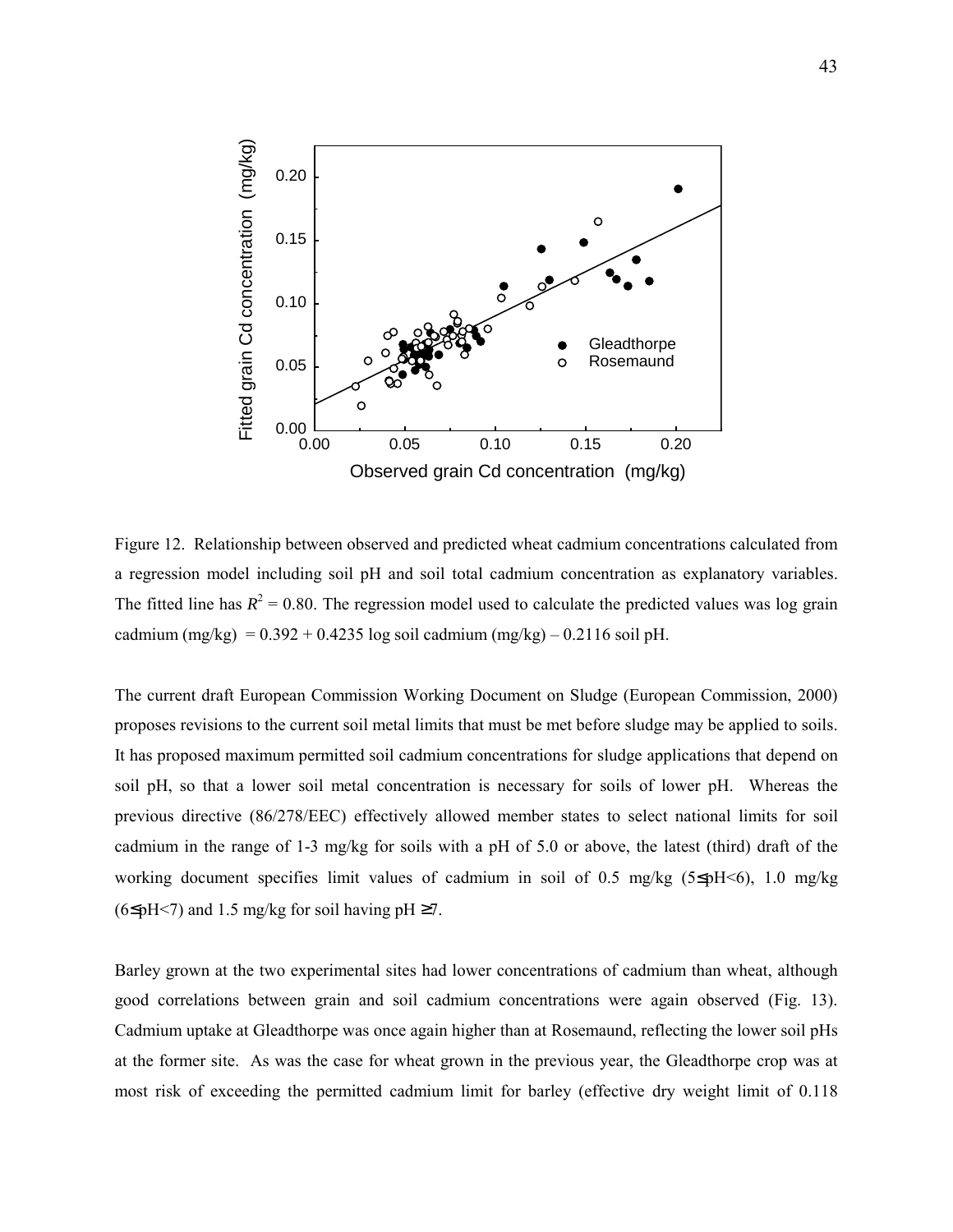Figure 12. Relationship between observed and predicted wheat cadmium concentrations calculated from a regression model including soil pH and soil total cadmium concentration as explanatory variables. The fitted line has $R^2 = 0.80$. The regression model used to calculate the predicted values was log grain cadmium (mg/kg) = 0.392 + 0.4235 log soil cadmium (mg/kg) – 0.2116 soil pH.

The current draft European Commission Working Document on Sludge (European Commission, 2000) proposes revisions to the current soil metal limits that must be met before sludge may be applied to soils. It has proposed maximum permitted soil cadmium concentrations for sludge applications that depend on soil pH, so that a lower soil metal concentration is necessary for soils of lower pH. Whereas the previous directive (86/278/EEC) effectively allowed member states to select national limits for soil cadmium in the range of 1-3 mg/kg for soils with a pH of 5.0 or above, the latest (third) draft of the working document specifies limit values of cadmium in soil of 0.5 mg/kg ($5 \leq pH < 6$), 1.0 mg/kg ($6 \leq pH < 7$) and 1.5 mg/kg for soil having pH $\geq 7$.

Barley grown at the two experimental sites had lower concentrations of cadmium than wheat, although good correlations between grain and soil cadmium concentrations were again observed (Fig. 13). Cadmium uptake at Gleadthorpe was once again higher than at Rosemaund, reflecting the lower soil pHs at the former site. As was the case for wheat grown in the previous year, the Gleadthorpe crop was at most risk of exceeding the permitted cadmium limit for barley (effective dry weight limit of 0.118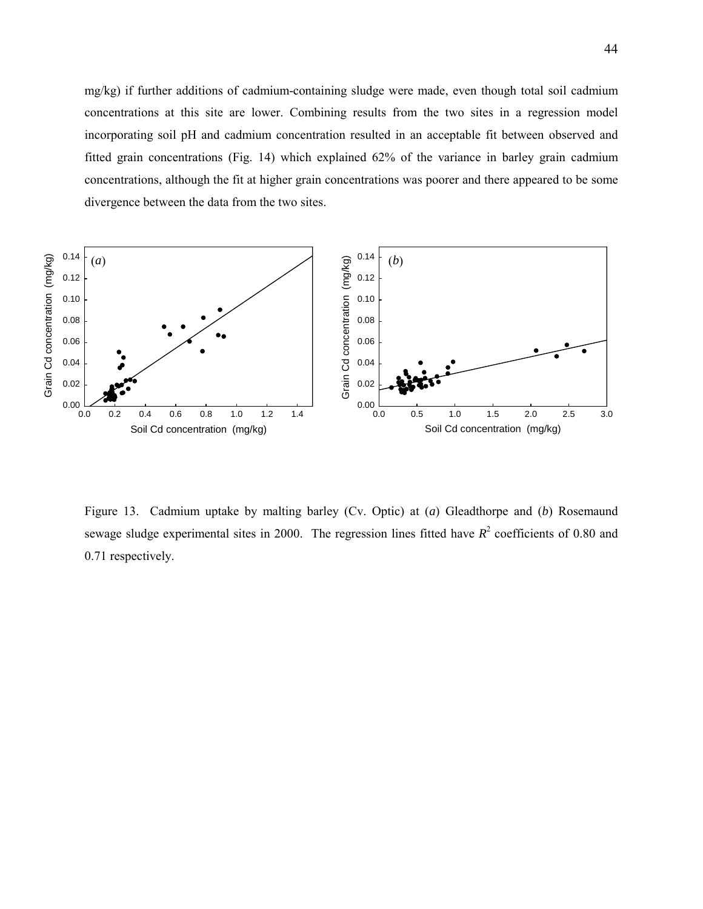mg/kg) if further additions of cadmium-containing sludge were made, even though total soil cadmium concentrations at this site are lower. Combining results from the two sites in a regression model incorporating soil pH and cadmium concentration resulted in an acceptable fit between observed and fitted grain concentrations (Fig. 14) which explained 62% of the variance in barley grain cadmium concentrations, although the fit at higher grain concentrations was poorer and there appeared to be some divergence between the data from the two sites.

Figure 13. Cadmium uptake by malting barley (Cv. Optic) at (*a*) Gleadthorpe and (*b*) Rosemaund sewage sludge experimental sites in 2000. The regression lines fitted have $R^2$ coefficients of 0.80 and 0.71 respectively.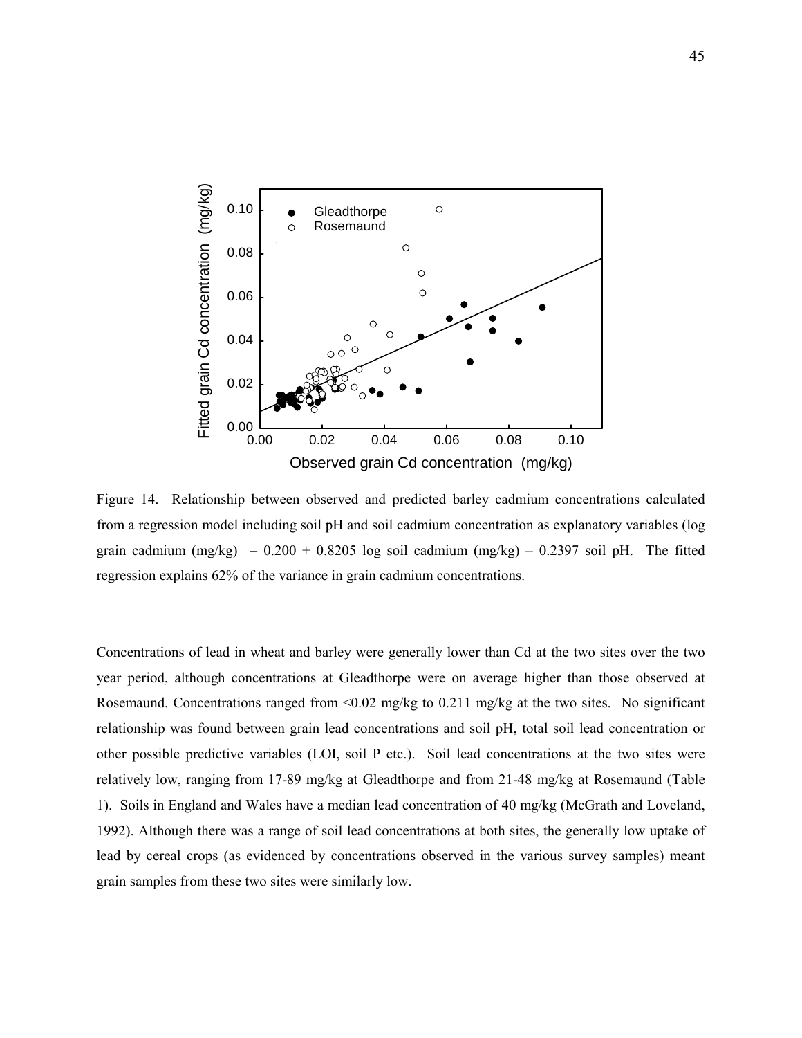Figure 14. Relationship between observed and predicted barley cadmium concentrations calculated from a regression model including soil pH and soil cadmium concentration as explanatory variables (log grain cadmium (mg/kg) = 0.200 + 0.8205 log soil cadmium (mg/kg) – 0.2397 soil pH. The fitted regression explains 62% of the variance in grain cadmium concentrations.

Concentrations of lead in wheat and barley were generally lower than Cd at the two sites over the two year period, although concentrations at Gleadthorpe were on average higher than those observed at Rosemaund. Concentrations ranged from <0.02 mg/kg to 0.211 mg/kg at the two sites. No significant relationship was found between grain lead concentrations and soil pH, total soil lead concentration or other possible predictive variables (LOI, soil P etc.). Soil lead concentrations at the two sites were relatively low, ranging from 17-89 mg/kg at Gleadthorpe and from 21-48 mg/kg at Rosemaund (Table 1). Soils in England and Wales have a median lead concentration of 40 mg/kg (McGrath and Loveland, 1992). Although there was a range of soil lead concentrations at both sites, the generally low uptake of lead by cereal crops (as evidenced by concentrations observed in the various survey samples) meant grain samples from these two sites were similarly low.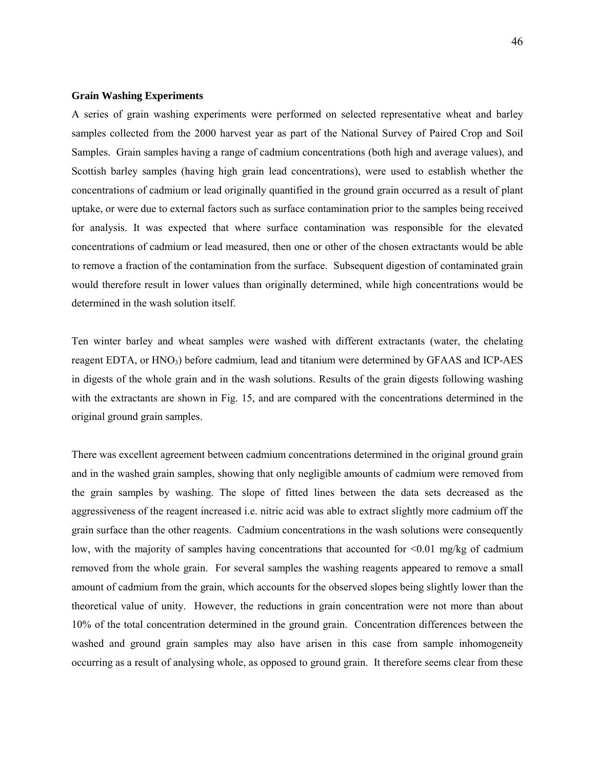### Grain Washing Experiments

A series of grain washing experiments were performed on selected representative wheat and barley samples collected from the 2000 harvest year as part of the National Survey of Paired Crop and Soil Samples. Grain samples having a range of cadmium concentrations (both high and average values), and Scottish barley samples (having high grain lead concentrations), were used to establish whether the concentrations of cadmium or lead originally quantified in the ground grain occurred as a result of plant uptake, or were due to external factors such as surface contamination prior to the samples being received for analysis. It was expected that where surface contamination was responsible for the elevated concentrations of cadmium or lead measured, then one or other of the chosen extractants would be able to remove a fraction of the contamination from the surface. Subsequent digestion of contaminated grain would therefore result in lower values than originally determined, while high concentrations would be determined in the wash solution itself.

Ten winter barley and wheat samples were washed with different extractants (water, the chelating reagent EDTA, or $HNO_3$) before cadmium, lead and titanium were determined by GFAAS and ICP-AES in digests of the whole grain and in the wash solutions. Results of the grain digests following washing with the extractants are shown in Fig. 15, and are compared with the concentrations determined in the original ground grain samples.

There was excellent agreement between cadmium concentrations determined in the original ground grain and in the washed grain samples, showing that only negligible amounts of cadmium were removed from the grain samples by washing. The slope of fitted lines between the data sets decreased as the aggressiveness of the reagent increased i.e. nitric acid was able to extract slightly more cadmium off the grain surface than the other reagents. Cadmium concentrations in the wash solutions were consequently low, with the majority of samples having concentrations that accounted for <0.01 mg/kg of cadmium removed from the whole grain. For several samples the washing reagents appeared to remove a small amount of cadmium from the grain, which accounts for the observed slopes being slightly lower than the theoretical value of unity. However, the reductions in grain concentration were not more than about 10% of the total concentration determined in the ground grain. Concentration differences between the washed and ground grain samples may also have arisen in this case from sample inhomogeneity occurring as a result of analysing whole, as opposed to ground grain. It therefore seems clear from these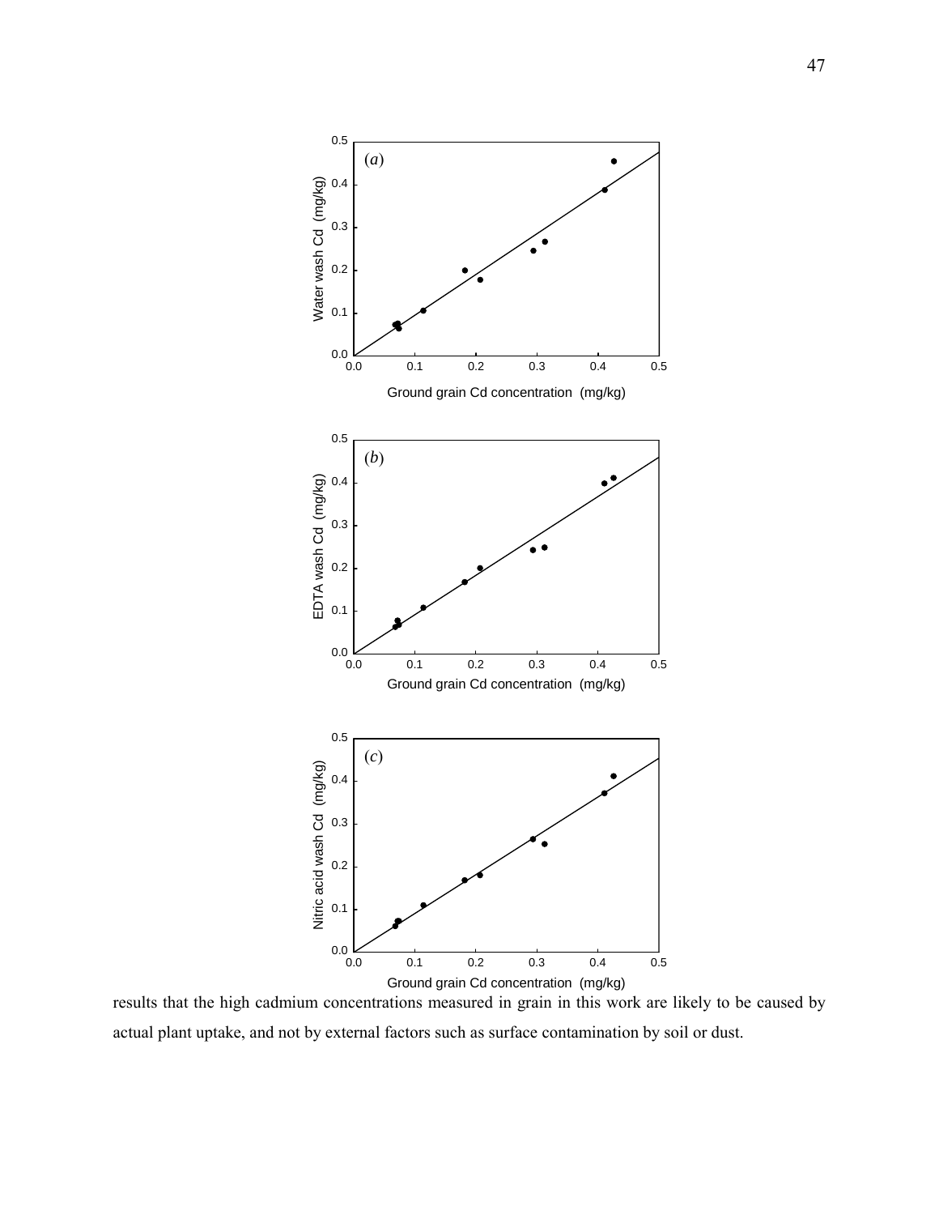results that the high cadmium concentrations measured in grain in this work are likely to be caused by actual plant uptake, and not by external factors such as surface contamination by soil or dust.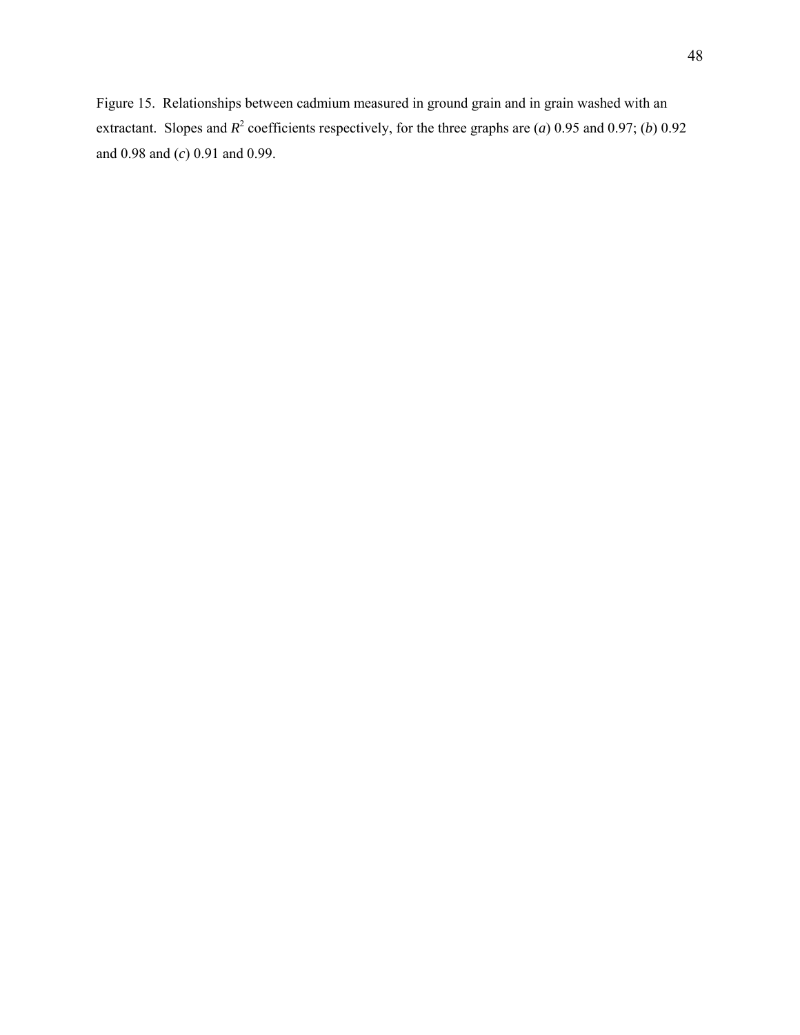Figure 15. Relationships between cadmium measured in ground grain and in grain washed with an extractant. Slopes and $R^2$ coefficients respectively, for the three graphs are (*a*) 0.95 and 0.97; (*b*) 0.92 and 0.98 and (*c*) 0.91 and 0.99.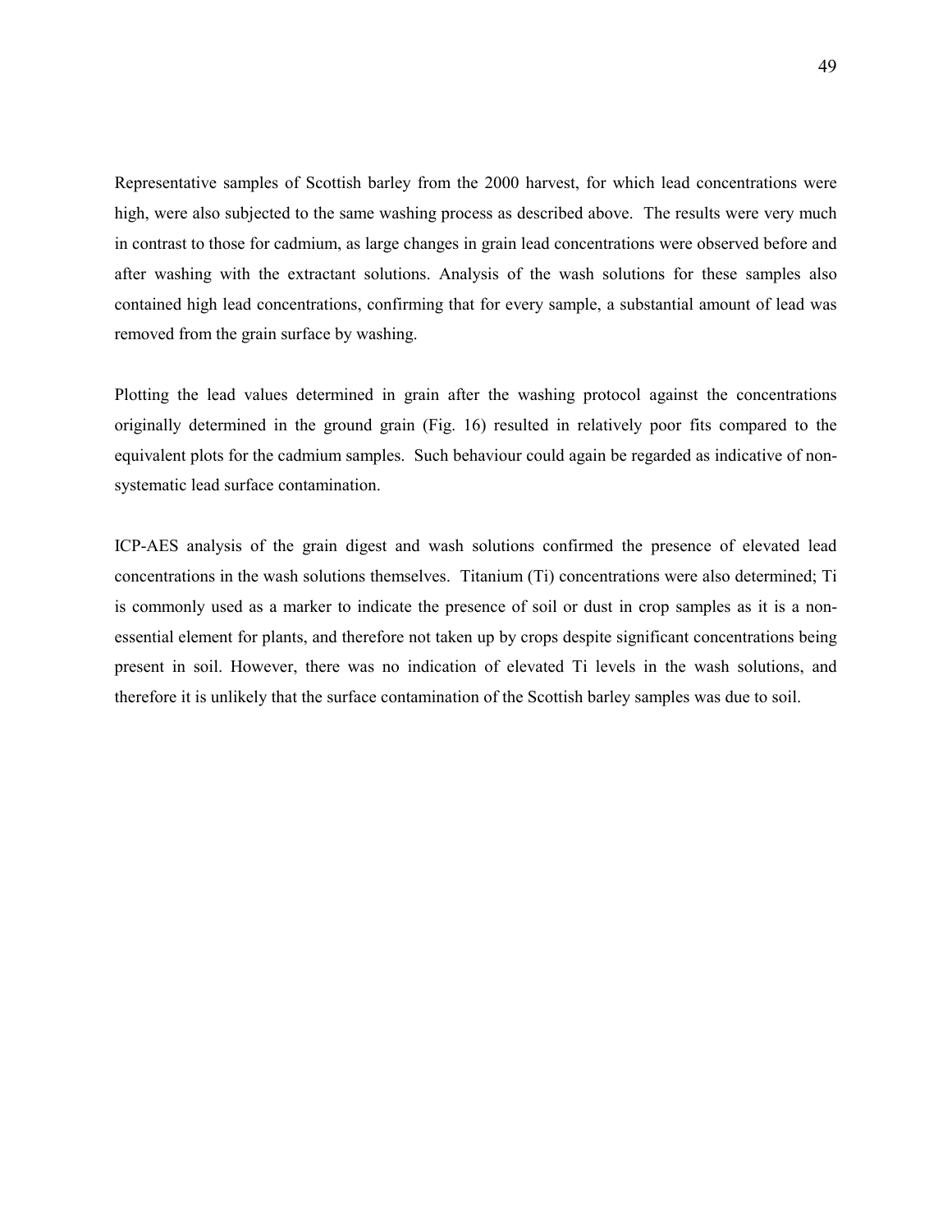Representative samples of Scottish barley from the 2000 harvest, for which lead concentrations were high, were also subjected to the same washing process as described above. The results were very much in contrast to those for cadmium, as large changes in grain lead concentrations were observed before and after washing with the extractant solutions. Analysis of the wash solutions for these samples also contained high lead concentrations, confirming that for every sample, a substantial amount of lead was removed from the grain surface by washing.

Plotting the lead values determined in grain after the washing protocol against the concentrations originally determined in the ground grain (Fig. 16) resulted in relatively poor fits compared to the equivalent plots for the cadmium samples. Such behaviour could again be regarded as indicative of non-systematic lead surface contamination.

ICP-AES analysis of the grain digest and wash solutions confirmed the presence of elevated lead concentrations in the wash solutions themselves. Titanium (Ti) concentrations were also determined; Ti is commonly used as a marker to indicate the presence of soil or dust in crop samples as it is a non-essential element for plants, and therefore not taken up by crops despite significant concentrations being present in soil. However, there was no indication of elevated Ti levels in the wash solutions, and therefore it is unlikely that the surface contamination of the Scottish barley samples was due to soil.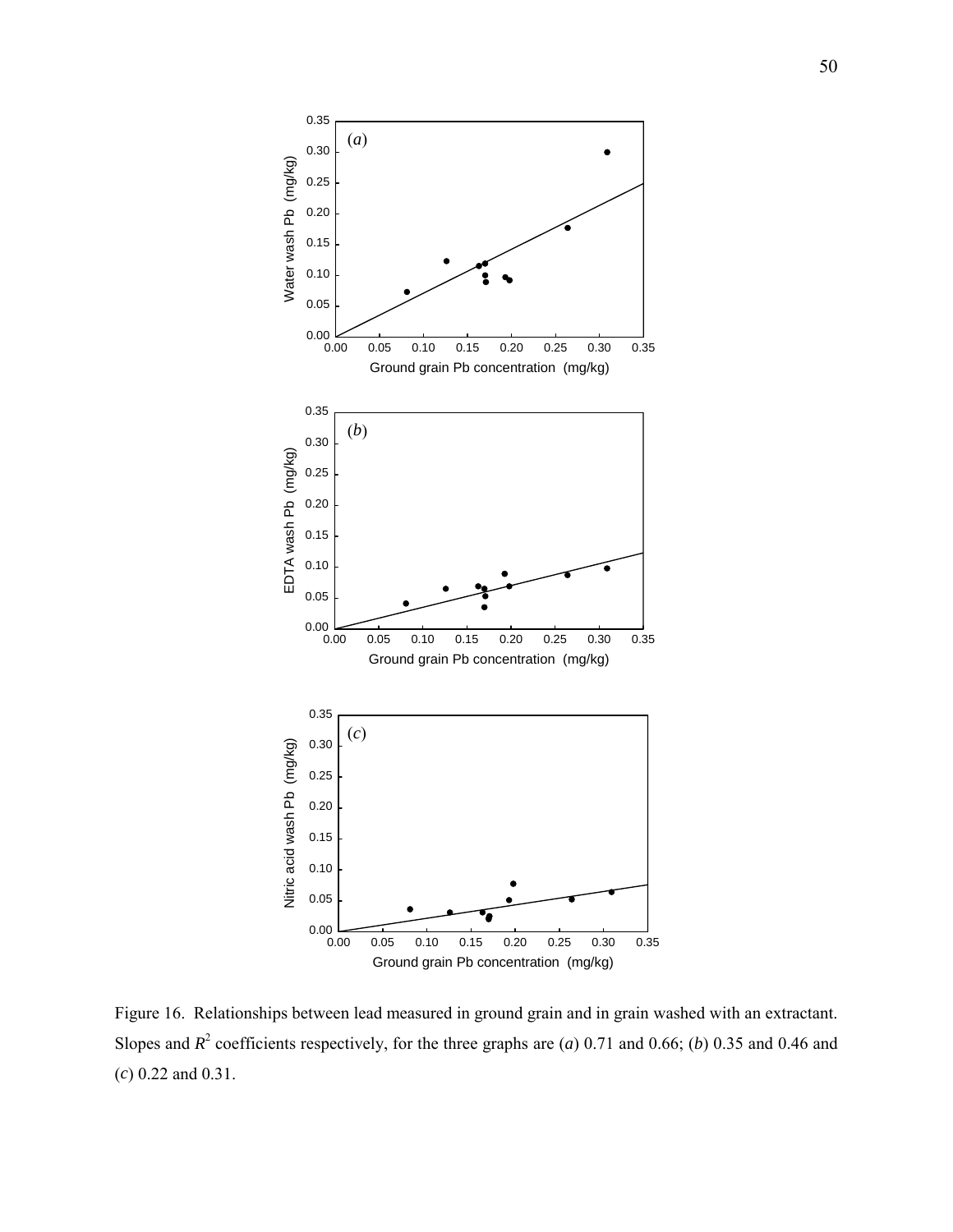Figure 16. Relationships between lead measured in ground grain and in grain washed with an extractant. Slopes and $R^2$ coefficients respectively, for the three graphs are (*a*) 0.71 and 0.66; (*b*) 0.35 and 0.46 and (*c*) 0.22 and 0.31.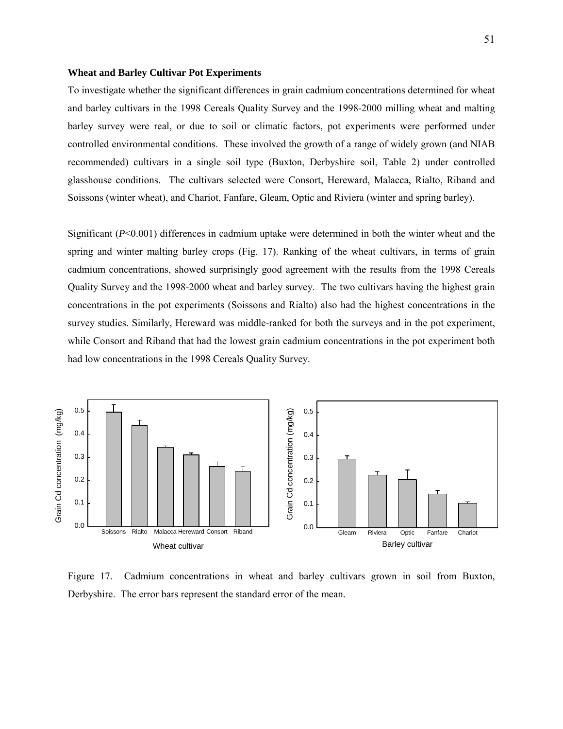### Wheat and Barley Cultivar Pot Experiments

To investigate whether the significant differences in grain cadmium concentrations determined for wheat and barley cultivars in the 1998 Cereals Quality Survey and the 1998-2000 milling wheat and malting barley survey were real, or due to soil or climatic factors, pot experiments were performed under controlled environmental conditions. These involved the growth of a range of widely grown (and NIAB recommended) cultivars in a single soil type (Buxton, Derbyshire soil, Table 2) under controlled glasshouse conditions. The cultivars selected were Consort, Hereward, Malacca, Rialto, Riband and Soissons (winter wheat), and Chariot, Fanfare, Gleam, Optic and Riviera (winter and spring barley).

Significant (*P*<0.001) differences in cadmium uptake were determined in both the winter wheat and the spring and winter malting barley crops (Fig. 17). Ranking of the wheat cultivars, in terms of grain cadmium concentrations, showed surprisingly good agreement with the results from the 1998 Cereals Quality Survey and the 1998-2000 wheat and barley survey. The two cultivars having the highest grain concentrations in the pot experiments (Soissons and Rialto) also had the highest concentrations in the survey studies. Similarly, Hereward was middle-ranked for both the surveys and in the pot experiment, while Consort and Riband that had the lowest grain cadmium concentrations in the pot experiment both had low concentrations in the 1998 Cereals Quality Survey.

Figure 17. Cadmium concentrations in wheat and barley cultivars grown in soil from Buxton, Derbyshire. The error bars represent the standard error of the mean.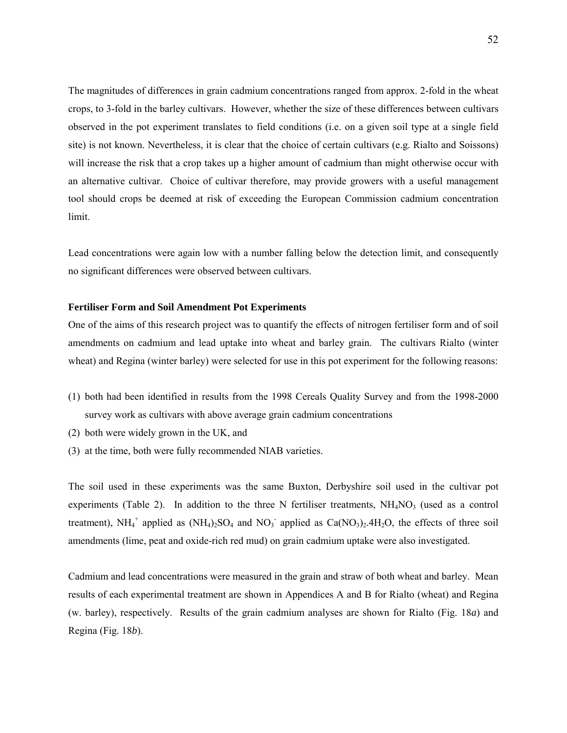The magnitudes of differences in grain cadmium concentrations ranged from approx. 2-fold in the wheat crops, to 3-fold in the barley cultivars. However, whether the size of these differences between cultivars observed in the pot experiment translates to field conditions (i.e. on a given soil type at a single field site) is not known. Nevertheless, it is clear that the choice of certain cultivars (e.g. Rialto and Soissons) will increase the risk that a crop takes up a higher amount of cadmium than might otherwise occur with an alternative cultivar. Choice of cultivar therefore, may provide growers with a useful management tool should crops be deemed at risk of exceeding the European Commission cadmium concentration limit.

Lead concentrations were again low with a number falling below the detection limit, and consequently no significant differences were observed between cultivars.

**Fertiliser Form and Soil Amendment Pot Experiments**

One of the aims of this research project was to quantify the effects of nitrogen fertiliser form and of soil amendments on cadmium and lead uptake into wheat and barley grain. The cultivars Rialto (winter wheat) and Regina (winter barley) were selected for use in this pot experiment for the following reasons:

(1) both had been identified in results from the 1998 Cereals Quality Survey and from the 1998-2000 survey work as cultivars with above average grain cadmium concentrations
(2) both were widely grown in the UK, and
(3) at the time, both were fully recommended NIAB varieties.

The soil used in these experiments was the same Buxton, Derbyshire soil used in the cultivar pot experiments (Table 2). In addition to the three N fertiliser treatments, $NH_4NO_3$ (used as a control treatment), $NH_4^+$ applied as $(NH_4)_2SO_4$ and $NO_3^-$ applied as $Ca(NO_3)_2.4H_2O$, the effects of three soil amendments (lime, peat and oxide-rich red mud) on grain cadmium uptake were also investigated.

Cadmium and lead concentrations were measured in the grain and straw of both wheat and barley. Mean results of each experimental treatment are shown in Appendices A and B for Rialto (wheat) and Regina (w. barley), respectively. Results of the grain cadmium analyses are shown for Rialto (Fig. 18*a*) and Regina (Fig. 18*b*).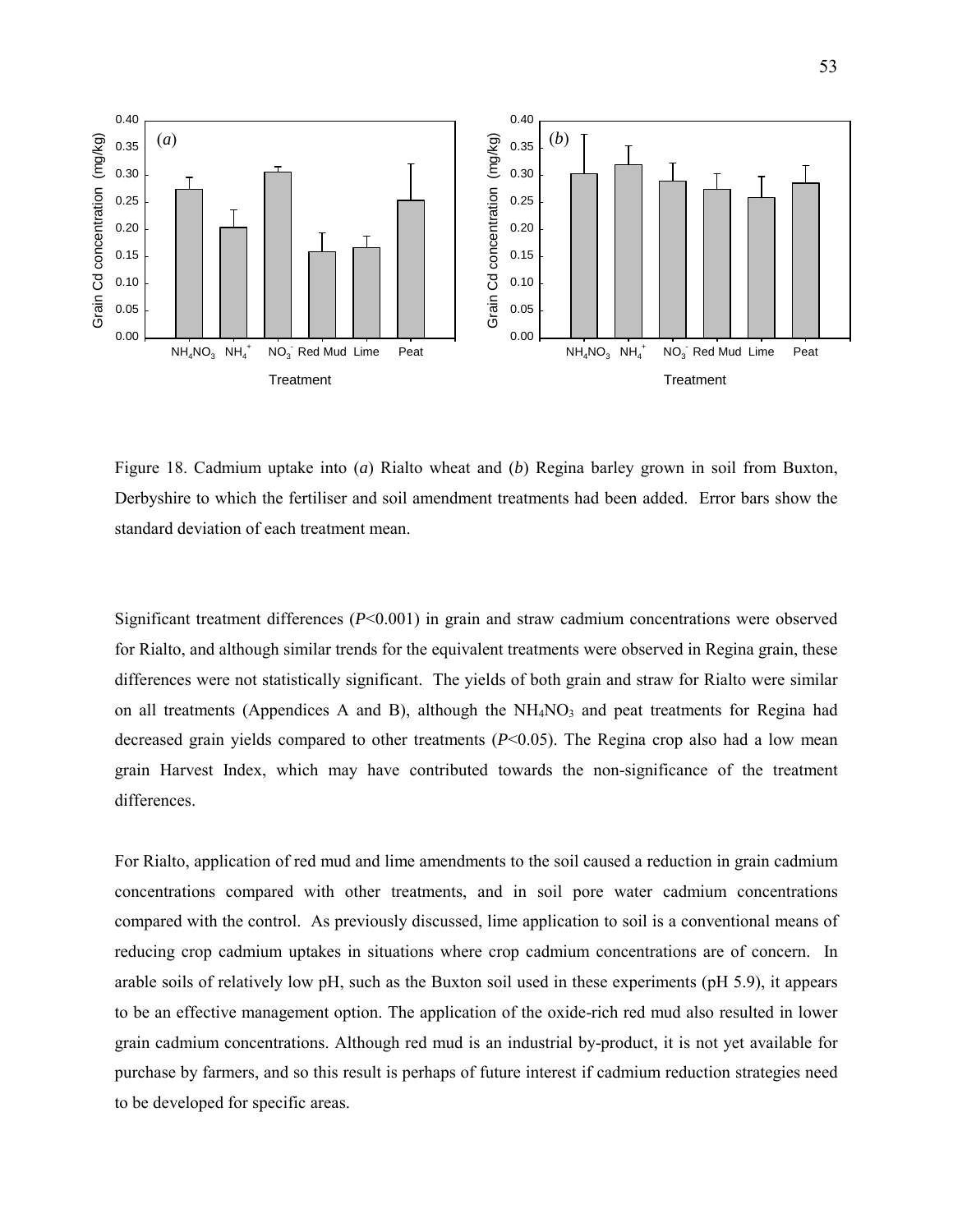Figure 18. Cadmium uptake into (*a*) Rialto wheat and (*b*) Regina barley grown in soil from Buxton, Derbyshire to which the fertiliser and soil amendment treatments had been added. Error bars show the standard deviation of each treatment mean.

Significant treatment differences ($P<0.001$) in grain and straw cadmium concentrations were observed for Rialto, and although similar trends for the equivalent treatments were observed in Regina grain, these differences were not statistically significant. The yields of both grain and straw for Rialto were similar on all treatments (Appendices A and B), although the $NH_4NO_3$ and peat treatments for Regina had decreased grain yields compared to other treatments ($P<0.05$). The Regina crop also had a low mean grain Harvest Index, which may have contributed towards the non-significance of the treatment differences.

For Rialto, application of red mud and lime amendments to the soil caused a reduction in grain cadmium concentrations compared with other treatments, and in soil pore water cadmium concentrations compared with the control. As previously discussed, lime application to soil is a conventional means of reducing crop cadmium uptakes in situations where crop cadmium concentrations are of concern. In arable soils of relatively low pH, such as the Buxton soil used in these experiments (pH 5.9), it appears to be an effective management option. The application of the oxide-rich red mud also resulted in lower grain cadmium concentrations. Although red mud is an industrial by-product, it is not yet available for purchase by farmers, and so this result is perhaps of future interest if cadmium reduction strategies need to be developed for specific areas.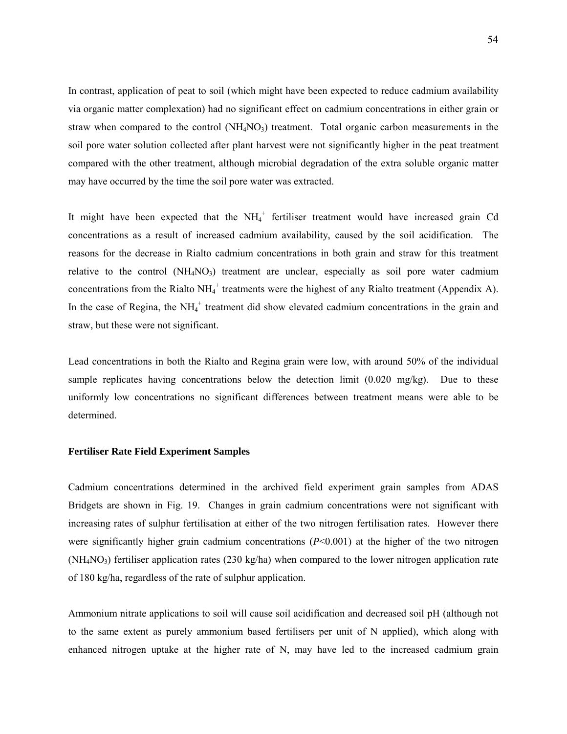In contrast, application of peat to soil (which might have been expected to reduce cadmium availability via organic matter complexation) had no significant effect on cadmium concentrations in either grain or straw when compared to the control ($NH_4NO_3$) treatment. Total organic carbon measurements in the soil pore water solution collected after plant harvest were not significantly higher in the peat treatment compared with the other treatment, although microbial degradation of the extra soluble organic matter may have occurred by the time the soil pore water was extracted.

It might have been expected that the $NH_4^+$ fertiliser treatment would have increased grain Cd concentrations as a result of increased cadmium availability, caused by the soil acidification. The reasons for the decrease in Rialto cadmium concentrations in both grain and straw for this treatment relative to the control ($NH_4NO_3$) treatment are unclear, especially as soil pore water cadmium concentrations from the Rialto $NH_4^+$ treatments were the highest of any Rialto treatment (Appendix A). In the case of Regina, the $NH_4^+$ treatment did show elevated cadmium concentrations in the grain and straw, but these were not significant.

Lead concentrations in both the Rialto and Regina grain were low, with around 50% of the individual sample replicates having concentrations below the detection limit (0.020 mg/kg). Due to these uniformly low concentrations no significant differences between treatment means were able to be determined.

**Fertiliser Rate Field Experiment Samples**

Cadmium concentrations determined in the archived field experiment grain samples from ADAS Bridgets are shown in Fig. 19. Changes in grain cadmium concentrations were not significant with increasing rates of sulphur fertilisation at either of the two nitrogen fertilisation rates. However there were significantly higher grain cadmium concentrations ($P<0.001$) at the higher of the two nitrogen ($NH_4NO_3$) fertiliser application rates (230 kg/ha) when compared to the lower nitrogen application rate of 180 kg/ha, regardless of the rate of sulphur application.

Ammonium nitrate applications to soil will cause soil acidification and decreased soil pH (although not to the same extent as purely ammonium based fertilisers per unit of N applied), which along with enhanced nitrogen uptake at the higher rate of N, may have led to the increased cadmium grain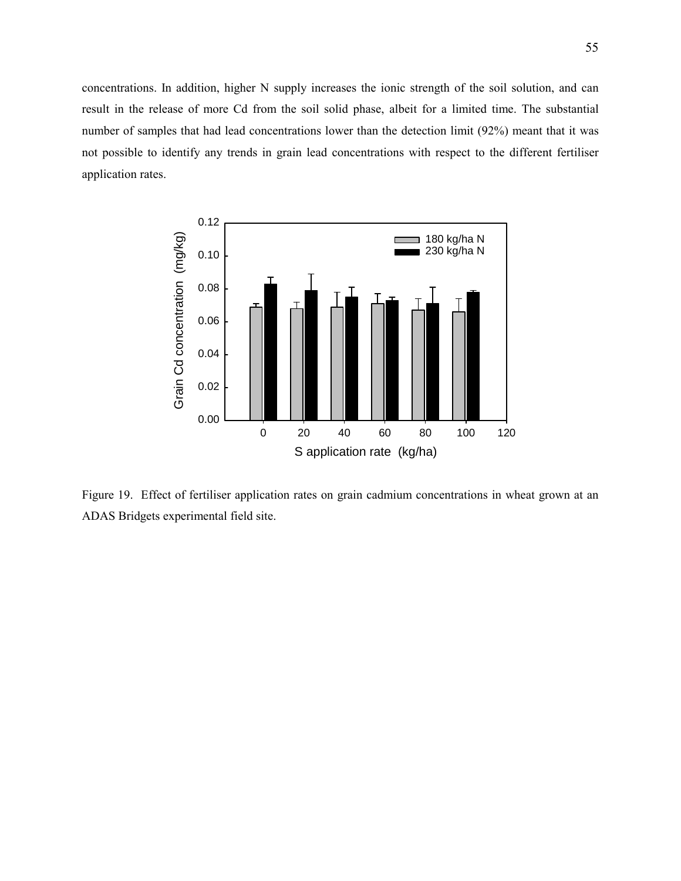concentrations. In addition, higher N supply increases the ionic strength of the soil solution, and can result in the release of more Cd from the soil solid phase, albeit for a limited time. The substantial number of samples that had lead concentrations lower than the detection limit (92%) meant that it was not possible to identify any trends in grain lead concentrations with respect to the different fertiliser application rates.

Figure 19. Effect of fertiliser application rates on grain cadmium concentrations in wheat grown at an ADAS Bridgets experimental field site.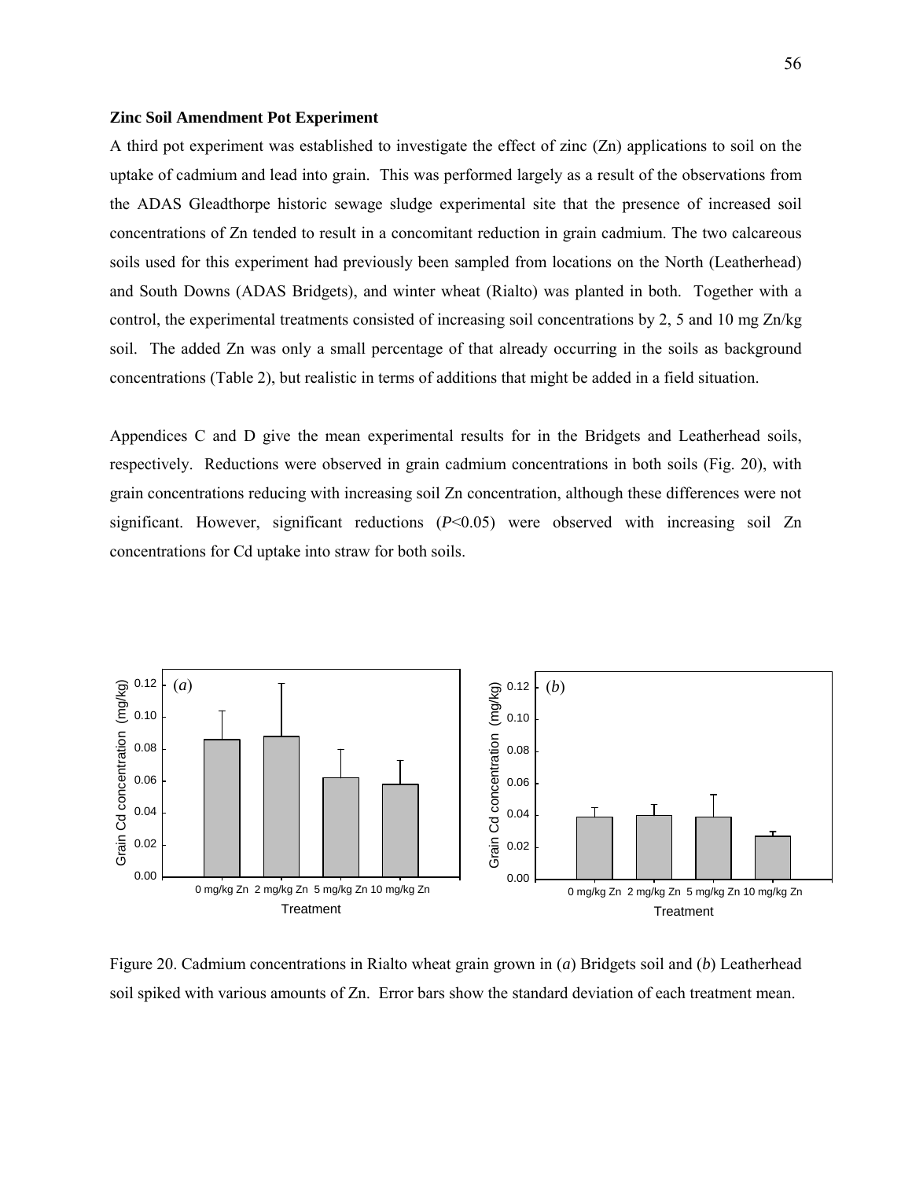**Zinc Soil Amendment Pot Experiment**

A third pot experiment was established to investigate the effect of zinc (Zn) applications to soil on the uptake of cadmium and lead into grain. This was performed largely as a result of the observations from the ADAS Gleadthorpe historic sewage sludge experimental site that the presence of increased soil concentrations of Zn tended to result in a concomitant reduction in grain cadmium. The two calcareous soils used for this experiment had previously been sampled from locations on the North (Leatherhead) and South Downs (ADAS Bridgets), and winter wheat (Rialto) was planted in both. Together with a control, the experimental treatments consisted of increasing soil concentrations by 2, 5 and 10 mg Zn/kg soil. The added Zn was only a small percentage of that already occurring in the soils as background concentrations (Table 2), but realistic in terms of additions that might be added in a field situation.

Appendices C and D give the mean experimental results for in the Bridgets and Leatherhead soils, respectively. Reductions were observed in grain cadmium concentrations in both soils (Fig. 20), with grain concentrations reducing with increasing soil Zn concentration, although these differences were not significant. However, significant reductions ($P<0.05$) were observed with increasing soil Zn concentrations for Cd uptake into straw for both soils.

Figure 20. Cadmium concentrations in Rialto wheat grain grown in (*a*) Bridgets soil and (*b*) Leatherhead soil spiked with various amounts of Zn. Error bars show the standard deviation of each treatment mean.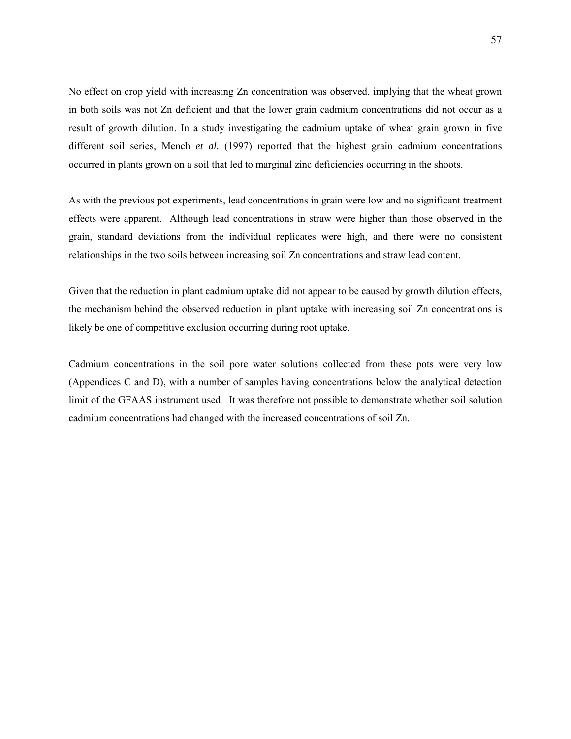No effect on crop yield with increasing Zn concentration was observed, implying that the wheat grown in both soils was not Zn deficient and that the lower grain cadmium concentrations did not occur as a result of growth dilution. In a study investigating the cadmium uptake of wheat grain grown in five different soil series, Mench *et al.* (1997) reported that the highest grain cadmium concentrations occurred in plants grown on a soil that led to marginal zinc deficiencies occurring in the shoots.

As with the previous pot experiments, lead concentrations in grain were low and no significant treatment effects were apparent. Although lead concentrations in straw were higher than those observed in the grain, standard deviations from the individual replicates were high, and there were no consistent relationships in the two soils between increasing soil Zn concentrations and straw lead content.

Given that the reduction in plant cadmium uptake did not appear to be caused by growth dilution effects, the mechanism behind the observed reduction in plant uptake with increasing soil Zn concentrations is likely be one of competitive exclusion occurring during root uptake.

Cadmium concentrations in the soil pore water solutions collected from these pots were very low (Appendices C and D), with a number of samples having concentrations below the analytical detection limit of the GFAAS instrument used. It was therefore not possible to demonstrate whether soil solution cadmium concentrations had changed with the increased concentrations of soil Zn.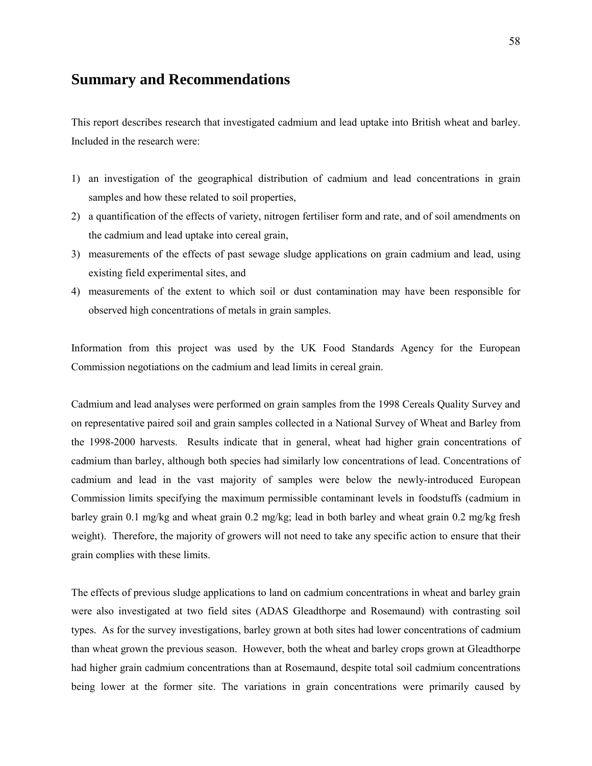# Summary and Recommendations

This report describes research that investigated cadmium and lead uptake into British wheat and barley. Included in the research were:

1) an investigation of the geographical distribution of cadmium and lead concentrations in grain samples and how these related to soil properties,
2) a quantification of the effects of variety, nitrogen fertiliser form and rate, and of soil amendments on the cadmium and lead uptake into cereal grain,
3) measurements of the effects of past sewage sludge applications on grain cadmium and lead, using existing field experimental sites, and
4) measurements of the extent to which soil or dust contamination may have been responsible for observed high concentrations of metals in grain samples.

Information from this project was used by the UK Food Standards Agency for the European Commission negotiations on the cadmium and lead limits in cereal grain.

Cadmium and lead analyses were performed on grain samples from the 1998 Cereals Quality Survey and on representative paired soil and grain samples collected in a National Survey of Wheat and Barley from the 1998-2000 harvests. Results indicate that in general, wheat had higher grain concentrations of cadmium than barley, although both species had similarly low concentrations of lead. Concentrations of cadmium and lead in the vast majority of samples were below the newly-introduced European Commission limits specifying the maximum permissible contaminant levels in foodstuffs (cadmium in barley grain 0.1 mg/kg and wheat grain 0.2 mg/kg; lead in both barley and wheat grain 0.2 mg/kg fresh weight). Therefore, the majority of growers will not need to take any specific action to ensure that their grain complies with these limits.

The effects of previous sludge applications to land on cadmium concentrations in wheat and barley grain were also investigated at two field sites (ADAS Gleadthorpe and Rosemaund) with contrasting soil types. As for the survey investigations, barley grown at both sites had lower concentrations of cadmium than wheat grown the previous season. However, both the wheat and barley crops grown at Gleadthorpe had higher grain cadmium concentrations than at Rosemaund, despite total soil cadmium concentrations being lower at the former site. The variations in grain concentrations were primarily caused by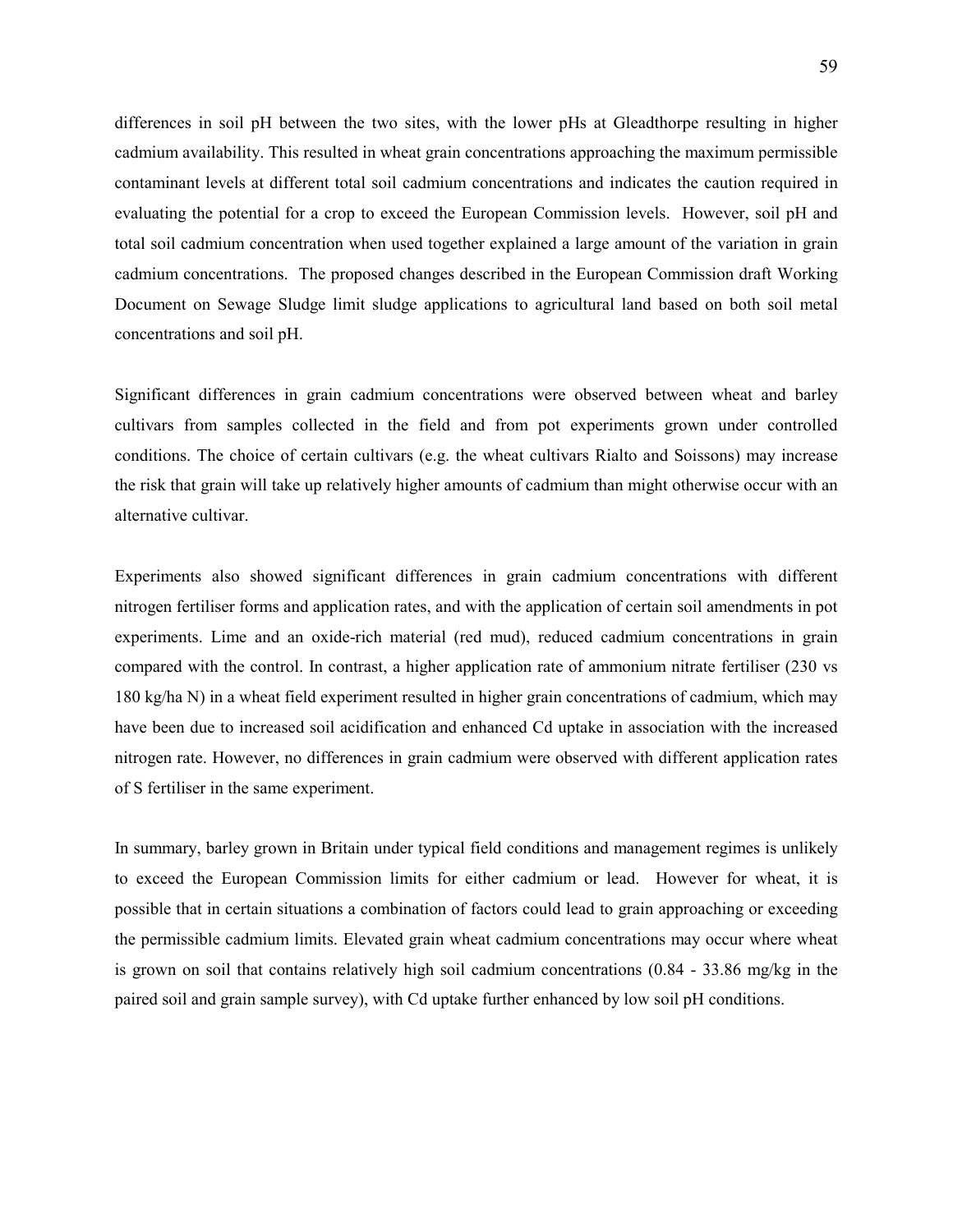differences in soil pH between the two sites, with the lower pHs at Gleadthorpe resulting in higher cadmium availability. This resulted in wheat grain concentrations approaching the maximum permissible contaminant levels at different total soil cadmium concentrations and indicates the caution required in evaluating the potential for a crop to exceed the European Commission levels. However, soil pH and total soil cadmium concentration when used together explained a large amount of the variation in grain cadmium concentrations. The proposed changes described in the European Commission draft Working Document on Sewage Sludge limit sludge applications to agricultural land based on both soil metal concentrations and soil pH.

Significant differences in grain cadmium concentrations were observed between wheat and barley cultivars from samples collected in the field and from pot experiments grown under controlled conditions. The choice of certain cultivars (e.g. the wheat cultivars Rialto and Soissons) may increase the risk that grain will take up relatively higher amounts of cadmium than might otherwise occur with an alternative cultivar.

Experiments also showed significant differences in grain cadmium concentrations with different nitrogen fertiliser forms and application rates, and with the application of certain soil amendments in pot experiments. Lime and an oxide-rich material (red mud), reduced cadmium concentrations in grain compared with the control. In contrast, a higher application rate of ammonium nitrate fertiliser (230 vs 180 kg/ha N) in a wheat field experiment resulted in higher grain concentrations of cadmium, which may have been due to increased soil acidification and enhanced Cd uptake in association with the increased nitrogen rate. However, no differences in grain cadmium were observed with different application rates of S fertiliser in the same experiment.

In summary, barley grown in Britain under typical field conditions and management regimes is unlikely to exceed the European Commission limits for either cadmium or lead. However for wheat, it is possible that in certain situations a combination of factors could lead to grain approaching or exceeding the permissible cadmium limits. Elevated grain wheat cadmium concentrations may occur where wheat is grown on soil that contains relatively high soil cadmium concentrations (0.84 - 33.86 mg/kg in the paired soil and grain sample survey), with Cd uptake further enhanced by low soil pH conditions.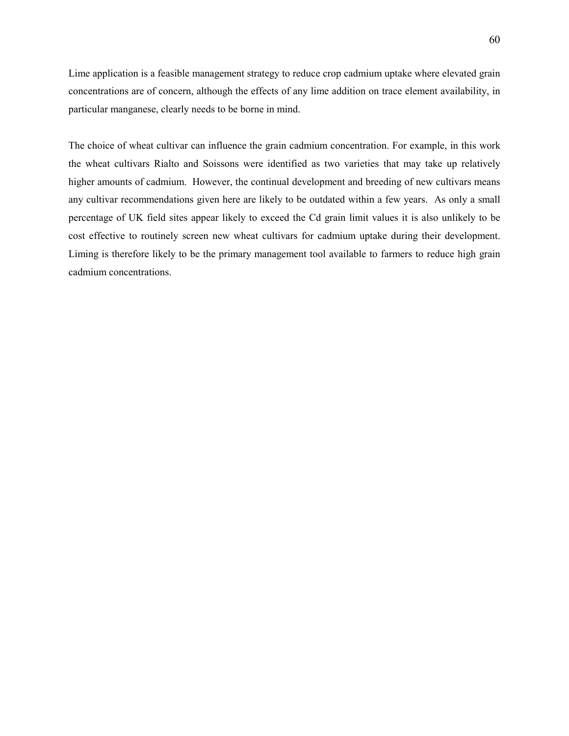Lime application is a feasible management strategy to reduce crop cadmium uptake where elevated grain concentrations are of concern, although the effects of any lime addition on trace element availability, in particular manganese, clearly needs to be borne in mind.

The choice of wheat cultivar can influence the grain cadmium concentration. For example, in this work the wheat cultivars Rialto and Soissons were identified as two varieties that may take up relatively higher amounts of cadmium. However, the continual development and breeding of new cultivars means any cultivar recommendations given here are likely to be outdated within a few years. As only a small percentage of UK field sites appear likely to exceed the Cd grain limit values it is also unlikely to be cost effective to routinely screen new wheat cultivars for cadmium uptake during their development. Liming is therefore likely to be the primary management tool available to farmers to reduce high grain cadmium concentrations.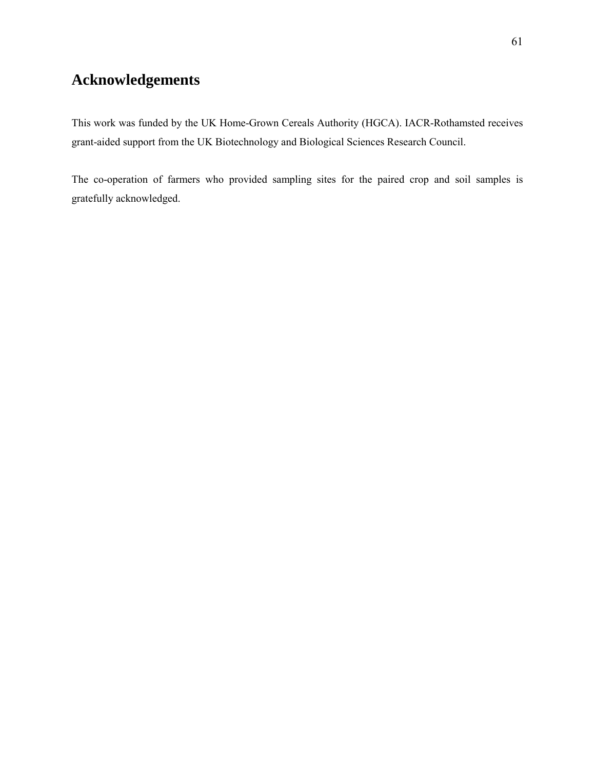# Acknowledgements

This work was funded by the UK Home-Grown Cereals Authority (HGCA). IACR-Rothamsted receives grant-aided support from the UK Biotechnology and Biological Sciences Research Council.

The co-operation of farmers who provided sampling sites for the paired crop and soil samples is gratefully acknowledged.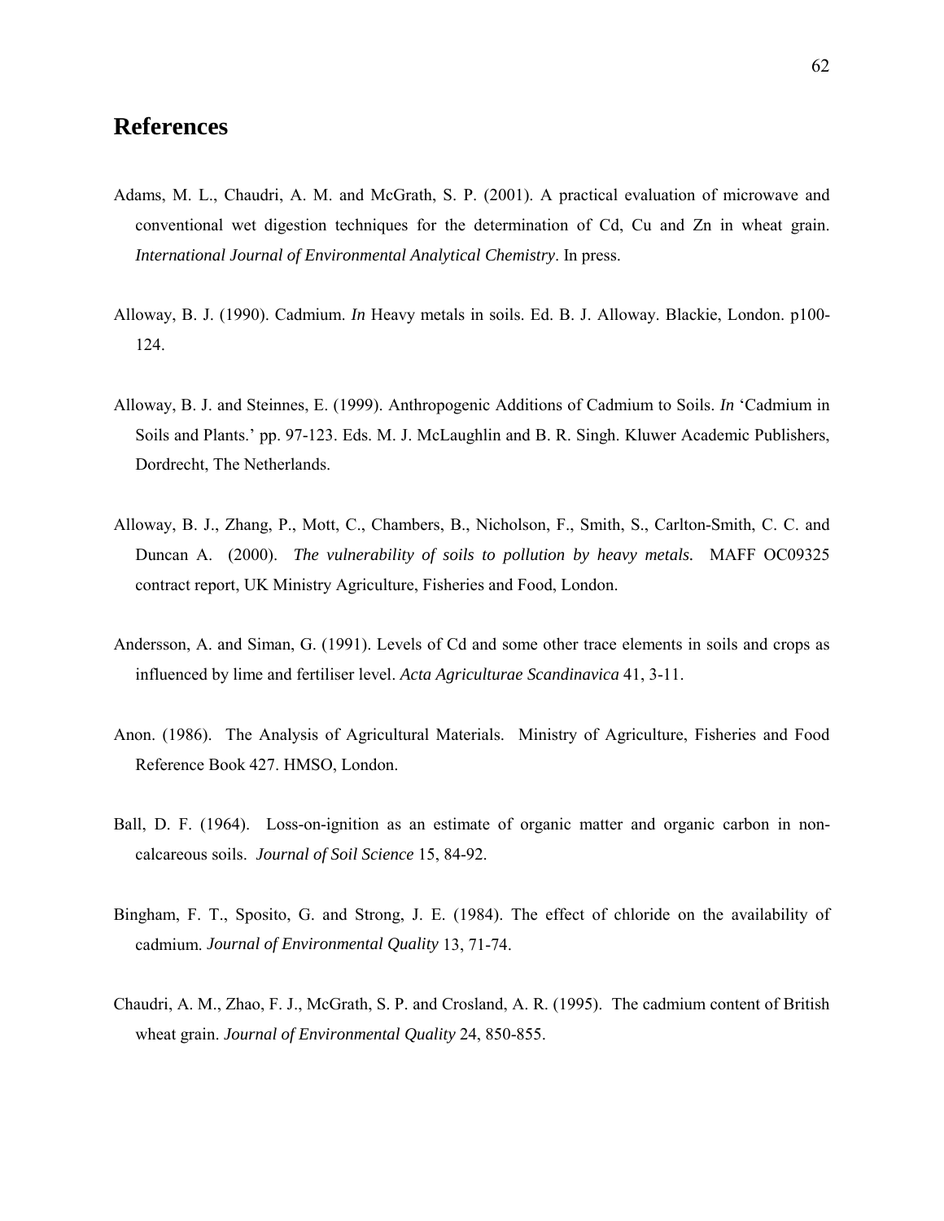# References

Adams, M. L., Chaudri, A. M. and McGrath, S. P. (2001). A practical evaluation of microwave and conventional wet digestion techniques for the determination of Cd, Cu and Zn in wheat grain. *International Journal of Environmental Analytical Chemistry*. In press.

Alloway, B. J. (1990). Cadmium. *In* Heavy metals in soils. Ed. B. J. Alloway. Blackie, London. p100-124.

Alloway, B. J. and Steinnes, E. (1999). Anthropogenic Additions of Cadmium to Soils. *In* 'Cadmium in Soils and Plants.' pp. 97-123. Eds. M. J. McLaughlin and B. R. Singh. Kluwer Academic Publishers, Dordrecht, The Netherlands.

Alloway, B. J., Zhang, P., Mott, C., Chambers, B., Nicholson, F., Smith, S., Carlton-Smith, C. C. and Duncan A. (2000). *The vulnerability of soils to pollution by heavy metals.* MAFF OC09325 contract report, UK Ministry Agriculture, Fisheries and Food, London.

Andersson, A. and Siman, G. (1991). Levels of Cd and some other trace elements in soils and crops as influenced by lime and fertiliser level. *Acta Agriculturae Scandinavica* 41, 3-11.

Anon. (1986). The Analysis of Agricultural Materials. Ministry of Agriculture, Fisheries and Food Reference Book 427. HMSO, London.

Ball, D. F. (1964). Loss-on-ignition as an estimate of organic matter and organic carbon in non-calcareous soils. *Journal of Soil Science* 15, 84-92.

Bingham, F. T., Sposito, G. and Strong, J. E. (1984). The effect of chloride on the availability of cadmium. *Journal of Environmental Quality* 13, 71-74.

Chaudri, A. M., Zhao, F. J., McGrath, S. P. and Crosland, A. R. (1995). The cadmium content of British wheat grain. *Journal of Environmental Quality* 24, 850-855.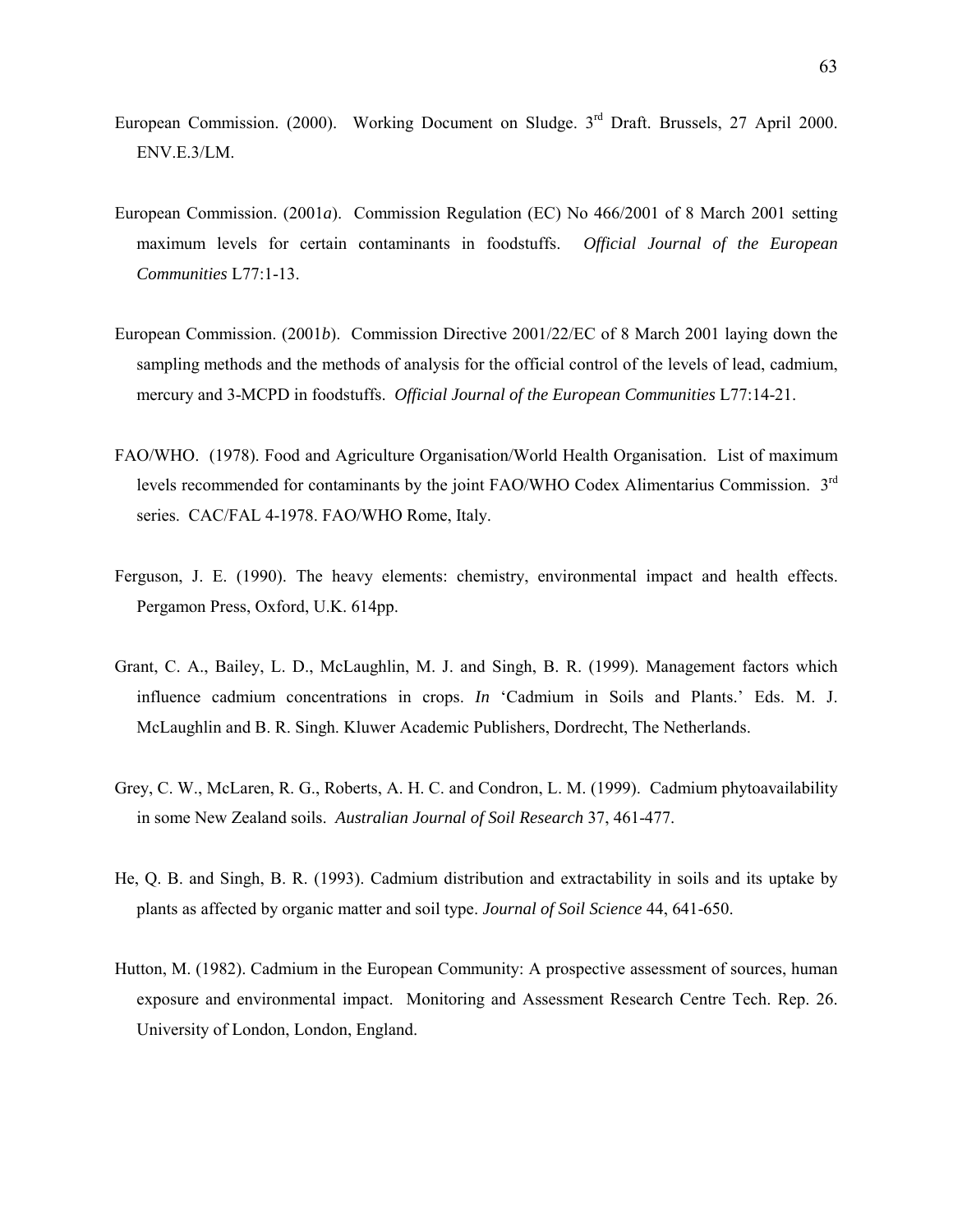European Commission. (2000). Working Document on Sludge. 3rd Draft. Brussels, 27 April 2000. ENV.E.3/LM.

European Commission. (2001*a*). Commission Regulation (EC) No 466/2001 of 8 March 2001 setting maximum levels for certain contaminants in foodstuffs. *Official Journal of the European Communities* L77:1-13.

European Commission. (2001*b*). Commission Directive 2001/22/EC of 8 March 2001 laying down the sampling methods and the methods of analysis for the official control of the levels of lead, cadmium, mercury and 3-MCPD in foodstuffs. *Official Journal of the European Communities* L77:14-21.

FAO/WHO. (1978). Food and Agriculture Organisation/World Health Organisation. List of maximum levels recommended for contaminants by the joint FAO/WHO Codex Alimentarius Commission. 3rd series. CAC/FAL 4-1978. FAO/WHO Rome, Italy.

Ferguson, J. E. (1990). The heavy elements: chemistry, environmental impact and health effects. Pergamon Press, Oxford, U.K. 614pp.

Grant, C. A., Bailey, L. D., McLaughlin, M. J. and Singh, B. R. (1999). Management factors which influence cadmium concentrations in crops. *In* 'Cadmium in Soils and Plants.' Eds. M. J. McLaughlin and B. R. Singh. Kluwer Academic Publishers, Dordrecht, The Netherlands.

Grey, C. W., McLaren, R. G., Roberts, A. H. C. and Condron, L. M. (1999). Cadmium phytoavailability in some New Zealand soils. *Australian Journal of Soil Research* 37, 461-477.

He, Q. B. and Singh, B. R. (1993). Cadmium distribution and extractability in soils and its uptake by plants as affected by organic matter and soil type. *Journal of Soil Science* 44, 641-650.

Hutton, M. (1982). Cadmium in the European Community: A prospective assessment of sources, human exposure and environmental impact. Monitoring and Assessment Research Centre Tech. Rep. 26. University of London, London, England.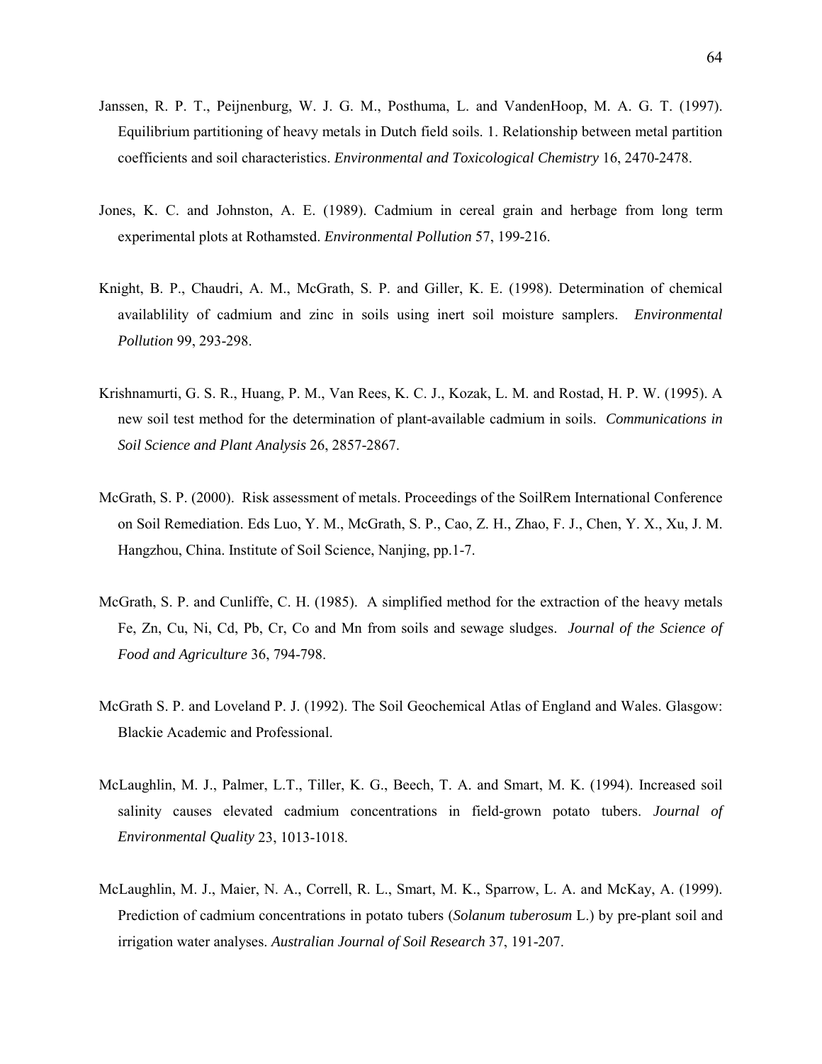Janssen, R. P. T., Peijnenburg, W. J. G. M., Posthuma, L. and VandenHoop, M. A. G. T. (1997). Equilibrium partitioning of heavy metals in Dutch field soils. 1. Relationship between metal partition coefficients and soil characteristics. *Environmental and Toxicological Chemistry* 16, 2470-2478.

Jones, K. C. and Johnston, A. E. (1989). Cadmium in cereal grain and herbage from long term experimental plots at Rothamsted. *Environmental Pollution* 57, 199-216.

Knight, B. P., Chaudri, A. M., McGrath, S. P. and Giller, K. E. (1998). Determination of chemical availablility of cadmium and zinc in soils using inert soil moisture samplers. *Environmental Pollution* 99, 293-298.

Krishnamurti, G. S. R., Huang, P. M., Van Rees, K. C. J., Kozak, L. M. and Rostad, H. P. W. (1995). A new soil test method for the determination of plant-available cadmium in soils. *Communications in Soil Science and Plant Analysis* 26, 2857-2867.

McGrath, S. P. (2000). Risk assessment of metals. Proceedings of the SoilRem International Conference on Soil Remediation. Eds Luo, Y. M., McGrath, S. P., Cao, Z. H., Zhao, F. J., Chen, Y. X., Xu, J. M. Hangzhou, China. Institute of Soil Science, Nanjing, pp.1-7.

McGrath, S. P. and Cunliffe, C. H. (1985). A simplified method for the extraction of the heavy metals Fe, Zn, Cu, Ni, Cd, Pb, Cr, Co and Mn from soils and sewage sludges. *Journal of the Science of Food and Agriculture* 36, 794-798.

McGrath S. P. and Loveland P. J. (1992). The Soil Geochemical Atlas of England and Wales. Glasgow: Blackie Academic and Professional.

McLaughlin, M. J., Palmer, L.T., Tiller, K. G., Beech, T. A. and Smart, M. K. (1994). Increased soil salinity causes elevated cadmium concentrations in field-grown potato tubers. *Journal of Environmental Quality* 23, 1013-1018.

McLaughlin, M. J., Maier, N. A., Correll, R. L., Smart, M. K., Sparrow, L. A. and McKay, A. (1999). Prediction of cadmium concentrations in potato tubers (*Solanum tuberosum* L.) by pre-plant soil and irrigation water analyses. *Australian Journal of Soil Research* 37, 191-207.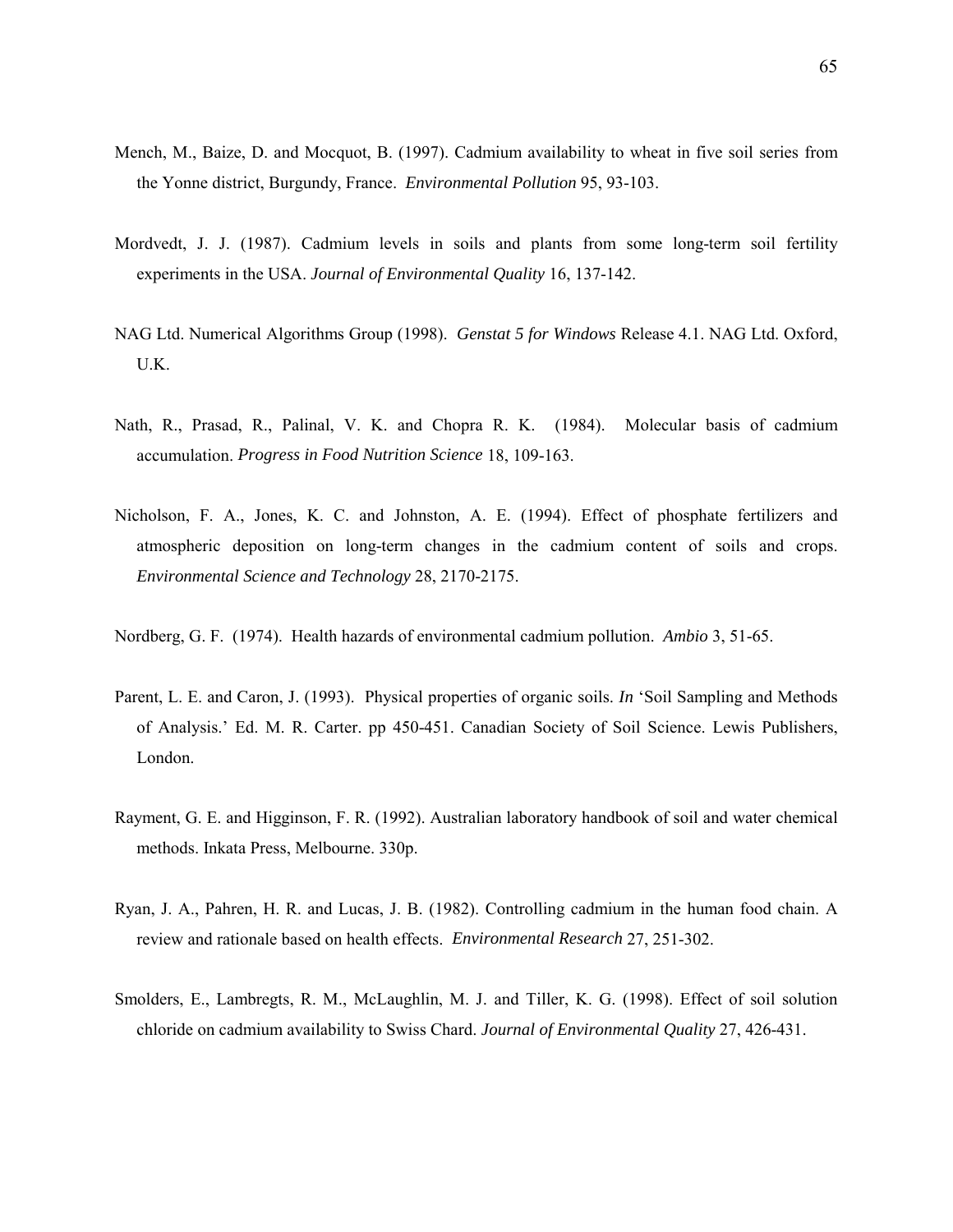Mench, M., Baize, D. and Mocquot, B. (1997). Cadmium availability to wheat in five soil series from the Yonne district, Burgundy, France. *Environmental Pollution* 95, 93-103.

Mordvedt, J. J. (1987). Cadmium levels in soils and plants from some long-term soil fertility experiments in the USA. *Journal of Environmental Quality* 16, 137-142.

NAG Ltd. Numerical Algorithms Group (1998). *Genstat 5 for Windows* Release 4.1. NAG Ltd. Oxford, U.K.

Nath, R., Prasad, R., Palinal, V. K. and Chopra R. K. (1984). Molecular basis of cadmium accumulation. *Progress in Food Nutrition Science* 18, 109-163.

Nicholson, F. A., Jones, K. C. and Johnston, A. E. (1994). Effect of phosphate fertilizers and atmospheric deposition on long-term changes in the cadmium content of soils and crops. *Environmental Science and Technology* 28, 2170-2175.

Nordberg, G. F. (1974). Health hazards of environmental cadmium pollution. *Ambio* 3, 51-65.

Parent, L. E. and Caron, J. (1993). Physical properties of organic soils. *In* 'Soil Sampling and Methods of Analysis.' Ed. M. R. Carter. pp 450-451. Canadian Society of Soil Science. Lewis Publishers, London.

Rayment, G. E. and Higginson, F. R. (1992). Australian laboratory handbook of soil and water chemical methods. Inkata Press, Melbourne. 330p.

Ryan, J. A., Pahren, H. R. and Lucas, J. B. (1982). Controlling cadmium in the human food chain. A review and rationale based on health effects. *Environmental Research* 27, 251-302.

Smolders, E., Lambregts, R. M., McLaughlin, M. J. and Tiller, K. G. (1998). Effect of soil solution chloride on cadmium availability to Swiss Chard. *Journal of Environmental Quality* 27, 426-431.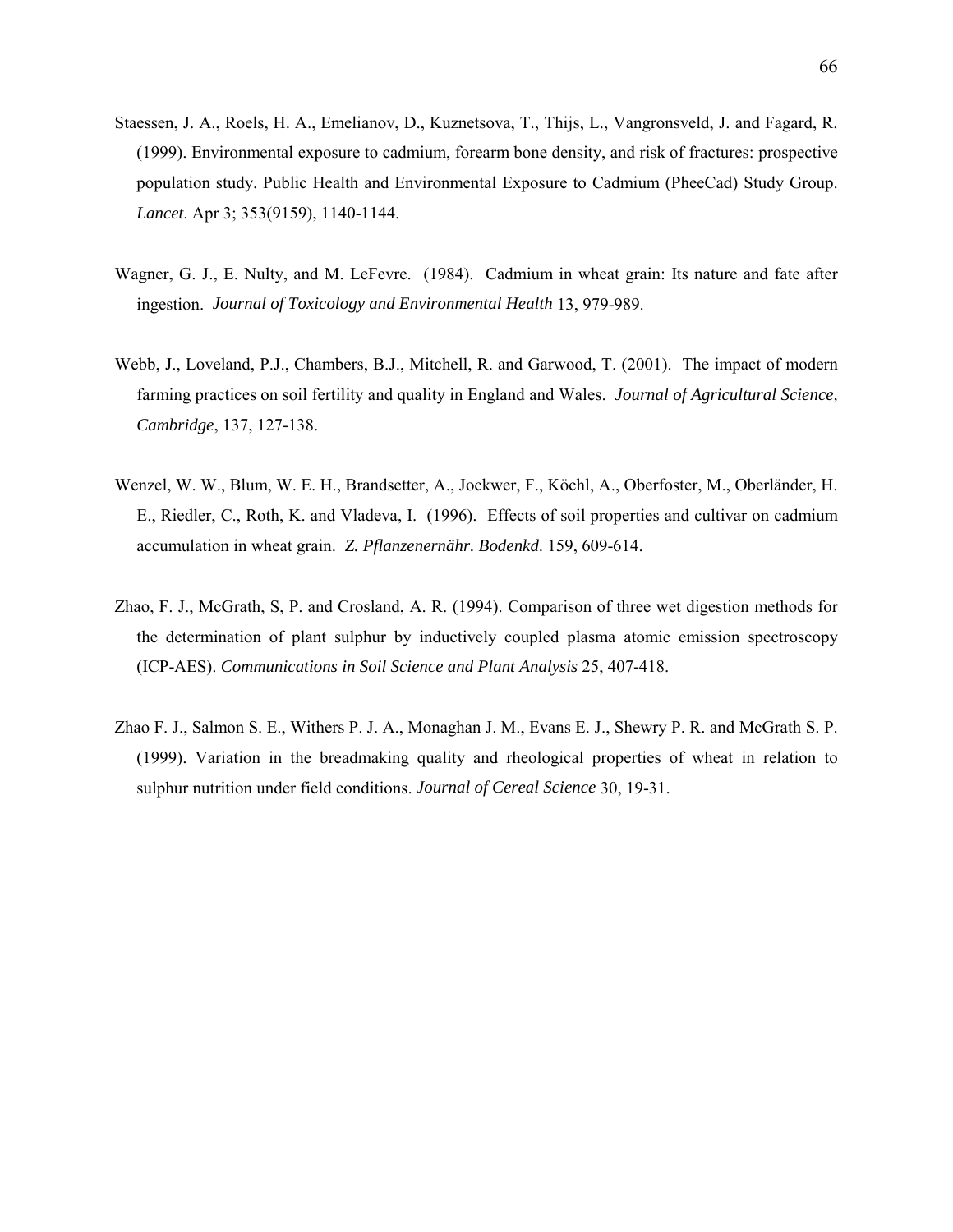Staessen, J. A., Roels, H. A., Emelianov, D., Kuznetsova, T., Thijs, L., Vangronsveld, J. and Fagard, R. (1999). Environmental exposure to cadmium, forearm bone density, and risk of fractures: prospective population study. Public Health and Environmental Exposure to Cadmium (PheeCad) Study Group. *Lancet*. Apr 3; 353(9159), 1140-1144.

Wagner, G. J., E. Nulty, and M. LeFevre. (1984). Cadmium in wheat grain: Its nature and fate after ingestion. *Journal of Toxicology and Environmental Health* 13, 979-989.

Webb, J., Loveland, P.J., Chambers, B.J., Mitchell, R. and Garwood, T. (2001). The impact of modern farming practices on soil fertility and quality in England and Wales. *Journal of Agricultural Science, Cambridge*, 137, 127-138.

Wenzel, W. W., Blum, W. E. H., Brandsetter, A., Jockwer, F., Köchl, A., Oberfoster, M., Oberländer, H. E., Riedler, C., Roth, K. and Vladeva, I. (1996). Effects of soil properties and cultivar on cadmium accumulation in wheat grain. *Z. Pflanzenernähr. Bodenkd*. 159, 609-614.

Zhao, F. J., McGrath, S, P. and Crosland, A. R. (1994). Comparison of three wet digestion methods for the determination of plant sulphur by inductively coupled plasma atomic emission spectroscopy (ICP-AES). *Communications in Soil Science and Plant Analysis* 25, 407-418.

Zhao F. J., Salmon S. E., Withers P. J. A., Monaghan J. M., Evans E. J., Shewry P. R. and McGrath S. P. (1999). Variation in the breadmaking quality and rheological properties of wheat in relation to sulphur nutrition under field conditions. *Journal of Cereal Science* 30, 19-31.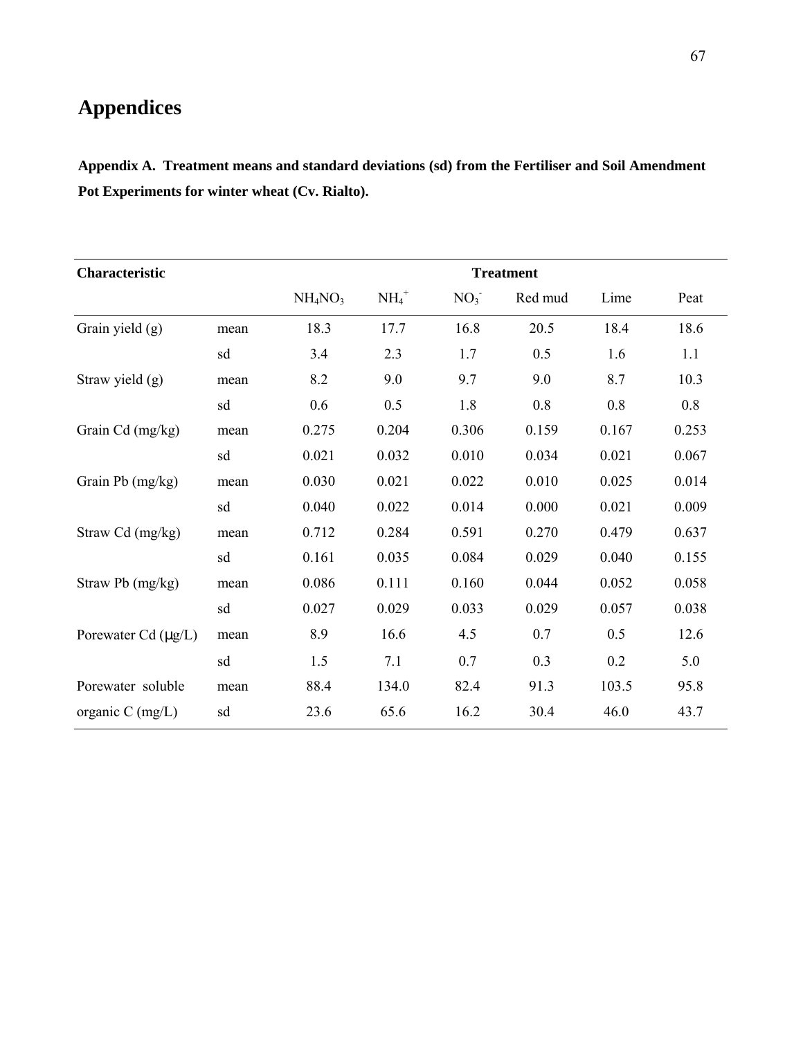# Appendices

**Appendix A. Treatment means and standard deviations (sd) from the Fertiliser and Soil Amendment Pot Experiments for winter wheat (Cv. Rialto).**

| Characteristic | | Treatment | | | | | |
|---|---|---|---|---|---|---|---|
| | | $NH_4NO_3$ | $NH_4^+$ | $NO_3^-$ | Red mud | Lime | Peat |
| Grain yield (g) | mean | 18.3 | 17.7 | 16.8 | 20.5 | 18.4 | 18.6 |
| | sd | 3.4 | 2.3 | 1.7 | 0.5 | 1.6 | 1.1 |
| Straw yield (g) | mean | 8.2 | 9.0 | 9.7 | 9.0 | 8.7 | 10.3 |
| | sd | 0.6 | 0.5 | 1.8 | 0.8 | 0.8 | 0.8 |
| Grain Cd (mg/kg) | mean | 0.275 | 0.204 | 0.306 | 0.159 | 0.167 | 0.253 |
| | sd | 0.021 | 0.032 | 0.010 | 0.034 | 0.021 | 0.067 |
| Grain Pb (mg/kg) | mean | 0.030 | 0.021 | 0.022 | 0.010 | 0.025 | 0.014 |
| | sd | 0.040 | 0.022 | 0.014 | 0.000 | 0.021 | 0.009 |
| Straw Cd (mg/kg) | mean | 0.712 | 0.284 | 0.591 | 0.270 | 0.479 | 0.637 |
| | sd | 0.161 | 0.035 | 0.084 | 0.029 | 0.040 | 0.155 |
| Straw Pb (mg/kg) | mean | 0.086 | 0.111 | 0.160 | 0.044 | 0.052 | 0.058 |
| | sd | 0.027 | 0.029 | 0.033 | 0.029 | 0.057 | 0.038 |
| Porewater Cd (μg/L) | mean | 8.9 | 16.6 | 4.5 | 0.7 | 0.5 | 12.6 |
| | sd | 1.5 | 7.1 | 0.7 | 0.3 | 0.2 | 5.0 |
| Porewater soluble | mean | 88.4 | 134.0 | 82.4 | 91.3 | 103.5 | 95.8 |
| organic C (mg/L) | sd | 23.6 | 65.6 | 16.2 | 30.4 | 46.0 | 43.7 |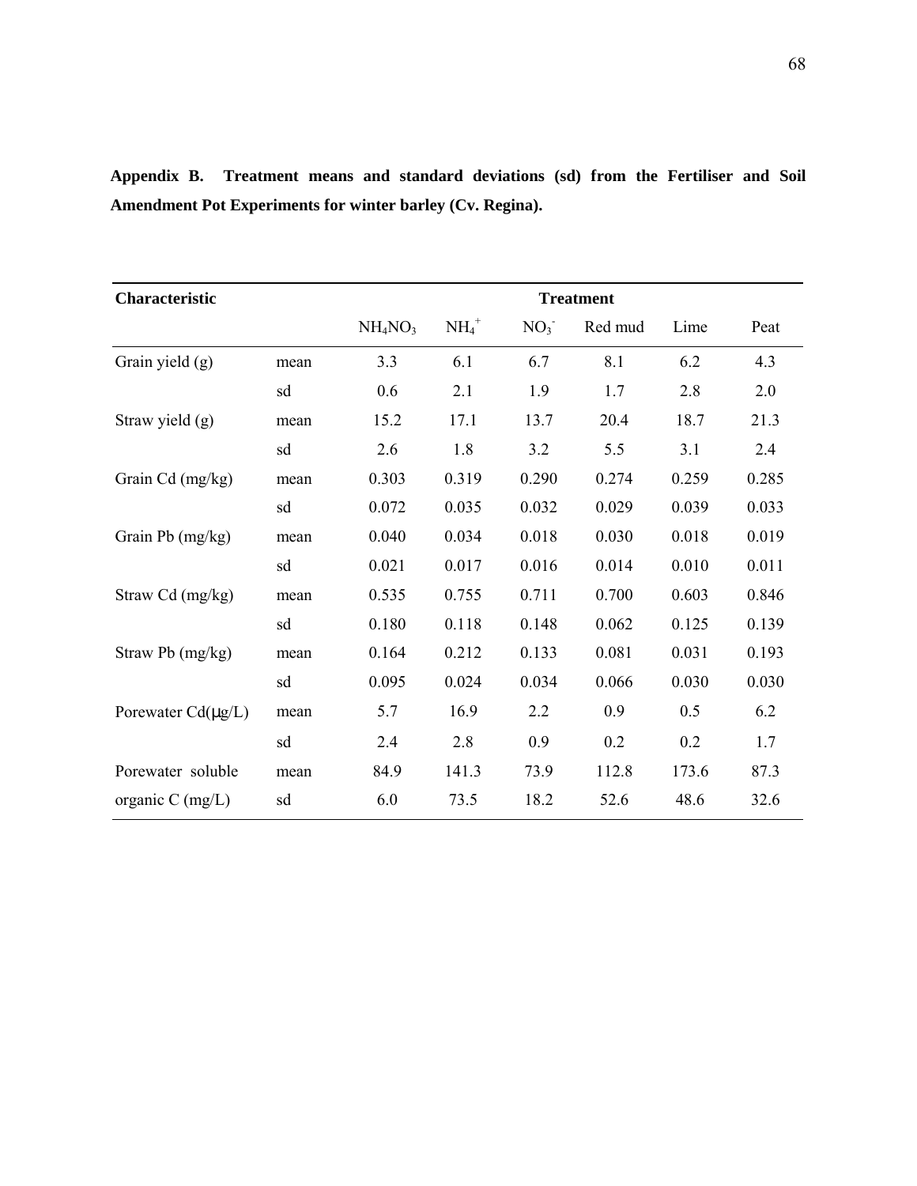**Appendix B. Treatment means and standard deviations (sd) from the Fertiliser and Soil Amendment Pot Experiments for winter barley (Cv. Regina).**

| Characteristic | | Treatment | | | | | |
|---|---|---|---|---|---|---|---|
| | | $NH_4NO_3$ | $NH_4^+$ | $NO_3^-$ | Red mud | Lime | Peat |
| Grain yield (g) | mean | 3.3 | 6.1 | 6.7 | 8.1 | 6.2 | 4.3 |
| | sd | 0.6 | 2.1 | 1.9 | 1.7 | 2.8 | 2.0 |
| Straw yield (g) | mean | 15.2 | 17.1 | 13.7 | 20.4 | 18.7 | 21.3 |
| | sd | 2.6 | 1.8 | 3.2 | 5.5 | 3.1 | 2.4 |
| Grain Cd (mg/kg) | mean | 0.303 | 0.319 | 0.290 | 0.274 | 0.259 | 0.285 |
| | sd | 0.072 | 0.035 | 0.032 | 0.029 | 0.039 | 0.033 |
| Grain Pb (mg/kg) | mean | 0.040 | 0.034 | 0.018 | 0.030 | 0.018 | 0.019 |
| | sd | 0.021 | 0.017 | 0.016 | 0.014 | 0.010 | 0.011 |
| Straw Cd (mg/kg) | mean | 0.535 | 0.755 | 0.711 | 0.700 | 0.603 | 0.846 |
| | sd | 0.180 | 0.118 | 0.148 | 0.062 | 0.125 | 0.139 |
| Straw Pb (mg/kg) | mean | 0.164 | 0.212 | 0.133 | 0.081 | 0.031 | 0.193 |
| | sd | 0.095 | 0.024 | 0.034 | 0.066 | 0.030 | 0.030 |
| Porewater Cd(μg/L) | mean | 5.7 | 16.9 | 2.2 | 0.9 | 0.5 | 6.2 |
| | sd | 2.4 | 2.8 | 0.9 | 0.2 | 0.2 | 1.7 |
| Porewater soluble | mean | 84.9 | 141.3 | 73.9 | 112.8 | 173.6 | 87.3 |
| organic C (mg/L) | sd | 6.0 | 73.5 | 18.2 | 52.6 | 48.6 | 32.6 |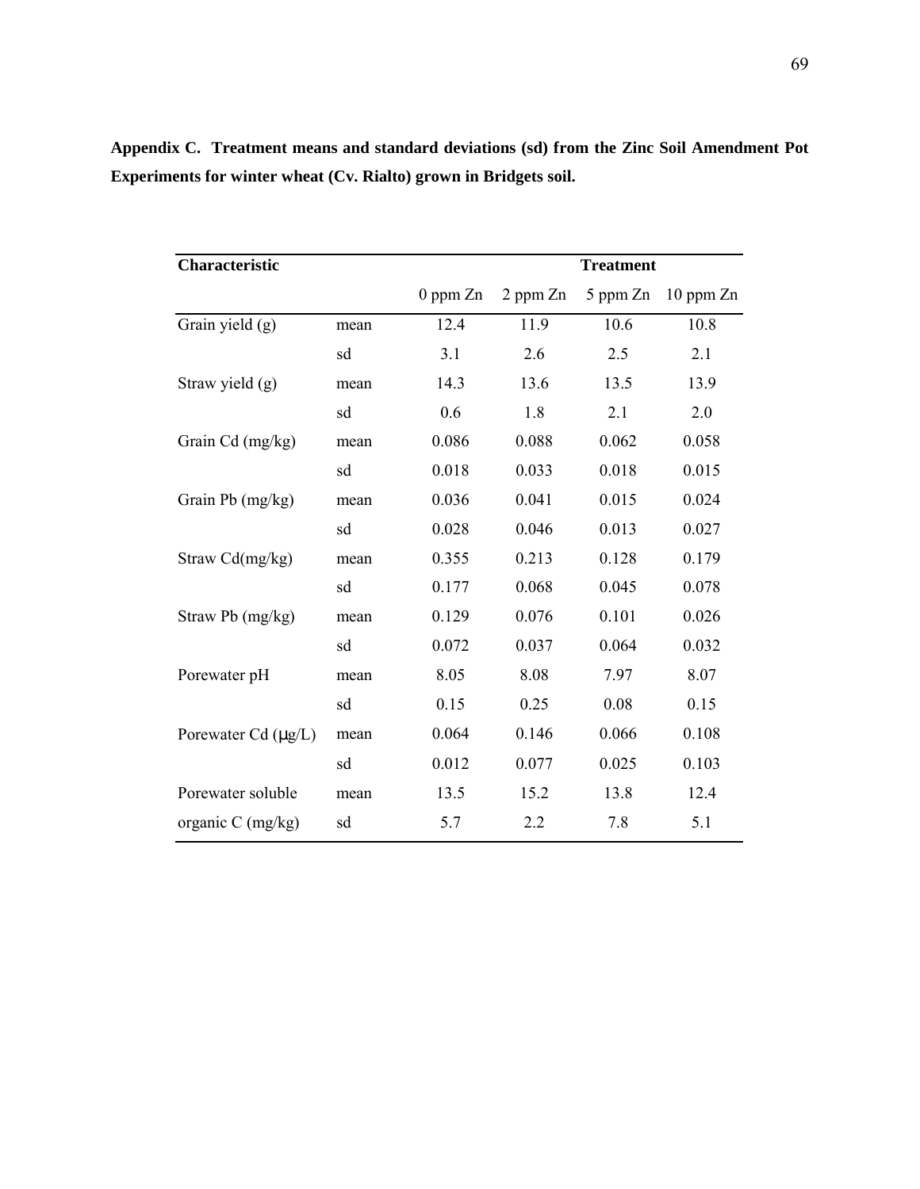**Appendix C. Treatment means and standard deviations (sd) from the Zinc Soil Amendment Pot Experiments for winter wheat (Cv. Rialto) grown in Bridgets soil.**

| Characteristic | | Treatment | | | |
|---|---|---|---|---|---|
| | | 0 ppm Zn | 2 ppm Zn | 5 ppm Zn | 10 ppm Zn |
| Grain yield (g) | mean | 12.4 | 11.9 | 10.6 | 10.8 |
| | sd | 3.1 | 2.6 | 2.5 | 2.1 |
| Straw yield (g) | mean | 14.3 | 13.6 | 13.5 | 13.9 |
| | sd | 0.6 | 1.8 | 2.1 | 2.0 |
| Grain Cd (mg/kg) | mean | 0.086 | 0.088 | 0.062 | 0.058 |
| | sd | 0.018 | 0.033 | 0.018 | 0.015 |
| Grain Pb (mg/kg) | mean | 0.036 | 0.041 | 0.015 | 0.024 |
| | sd | 0.028 | 0.046 | 0.013 | 0.027 |
| Straw Cd(mg/kg) | mean | 0.355 | 0.213 | 0.128 | 0.179 |
| | sd | 0.177 | 0.068 | 0.045 | 0.078 |
| Straw Pb (mg/kg) | mean | 0.129 | 0.076 | 0.101 | 0.026 |
| | sd | 0.072 | 0.037 | 0.064 | 0.032 |
| Porewater pH | mean | 8.05 | 8.08 | 7.97 | 8.07 |
| | sd | 0.15 | 0.25 | 0.08 | 0.15 |
| Porewater Cd (μg/L) | mean | 0.064 | 0.146 | 0.066 | 0.108 |
| | sd | 0.012 | 0.077 | 0.025 | 0.103 |
| Porewater soluble | mean | 13.5 | 15.2 | 13.8 | 12.4 |
| organic C (mg/kg) | sd | 5.7 | 2.2 | 7.8 | 5.1 |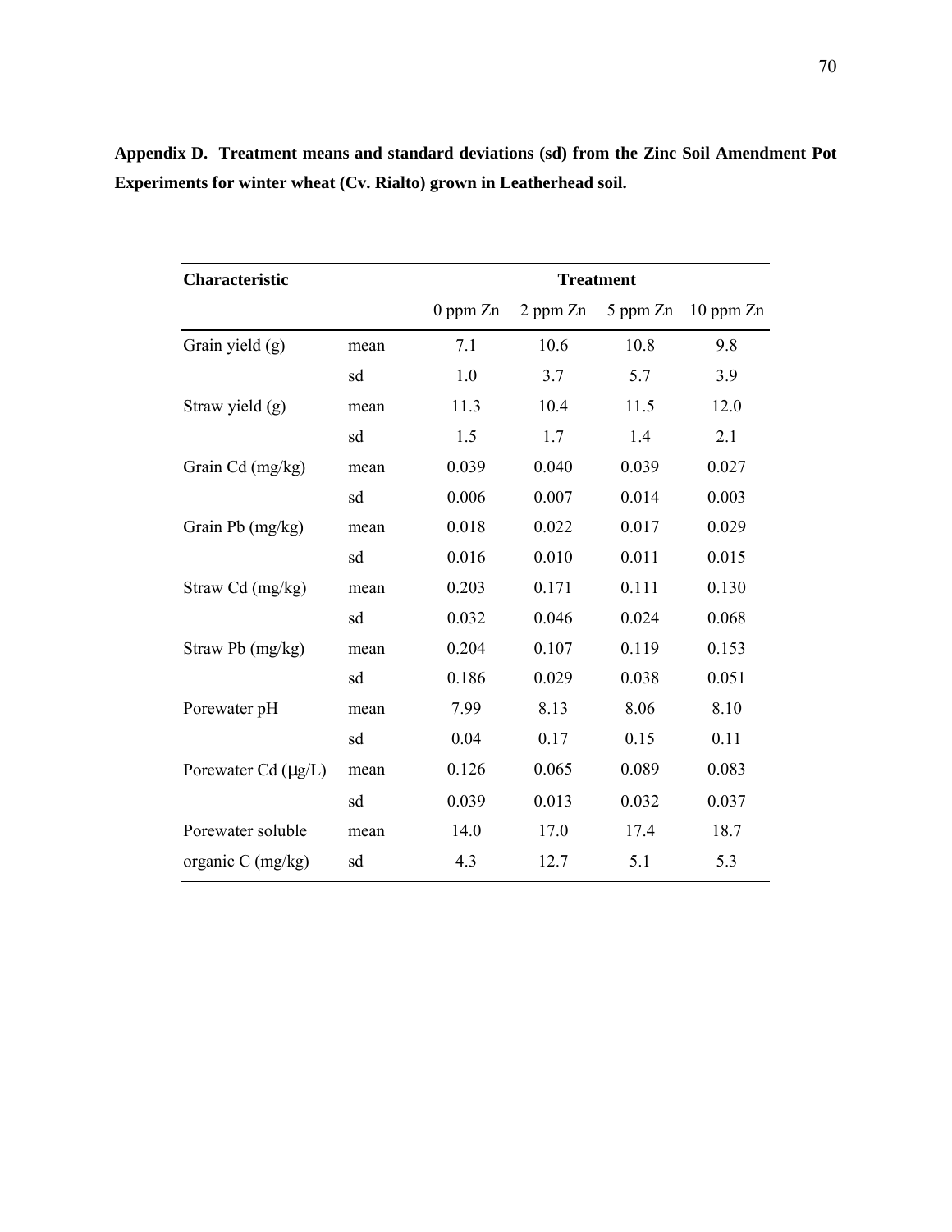**Appendix D. Treatment means and standard deviations (sd) from the Zinc Soil Amendment Pot Experiments for winter wheat (Cv. Rialto) grown in Leatherhead soil.**

| Characteristic | | Treatment | | | |
|---|---|---|---|---|---|
| | | 0 ppm Zn | 2 ppm Zn | 5 ppm Zn | 10 ppm Zn |
| Grain yield (g) | mean | 7.1 | 10.6 | 10.8 | 9.8 |
| | sd | 1.0 | 3.7 | 5.7 | 3.9 |
| Straw yield (g) | mean | 11.3 | 10.4 | 11.5 | 12.0 |
| | sd | 1.5 | 1.7 | 1.4 | 2.1 |
| Grain Cd (mg/kg) | mean | 0.039 | 0.040 | 0.039 | 0.027 |
| | sd | 0.006 | 0.007 | 0.014 | 0.003 |
| Grain Pb (mg/kg) | mean | 0.018 | 0.022 | 0.017 | 0.029 |
| | sd | 0.016 | 0.010 | 0.011 | 0.015 |
| Straw Cd (mg/kg) | mean | 0.203 | 0.171 | 0.111 | 0.130 |
| | sd | 0.032 | 0.046 | 0.024 | 0.068 |
| Straw Pb (mg/kg) | mean | 0.204 | 0.107 | 0.119 | 0.153 |
| | sd | 0.186 | 0.029 | 0.038 | 0.051 |
| Porewater pH | mean | 7.99 | 8.13 | 8.06 | 8.10 |
| | sd | 0.04 | 0.17 | 0.15 | 0.11 |
| Porewater Cd (μg/L) | mean | 0.126 | 0.065 | 0.089 | 0.083 |
| | sd | 0.039 | 0.013 | 0.032 | 0.037 |
| Porewater soluble | mean | 14.0 | 17.0 | 17.4 | 18.7 |
| organic C (mg/kg) | sd | 4.3 | 12.7 | 5.1 | 5.3 |